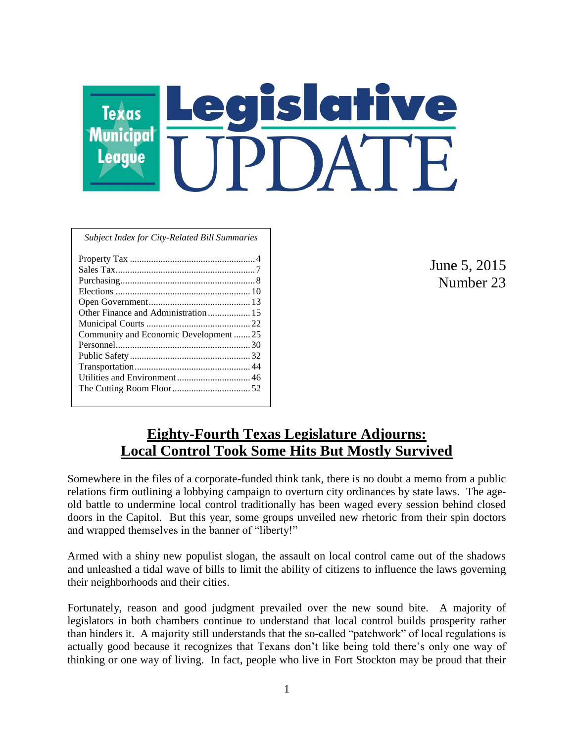# Texas Municipal League Legislative UPDATE

*Subject Index for City-Related Bill Summaries*

| Subject | Page |
| --- | --- |
| Property Tax | 4 |
| Sales Tax | 7 |
| Purchasing | 8 |
| Elections | 10 |
| Open Government | 13 |
| Other Finance and Administration | 15 |
| Municipal Courts | 22 |
| Community and Economic Development | 25 |
| Personnel | 30 |
| Public Safety | 32 |
| Transportation | 44 |
| Utilities and Environment | 46 |
| The Cutting Room Floor | 52 |

June 5, 2015
Number 23

## Eighty-Fourth Texas Legislature Adjourns: Local Control Took Some Hits But Mostly Survived

Somewhere in the files of a corporate-funded think tank, there is no doubt a memo from a public relations firm outlining a lobbying campaign to overturn city ordinances by state laws. The age-old battle to undermine local control traditionally has been waged every session behind closed doors in the Capitol. But this year, some groups unveiled new rhetoric from their spin doctors and wrapped themselves in the banner of "liberty!"

Armed with a shiny new populist slogan, the assault on local control came out of the shadows and unleashed a tidal wave of bills to limit the ability of citizens to influence the laws governing their neighborhoods and their cities.

Fortunately, reason and good judgment prevailed over the new sound bite. A majority of legislators in both chambers continue to understand that local control builds prosperity rather than hinders it. A majority still understands that the so-called "patchwork" of local regulations is actually good because it recognizes that Texans don't like being told there's only one way of thinking or one way of living. In fact, people who live in Fort Stockton may be proud that their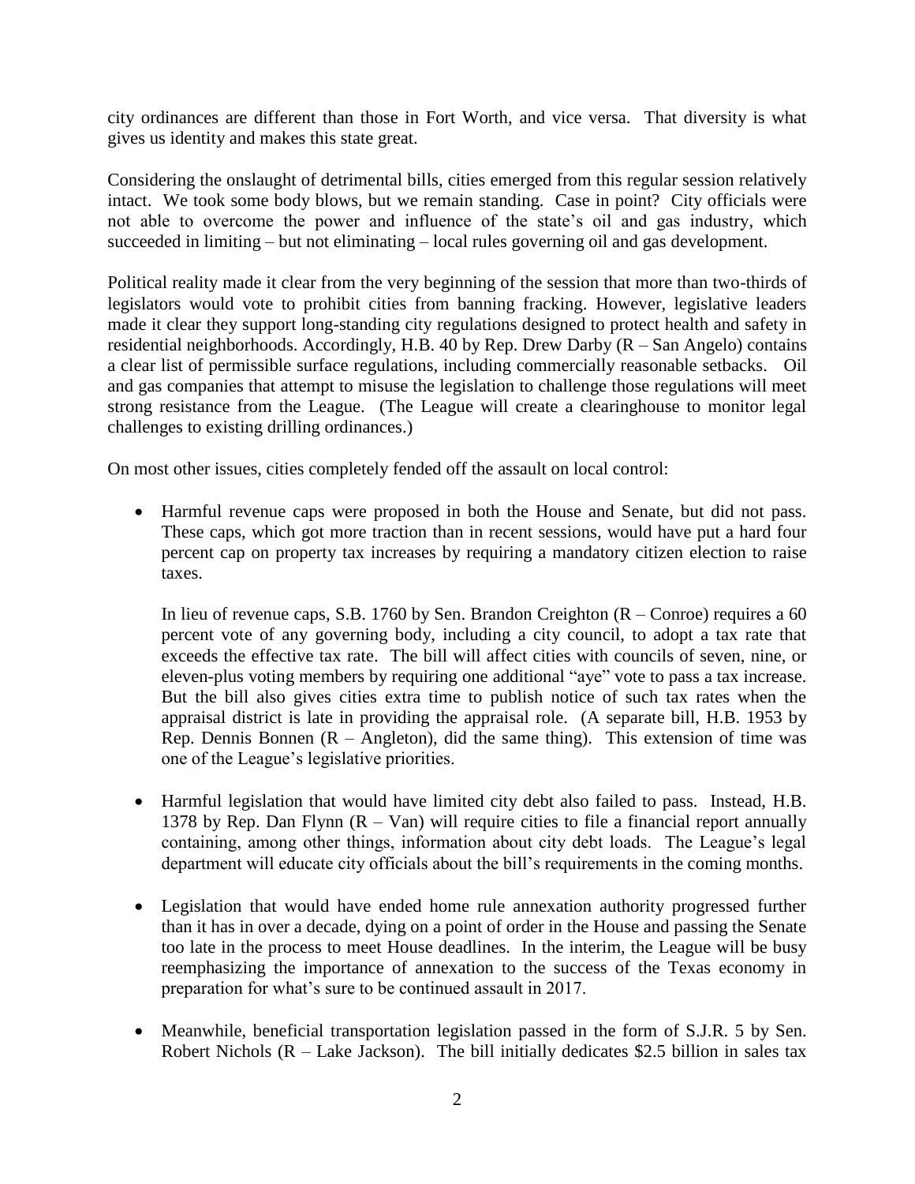city ordinances are different than those in Fort Worth, and vice versa. That diversity is what gives us identity and makes this state great.

Considering the onslaught of detrimental bills, cities emerged from this regular session relatively intact. We took some body blows, but we remain standing. Case in point? City officials were not able to overcome the power and influence of the state's oil and gas industry, which succeeded in limiting – but not eliminating – local rules governing oil and gas development.

Political reality made it clear from the very beginning of the session that more than two-thirds of legislators would vote to prohibit cities from banning fracking. However, legislative leaders made it clear they support long-standing city regulations designed to protect health and safety in residential neighborhoods. Accordingly, H.B. 40 by Rep. Drew Darby (R – San Angelo) contains a clear list of permissible surface regulations, including commercially reasonable setbacks. Oil and gas companies that attempt to misuse the legislation to challenge those regulations will meet strong resistance from the League. (The League will create a clearinghouse to monitor legal challenges to existing drilling ordinances.)

On most other issues, cities completely fended off the assault on local control:

- Harmful revenue caps were proposed in both the House and Senate, but did not pass. These caps, which got more traction than in recent sessions, would have put a hard four percent cap on property tax increases by requiring a mandatory citizen election to raise taxes.

  In lieu of revenue caps, S.B. 1760 by Sen. Brandon Creighton (R – Conroe) requires a 60 percent vote of any governing body, including a city council, to adopt a tax rate that exceeds the effective tax rate. The bill will affect cities with councils of seven, nine, or eleven-plus voting members by requiring one additional "aye" vote to pass a tax increase. But the bill also gives cities extra time to publish notice of such tax rates when the appraisal district is late in providing the appraisal role. (A separate bill, H.B. 1953 by Rep. Dennis Bonnen (R – Angleton), did the same thing). This extension of time was one of the League's legislative priorities.

- Harmful legislation that would have limited city debt also failed to pass. Instead, H.B. 1378 by Rep. Dan Flynn (R – Van) will require cities to file a financial report annually containing, among other things, information about city debt loads. The League's legal department will educate city officials about the bill's requirements in the coming months.

- Legislation that would have ended home rule annexation authority progressed further than it has in over a decade, dying on a point of order in the House and passing the Senate too late in the process to meet House deadlines. In the interim, the League will be busy reemphasizing the importance of annexation to the success of the Texas economy in preparation for what's sure to be continued assault in 2017.

- Meanwhile, beneficial transportation legislation passed in the form of S.J.R. 5 by Sen. Robert Nichols (R – Lake Jackson). The bill initially dedicates $2.5 billion in sales tax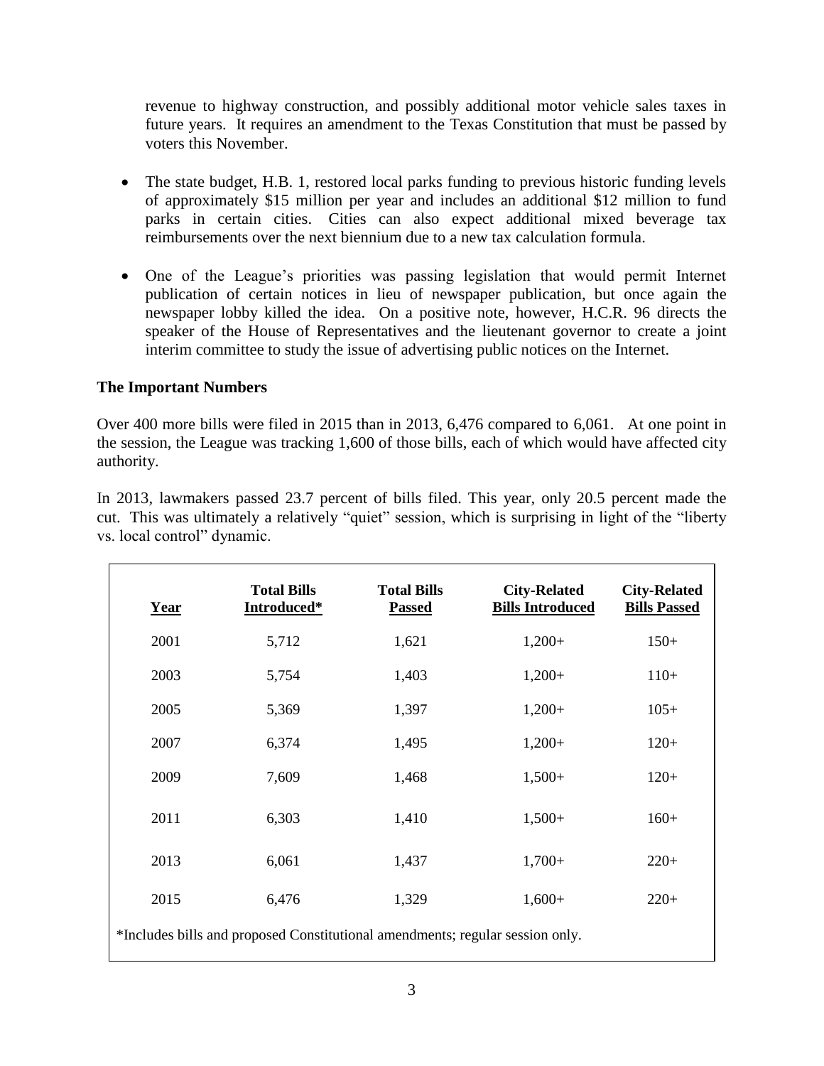revenue to highway construction, and possibly additional motor vehicle sales taxes in future years. It requires an amendment to the Texas Constitution that must be passed by voters this November.

- The state budget, H.B. 1, restored local parks funding to previous historic funding levels of approximately $15 million per year and includes an additional $12 million to fund parks in certain cities. Cities can also expect additional mixed beverage tax reimbursements over the next biennium due to a new tax calculation formula.

- One of the League's priorities was passing legislation that would permit Internet publication of certain notices in lieu of newspaper publication, but once again the newspaper lobby killed the idea. On a positive note, however, H.C.R. 96 directs the speaker of the House of Representatives and the lieutenant governor to create a joint interim committee to study the issue of advertising public notices on the Internet.

**The Important Numbers**

Over 400 more bills were filed in 2015 than in 2013, 6,476 compared to 6,061. At one point in the session, the League was tracking 1,600 of those bills, each of which would have affected city authority.

In 2013, lawmakers passed 23.7 percent of bills filed. This year, only 20.5 percent made the cut. This was ultimately a relatively "quiet" session, which is surprising in light of the "liberty vs. local control" dynamic.

| Year | Total Bills Introduced* | Total Bills Passed | City-Related Bills Introduced | City-Related Bills Passed |
|---|---|---|---|---|
| 2001 | 5,712 | 1,621 | 1,200+ | 150+ |
| 2003 | 5,754 | 1,403 | 1,200+ | 110+ |
| 2005 | 5,369 | 1,397 | 1,200+ | 105+ |
| 2007 | 6,374 | 1,495 | 1,200+ | 120+ |
| 2009 | 7,609 | 1,468 | 1,500+ | 120+ |
| 2011 | 6,303 | 1,410 | 1,500+ | 160+ |
| 2013 | 6,061 | 1,437 | 1,700+ | 220+ |
| 2015 | 6,476 | 1,329 | 1,600+ | 220+ |

*Includes bills and proposed Constitutional amendments; regular session only.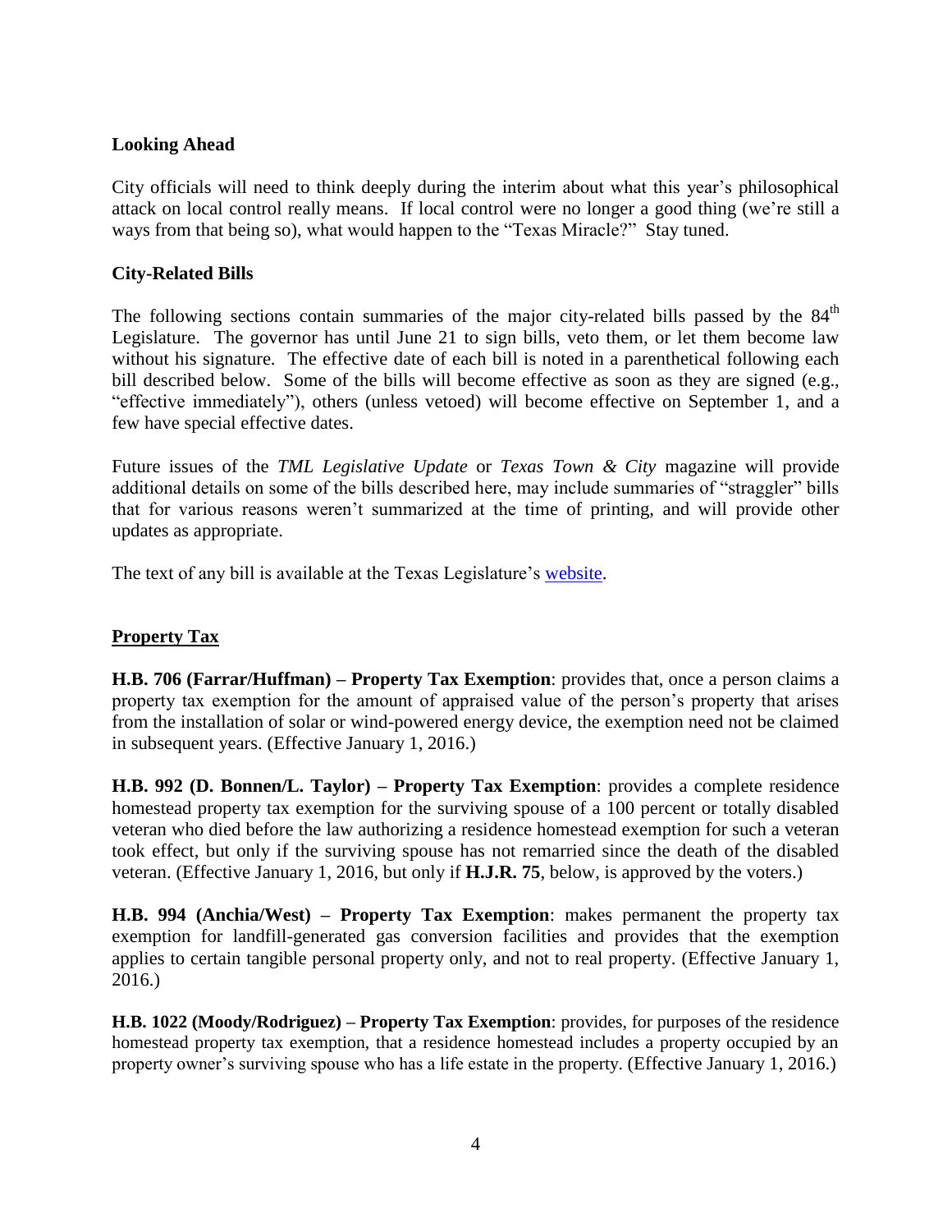## Looking Ahead

City officials will need to think deeply during the interim about what this year's philosophical attack on local control really means. If local control were no longer a good thing (we're still a ways from that being so), what would happen to the "Texas Miracle?" Stay tuned.

## City-Related Bills

The following sections contain summaries of the major city-related bills passed by the 84th Legislature. The governor has until June 21 to sign bills, veto them, or let them become law without his signature. The effective date of each bill is noted in a parenthetical following each bill described below. Some of the bills will become effective as soon as they are signed (e.g., "effective immediately"), others (unless vetoed) will become effective on September 1, and a few have special effective dates.

Future issues of the *TML Legislative Update* or *Texas Town & City* magazine will provide additional details on some of the bills described here, may include summaries of "straggler" bills that for various reasons weren't summarized at the time of printing, and will provide other updates as appropriate.

The text of any bill is available at the Texas Legislature's website.

## Property Tax

**H.B. 706 (Farrar/Huffman) – Property Tax Exemption**: provides that, once a person claims a property tax exemption for the amount of appraised value of the person's property that arises from the installation of solar or wind-powered energy device, the exemption need not be claimed in subsequent years. (Effective January 1, 2016.)

**H.B. 992 (D. Bonnen/L. Taylor) – Property Tax Exemption**: provides a complete residence homestead property tax exemption for the surviving spouse of a 100 percent or totally disabled veteran who died before the law authorizing a residence homestead exemption for such a veteran took effect, but only if the surviving spouse has not remarried since the death of the disabled veteran. (Effective January 1, 2016, but only if **H.J.R. 75**, below, is approved by the voters.)

**H.B. 994 (Anchia/West) – Property Tax Exemption**: makes permanent the property tax exemption for landfill-generated gas conversion facilities and provides that the exemption applies to certain tangible personal property only, and not to real property. (Effective January 1, 2016.)

**H.B. 1022 (Moody/Rodriguez) – Property Tax Exemption**: provides, for purposes of the residence homestead property tax exemption, that a residence homestead includes a property occupied by an property owner's surviving spouse who has a life estate in the property. (Effective January 1, 2016.)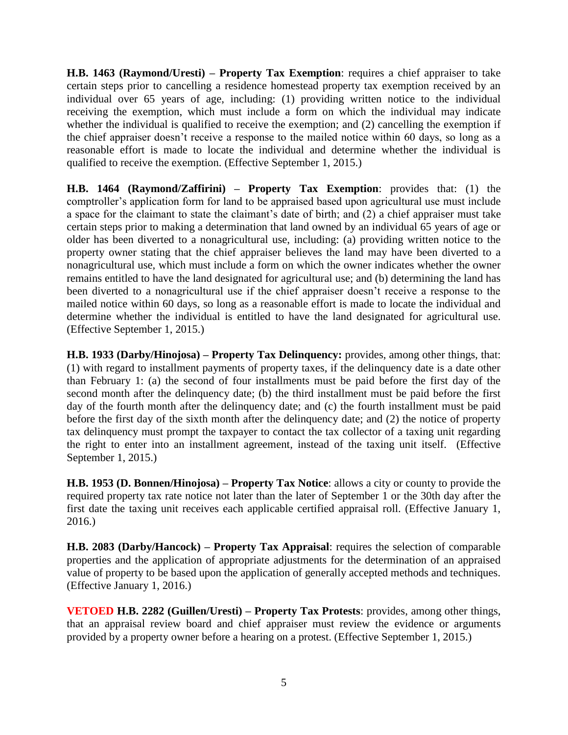**H.B. 1463 (Raymond/Uresti) – Property Tax Exemption**: requires a chief appraiser to take certain steps prior to cancelling a residence homestead property tax exemption received by an individual over 65 years of age, including: (1) providing written notice to the individual receiving the exemption, which must include a form on which the individual may indicate whether the individual is qualified to receive the exemption; and (2) cancelling the exemption if the chief appraiser doesn't receive a response to the mailed notice within 60 days, so long as a reasonable effort is made to locate the individual and determine whether the individual is qualified to receive the exemption. (Effective September 1, 2015.)

**H.B. 1464 (Raymond/Zaffirini) – Property Tax Exemption**: provides that: (1) the comptroller's application form for land to be appraised based upon agricultural use must include a space for the claimant to state the claimant's date of birth; and (2) a chief appraiser must take certain steps prior to making a determination that land owned by an individual 65 years of age or older has been diverted to a nonagricultural use, including: (a) providing written notice to the property owner stating that the chief appraiser believes the land may have been diverted to a nonagricultural use, which must include a form on which the owner indicates whether the owner remains entitled to have the land designated for agricultural use; and (b) determining the land has been diverted to a nonagricultural use if the chief appraiser doesn't receive a response to the mailed notice within 60 days, so long as a reasonable effort is made to locate the individual and determine whether the individual is entitled to have the land designated for agricultural use. (Effective September 1, 2015.)

**H.B. 1933 (Darby/Hinojosa) – Property Tax Delinquency:** provides, among other things, that: (1) with regard to installment payments of property taxes, if the delinquency date is a date other than February 1: (a) the second of four installments must be paid before the first day of the second month after the delinquency date; (b) the third installment must be paid before the first day of the fourth month after the delinquency date; and (c) the fourth installment must be paid before the first day of the sixth month after the delinquency date; and (2) the notice of property tax delinquency must prompt the taxpayer to contact the tax collector of a taxing unit regarding the right to enter into an installment agreement, instead of the taxing unit itself. (Effective September 1, 2015.)

**H.B. 1953 (D. Bonnen/Hinojosa) – Property Tax Notice**: allows a city or county to provide the required property tax rate notice not later than the later of September 1 or the 30th day after the first date the taxing unit receives each applicable certified appraisal roll. (Effective January 1, 2016.)

**H.B. 2083 (Darby/Hancock) – Property Tax Appraisal**: requires the selection of comparable properties and the application of appropriate adjustments for the determination of an appraised value of property to be based upon the application of generally accepted methods and techniques. (Effective January 1, 2016.)

**VETOED H.B. 2282 (Guillen/Uresti) – Property Tax Protests**: provides, among other things, that an appraisal review board and chief appraiser must review the evidence or arguments provided by a property owner before a hearing on a protest. (Effective September 1, 2015.)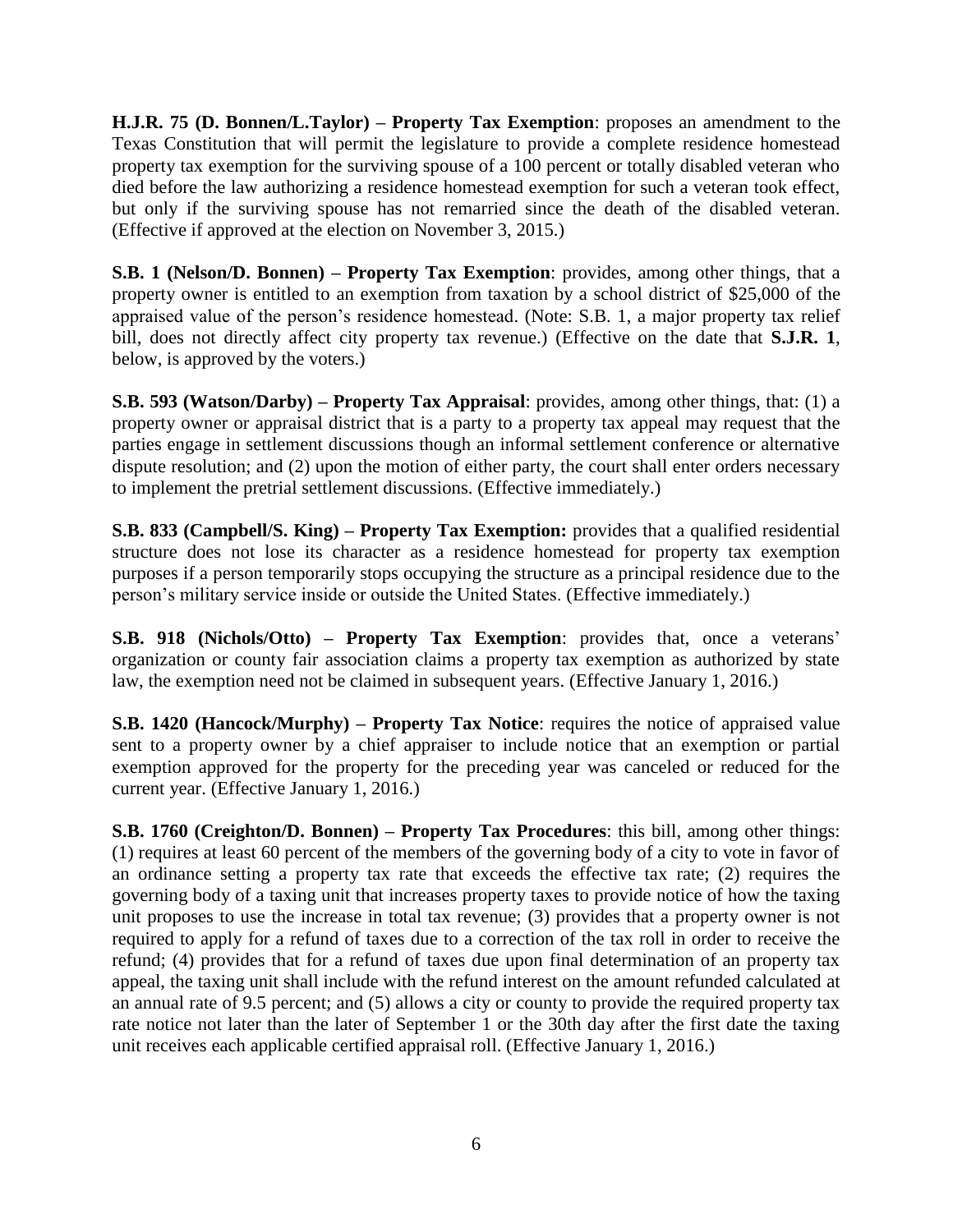**H.J.R. 75 (D. Bonnen/L.Taylor) – Property Tax Exemption**: proposes an amendment to the Texas Constitution that will permit the legislature to provide a complete residence homestead property tax exemption for the surviving spouse of a 100 percent or totally disabled veteran who died before the law authorizing a residence homestead exemption for such a veteran took effect, but only if the surviving spouse has not remarried since the death of the disabled veteran. (Effective if approved at the election on November 3, 2015.)

**S.B. 1 (Nelson/D. Bonnen) – Property Tax Exemption**: provides, among other things, that a property owner is entitled to an exemption from taxation by a school district of $25,000 of the appraised value of the person's residence homestead. (Note: S.B. 1, a major property tax relief bill, does not directly affect city property tax revenue.) (Effective on the date that **S.J.R. 1**, below, is approved by the voters.)

**S.B. 593 (Watson/Darby) – Property Tax Appraisal**: provides, among other things, that: (1) a property owner or appraisal district that is a party to a property tax appeal may request that the parties engage in settlement discussions though an informal settlement conference or alternative dispute resolution; and (2) upon the motion of either party, the court shall enter orders necessary to implement the pretrial settlement discussions. (Effective immediately.)

**S.B. 833 (Campbell/S. King) – Property Tax Exemption:** provides that a qualified residential structure does not lose its character as a residence homestead for property tax exemption purposes if a person temporarily stops occupying the structure as a principal residence due to the person's military service inside or outside the United States. (Effective immediately.)

**S.B. 918 (Nichols/Otto) – Property Tax Exemption**: provides that, once a veterans' organization or county fair association claims a property tax exemption as authorized by state law, the exemption need not be claimed in subsequent years. (Effective January 1, 2016.)

**S.B. 1420 (Hancock/Murphy) – Property Tax Notice**: requires the notice of appraised value sent to a property owner by a chief appraiser to include notice that an exemption or partial exemption approved for the property for the preceding year was canceled or reduced for the current year. (Effective January 1, 2016.)

**S.B. 1760 (Creighton/D. Bonnen) – Property Tax Procedures**: this bill, among other things: (1) requires at least 60 percent of the members of the governing body of a city to vote in favor of an ordinance setting a property tax rate that exceeds the effective tax rate; (2) requires the governing body of a taxing unit that increases property taxes to provide notice of how the taxing unit proposes to use the increase in total tax revenue; (3) provides that a property owner is not required to apply for a refund of taxes due to a correction of the tax roll in order to receive the refund; (4) provides that for a refund of taxes due upon final determination of an property tax appeal, the taxing unit shall include with the refund interest on the amount refunded calculated at an annual rate of 9.5 percent; and (5) allows a city or county to provide the required property tax rate notice not later than the later of September 1 or the 30th day after the first date the taxing unit receives each applicable certified appraisal roll. (Effective January 1, 2016.)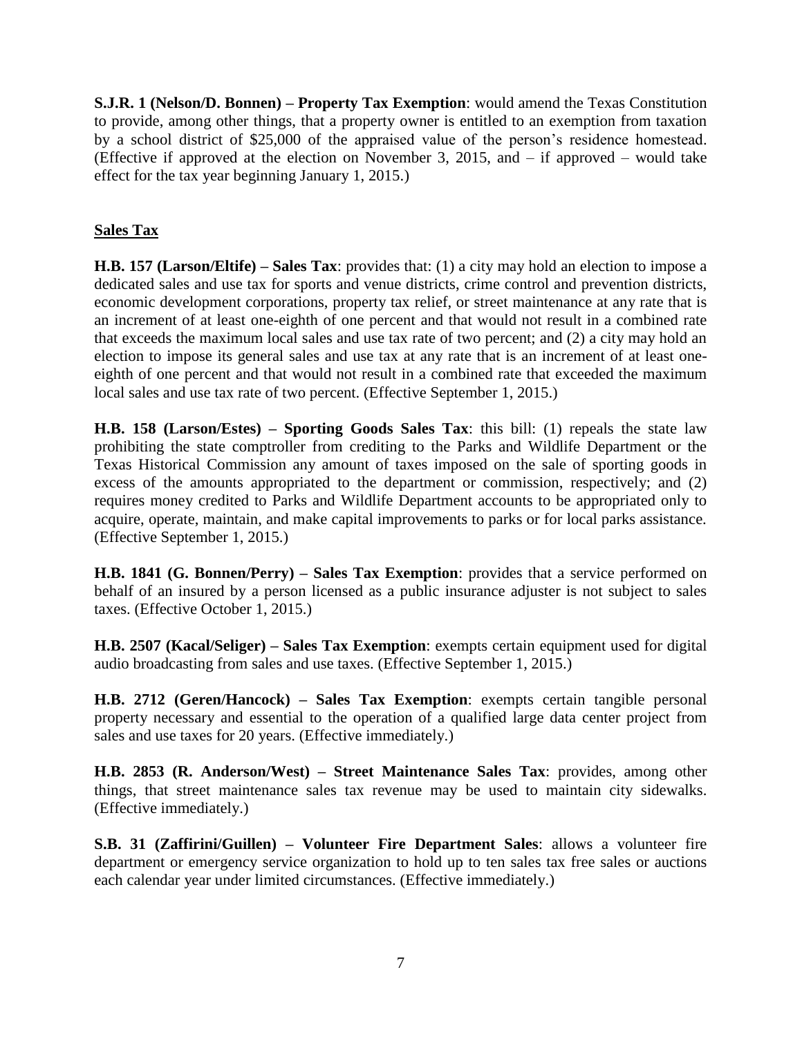**S.J.R. 1 (Nelson/D. Bonnen) – Property Tax Exemption**: would amend the Texas Constitution to provide, among other things, that a property owner is entitled to an exemption from taxation by a school district of $25,000 of the appraised value of the person's residence homestead. (Effective if approved at the election on November 3, 2015, and – if approved – would take effect for the tax year beginning January 1, 2015.)

## Sales Tax

**H.B. 157 (Larson/Eltife) – Sales Tax**: provides that: (1) a city may hold an election to impose a dedicated sales and use tax for sports and venue districts, crime control and prevention districts, economic development corporations, property tax relief, or street maintenance at any rate that is an increment of at least one-eighth of one percent and that would not result in a combined rate that exceeds the maximum local sales and use tax rate of two percent; and (2) a city may hold an election to impose its general sales and use tax at any rate that is an increment of at least one-eighth of one percent and that would not result in a combined rate that exceeded the maximum local sales and use tax rate of two percent. (Effective September 1, 2015.)

**H.B. 158 (Larson/Estes) – Sporting Goods Sales Tax**: this bill: (1) repeals the state law prohibiting the state comptroller from crediting to the Parks and Wildlife Department or the Texas Historical Commission any amount of taxes imposed on the sale of sporting goods in excess of the amounts appropriated to the department or commission, respectively; and (2) requires money credited to Parks and Wildlife Department accounts to be appropriated only to acquire, operate, maintain, and make capital improvements to parks or for local parks assistance. (Effective September 1, 2015.)

**H.B. 1841 (G. Bonnen/Perry) – Sales Tax Exemption**: provides that a service performed on behalf of an insured by a person licensed as a public insurance adjuster is not subject to sales taxes. (Effective October 1, 2015.)

**H.B. 2507 (Kacal/Seliger) – Sales Tax Exemption**: exempts certain equipment used for digital audio broadcasting from sales and use taxes. (Effective September 1, 2015.)

**H.B. 2712 (Geren/Hancock) – Sales Tax Exemption**: exempts certain tangible personal property necessary and essential to the operation of a qualified large data center project from sales and use taxes for 20 years. (Effective immediately.)

**H.B. 2853 (R. Anderson/West) – Street Maintenance Sales Tax**: provides, among other things, that street maintenance sales tax revenue may be used to maintain city sidewalks. (Effective immediately.)

**S.B. 31 (Zaffirini/Guillen) – Volunteer Fire Department Sales**: allows a volunteer fire department or emergency service organization to hold up to ten sales tax free sales or auctions each calendar year under limited circumstances. (Effective immediately.)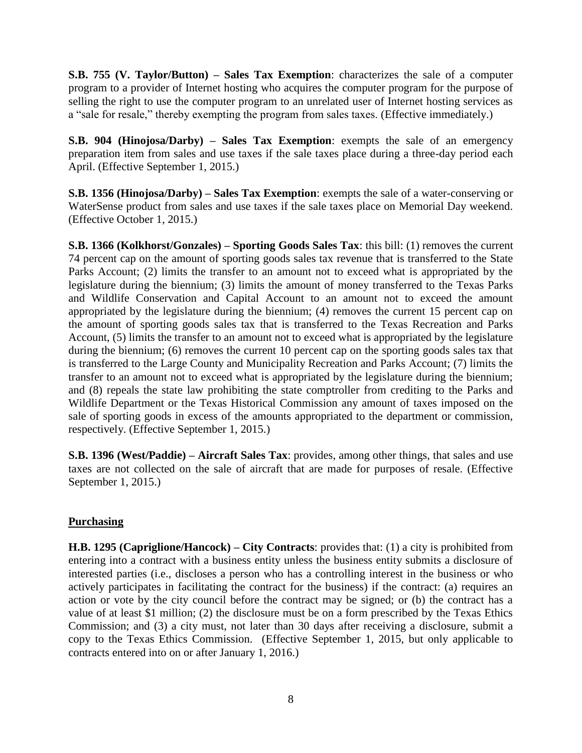**S.B. 755 (V. Taylor/Button) – Sales Tax Exemption**: characterizes the sale of a computer program to a provider of Internet hosting who acquires the computer program for the purpose of selling the right to use the computer program to an unrelated user of Internet hosting services as a "sale for resale," thereby exempting the program from sales taxes. (Effective immediately.)

**S.B. 904 (Hinojosa/Darby) – Sales Tax Exemption**: exempts the sale of an emergency preparation item from sales and use taxes if the sale taxes place during a three-day period each April. (Effective September 1, 2015.)

**S.B. 1356 (Hinojosa/Darby) – Sales Tax Exemption**: exempts the sale of a water-conserving or WaterSense product from sales and use taxes if the sale taxes place on Memorial Day weekend. (Effective October 1, 2015.)

**S.B. 1366 (Kolkhorst/Gonzales) – Sporting Goods Sales Tax**: this bill: (1) removes the current 74 percent cap on the amount of sporting goods sales tax revenue that is transferred to the State Parks Account; (2) limits the transfer to an amount not to exceed what is appropriated by the legislature during the biennium; (3) limits the amount of money transferred to the Texas Parks and Wildlife Conservation and Capital Account to an amount not to exceed the amount appropriated by the legislature during the biennium; (4) removes the current 15 percent cap on the amount of sporting goods sales tax that is transferred to the Texas Recreation and Parks Account, (5) limits the transfer to an amount not to exceed what is appropriated by the legislature during the biennium; (6) removes the current 10 percent cap on the sporting goods sales tax that is transferred to the Large County and Municipality Recreation and Parks Account; (7) limits the transfer to an amount not to exceed what is appropriated by the legislature during the biennium; and (8) repeals the state law prohibiting the state comptroller from crediting to the Parks and Wildlife Department or the Texas Historical Commission any amount of taxes imposed on the sale of sporting goods in excess of the amounts appropriated to the department or commission, respectively. (Effective September 1, 2015.)

**S.B. 1396 (West/Paddie) – Aircraft Sales Tax**: provides, among other things, that sales and use taxes are not collected on the sale of aircraft that are made for purposes of resale. (Effective September 1, 2015.)

## Purchasing

**H.B. 1295 (Capriglione/Hancock) – City Contracts**: provides that: (1) a city is prohibited from entering into a contract with a business entity unless the business entity submits a disclosure of interested parties (i.e., discloses a person who has a controlling interest in the business or who actively participates in facilitating the contract for the business) if the contract: (a) requires an action or vote by the city council before the contract may be signed; or (b) the contract has a value of at least $1 million; (2) the disclosure must be on a form prescribed by the Texas Ethics Commission; and (3) a city must, not later than 30 days after receiving a disclosure, submit a copy to the Texas Ethics Commission. (Effective September 1, 2015, but only applicable to contracts entered into on or after January 1, 2016.)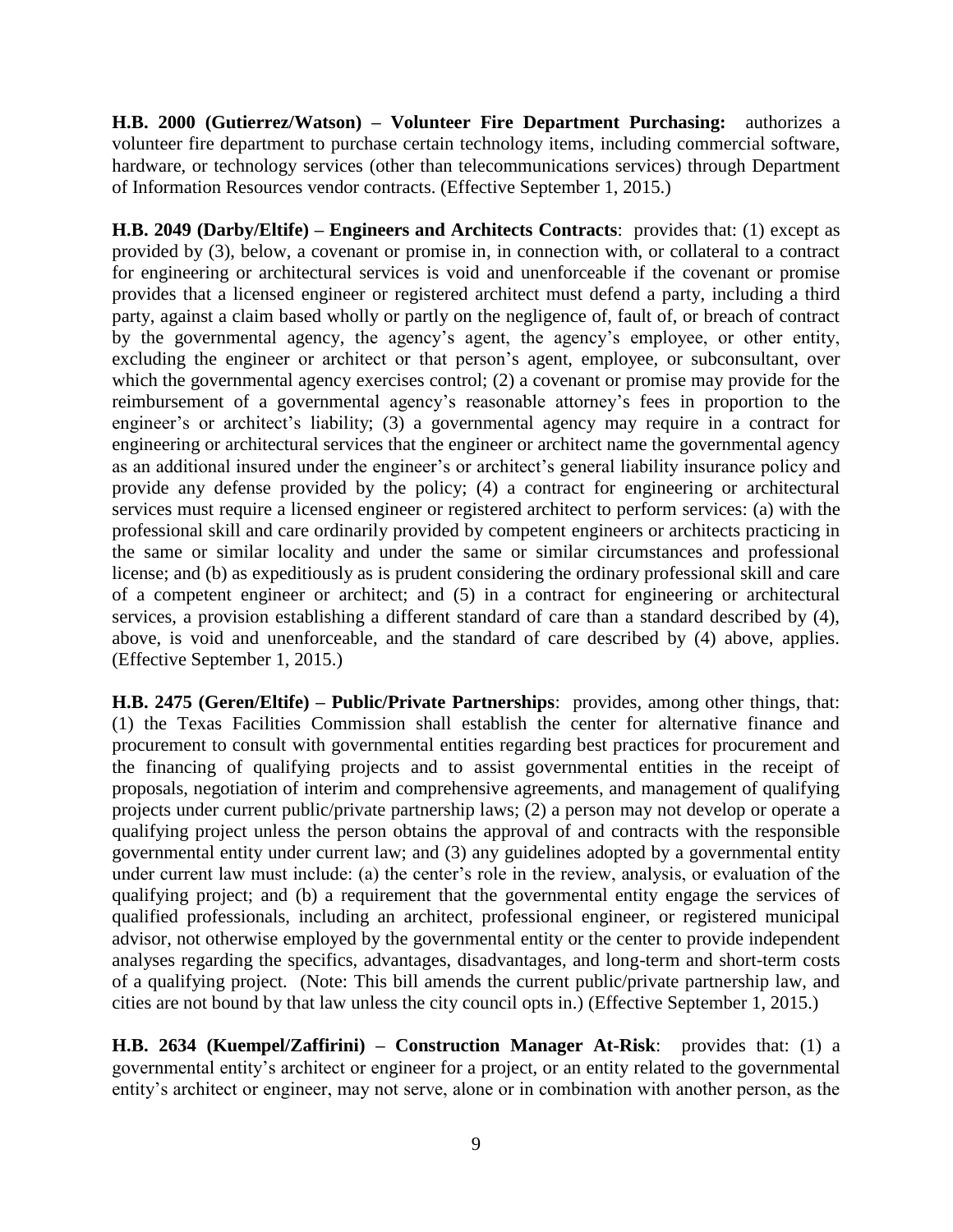**H.B. 2000 (Gutierrez/Watson) – Volunteer Fire Department Purchasing:** authorizes a volunteer fire department to purchase certain technology items, including commercial software, hardware, or technology services (other than telecommunications services) through Department of Information Resources vendor contracts. (Effective September 1, 2015.)

**H.B. 2049 (Darby/Eltife) – Engineers and Architects Contracts**: provides that: (1) except as provided by (3), below, a covenant or promise in, in connection with, or collateral to a contract for engineering or architectural services is void and unenforceable if the covenant or promise provides that a licensed engineer or registered architect must defend a party, including a third party, against a claim based wholly or partly on the negligence of, fault of, or breach of contract by the governmental agency, the agency's agent, the agency's employee, or other entity, excluding the engineer or architect or that person's agent, employee, or subconsultant, over which the governmental agency exercises control; (2) a covenant or promise may provide for the reimbursement of a governmental agency's reasonable attorney's fees in proportion to the engineer's or architect's liability; (3) a governmental agency may require in a contract for engineering or architectural services that the engineer or architect name the governmental agency as an additional insured under the engineer's or architect's general liability insurance policy and provide any defense provided by the policy; (4) a contract for engineering or architectural services must require a licensed engineer or registered architect to perform services: (a) with the professional skill and care ordinarily provided by competent engineers or architects practicing in the same or similar locality and under the same or similar circumstances and professional license; and (b) as expeditiously as is prudent considering the ordinary professional skill and care of a competent engineer or architect; and (5) in a contract for engineering or architectural services, a provision establishing a different standard of care than a standard described by (4), above, is void and unenforceable, and the standard of care described by (4) above, applies. (Effective September 1, 2015.)

**H.B. 2475 (Geren/Eltife) – Public/Private Partnerships**: provides, among other things, that: (1) the Texas Facilities Commission shall establish the center for alternative finance and procurement to consult with governmental entities regarding best practices for procurement and the financing of qualifying projects and to assist governmental entities in the receipt of proposals, negotiation of interim and comprehensive agreements, and management of qualifying projects under current public/private partnership laws; (2) a person may not develop or operate a qualifying project unless the person obtains the approval of and contracts with the responsible governmental entity under current law; and (3) any guidelines adopted by a governmental entity under current law must include: (a) the center's role in the review, analysis, or evaluation of the qualifying project; and (b) a requirement that the governmental entity engage the services of qualified professionals, including an architect, professional engineer, or registered municipal advisor, not otherwise employed by the governmental entity or the center to provide independent analyses regarding the specifics, advantages, disadvantages, and long-term and short-term costs of a qualifying project. (Note: This bill amends the current public/private partnership law, and cities are not bound by that law unless the city council opts in.) (Effective September 1, 2015.)

**H.B. 2634 (Kuempel/Zaffirini) – Construction Manager At-Risk**: provides that: (1) a governmental entity's architect or engineer for a project, or an entity related to the governmental entity's architect or engineer, may not serve, alone or in combination with another person, as the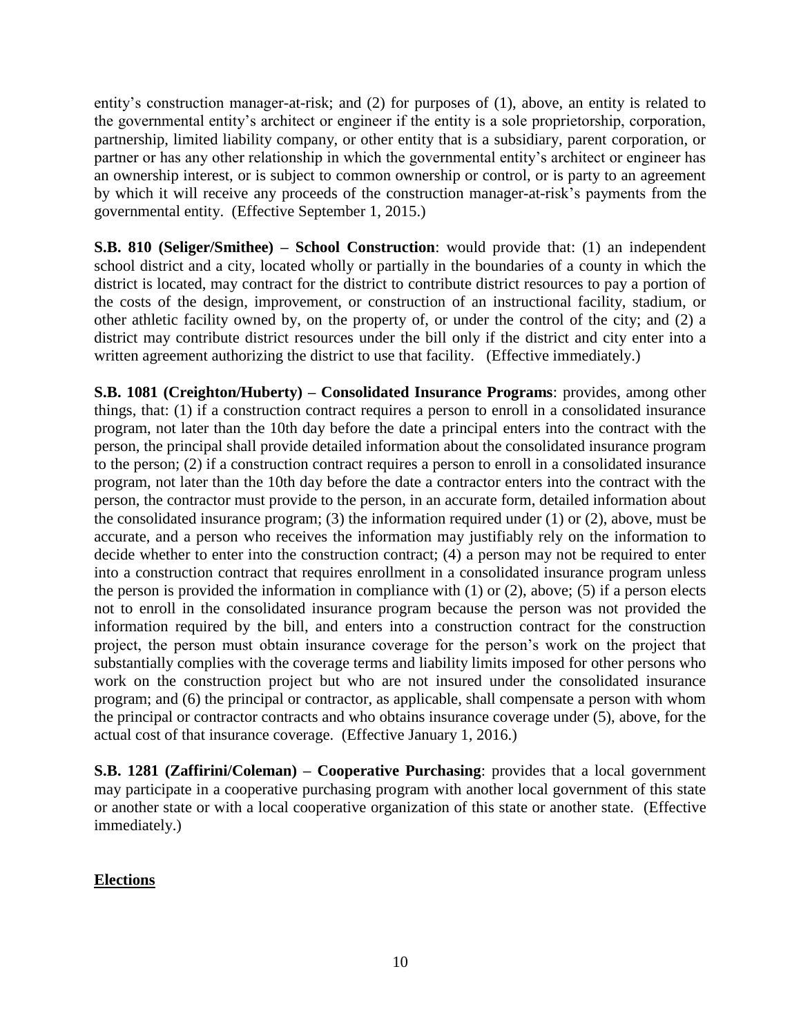entity's construction manager-at-risk; and (2) for purposes of (1), above, an entity is related to the governmental entity's architect or engineer if the entity is a sole proprietorship, corporation, partnership, limited liability company, or other entity that is a subsidiary, parent corporation, or partner or has any other relationship in which the governmental entity's architect or engineer has an ownership interest, or is subject to common ownership or control, or is party to an agreement by which it will receive any proceeds of the construction manager-at-risk's payments from the governmental entity. (Effective September 1, 2015.)

**S.B. 810 (Seliger/Smithee) – School Construction**: would provide that: (1) an independent school district and a city, located wholly or partially in the boundaries of a county in which the district is located, may contract for the district to contribute district resources to pay a portion of the costs of the design, improvement, or construction of an instructional facility, stadium, or other athletic facility owned by, on the property of, or under the control of the city; and (2) a district may contribute district resources under the bill only if the district and city enter into a written agreement authorizing the district to use that facility. (Effective immediately.)

**S.B. 1081 (Creighton/Huberty) – Consolidated Insurance Programs**: provides, among other things, that: (1) if a construction contract requires a person to enroll in a consolidated insurance program, not later than the 10th day before the date a principal enters into the contract with the person, the principal shall provide detailed information about the consolidated insurance program to the person; (2) if a construction contract requires a person to enroll in a consolidated insurance program, not later than the 10th day before the date a contractor enters into the contract with the person, the contractor must provide to the person, in an accurate form, detailed information about the consolidated insurance program; (3) the information required under (1) or (2), above, must be accurate, and a person who receives the information may justifiably rely on the information to decide whether to enter into the construction contract; (4) a person may not be required to enter into a construction contract that requires enrollment in a consolidated insurance program unless the person is provided the information in compliance with (1) or (2), above; (5) if a person elects not to enroll in the consolidated insurance program because the person was not provided the information required by the bill, and enters into a construction contract for the construction project, the person must obtain insurance coverage for the person's work on the project that substantially complies with the coverage terms and liability limits imposed for other persons who work on the construction project but who are not insured under the consolidated insurance program; and (6) the principal or contractor, as applicable, shall compensate a person with whom the principal or contractor contracts and who obtains insurance coverage under (5), above, for the actual cost of that insurance coverage. (Effective January 1, 2016.)

**S.B. 1281 (Zaffirini/Coleman) – Cooperative Purchasing**: provides that a local government may participate in a cooperative purchasing program with another local government of this state or another state or with a local cooperative organization of this state or another state. (Effective immediately.)

## Elections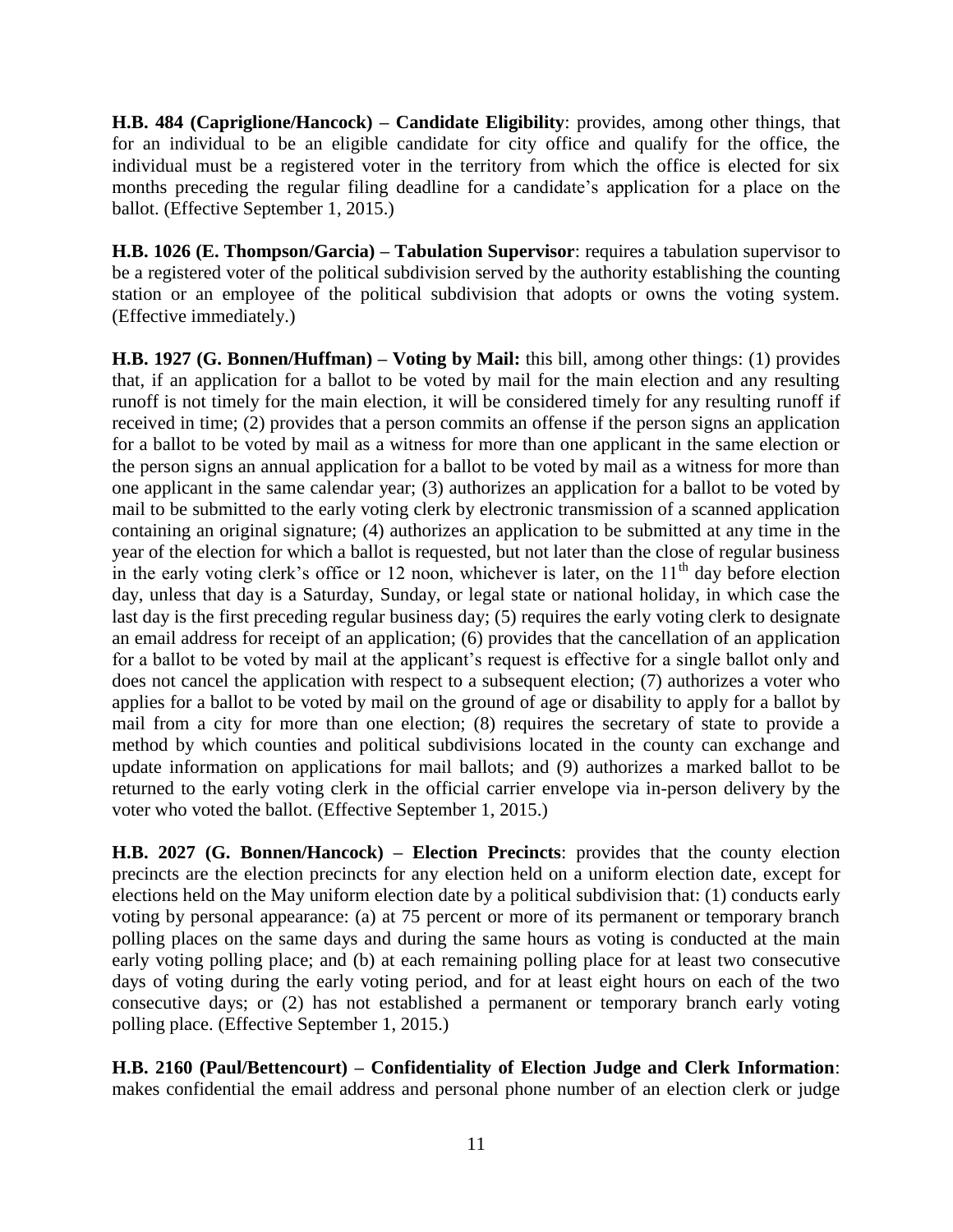**H.B. 484 (Capriglione/Hancock) – Candidate Eligibility**: provides, among other things, that for an individual to be an eligible candidate for city office and qualify for the office, the individual must be a registered voter in the territory from which the office is elected for six months preceding the regular filing deadline for a candidate's application for a place on the ballot. (Effective September 1, 2015.)

**H.B. 1026 (E. Thompson/Garcia) – Tabulation Supervisor**: requires a tabulation supervisor to be a registered voter of the political subdivision served by the authority establishing the counting station or an employee of the political subdivision that adopts or owns the voting system. (Effective immediately.)

**H.B. 1927 (G. Bonnen/Huffman) – Voting by Mail:** this bill, among other things: (1) provides that, if an application for a ballot to be voted by mail for the main election and any resulting runoff is not timely for the main election, it will be considered timely for any resulting runoff if received in time; (2) provides that a person commits an offense if the person signs an application for a ballot to be voted by mail as a witness for more than one applicant in the same election or the person signs an annual application for a ballot to be voted by mail as a witness for more than one applicant in the same calendar year; (3) authorizes an application for a ballot to be voted by mail to be submitted to the early voting clerk by electronic transmission of a scanned application containing an original signature; (4) authorizes an application to be submitted at any time in the year of the election for which a ballot is requested, but not later than the close of regular business in the early voting clerk's office or 12 noon, whichever is later, on the 11th day before election day, unless that day is a Saturday, Sunday, or legal state or national holiday, in which case the last day is the first preceding regular business day; (5) requires the early voting clerk to designate an email address for receipt of an application; (6) provides that the cancellation of an application for a ballot to be voted by mail at the applicant's request is effective for a single ballot only and does not cancel the application with respect to a subsequent election; (7) authorizes a voter who applies for a ballot to be voted by mail on the ground of age or disability to apply for a ballot by mail from a city for more than one election; (8) requires the secretary of state to provide a method by which counties and political subdivisions located in the county can exchange and update information on applications for mail ballots; and (9) authorizes a marked ballot to be returned to the early voting clerk in the official carrier envelope via in-person delivery by the voter who voted the ballot. (Effective September 1, 2015.)

**H.B. 2027 (G. Bonnen/Hancock) – Election Precincts**: provides that the county election precincts are the election precincts for any election held on a uniform election date, except for elections held on the May uniform election date by a political subdivision that: (1) conducts early voting by personal appearance: (a) at 75 percent or more of its permanent or temporary branch polling places on the same days and during the same hours as voting is conducted at the main early voting polling place; and (b) at each remaining polling place for at least two consecutive days of voting during the early voting period, and for at least eight hours on each of the two consecutive days; or (2) has not established a permanent or temporary branch early voting polling place. (Effective September 1, 2015.)

**H.B. 2160 (Paul/Bettencourt) – Confidentiality of Election Judge and Clerk Information**: makes confidential the email address and personal phone number of an election clerk or judge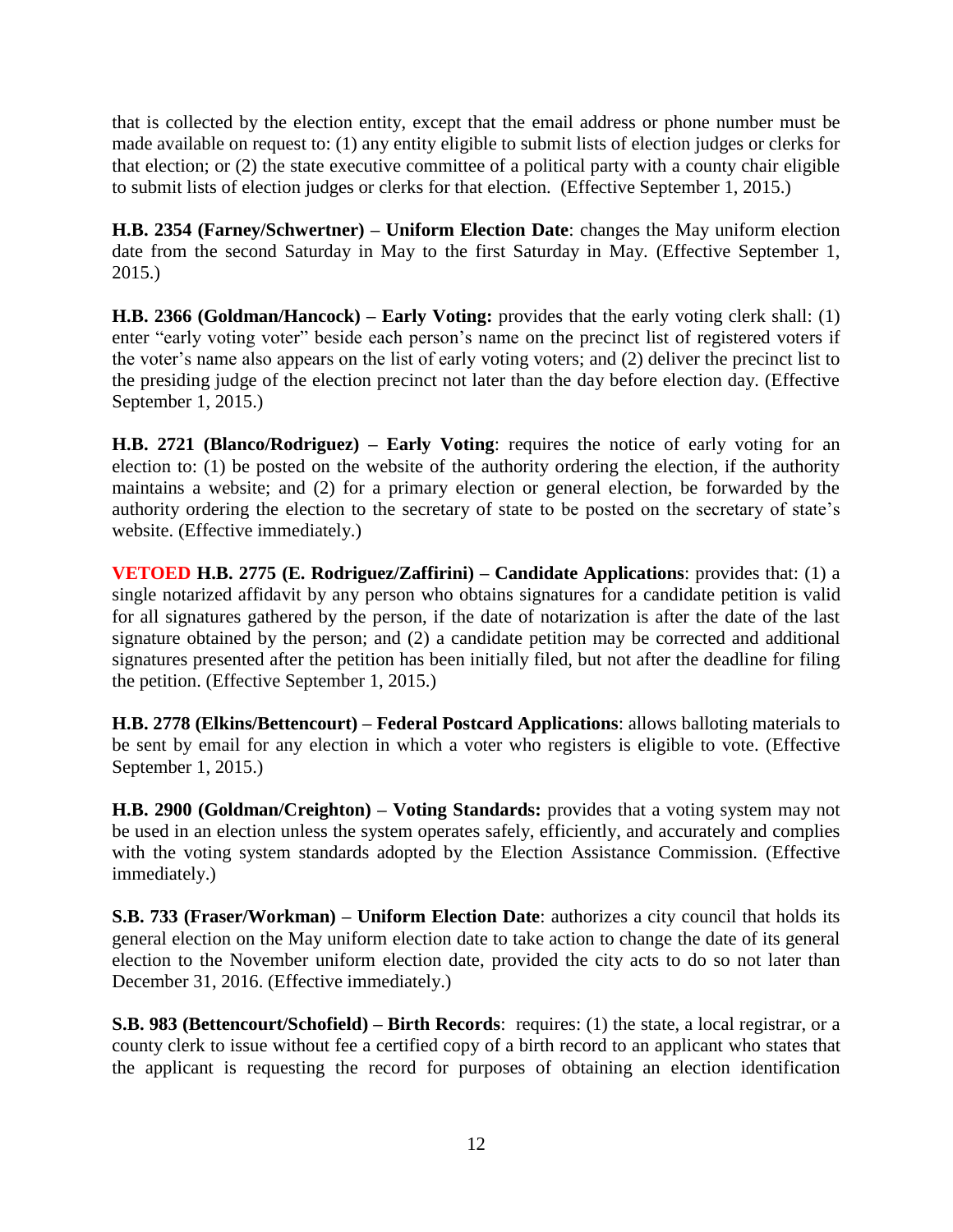that is collected by the election entity, except that the email address or phone number must be made available on request to: (1) any entity eligible to submit lists of election judges or clerks for that election; or (2) the state executive committee of a political party with a county chair eligible to submit lists of election judges or clerks for that election. (Effective September 1, 2015.)

**H.B. 2354 (Farney/Schwertner) – Uniform Election Date**: changes the May uniform election date from the second Saturday in May to the first Saturday in May. (Effective September 1, 2015.)

**H.B. 2366 (Goldman/Hancock) – Early Voting:** provides that the early voting clerk shall: (1) enter "early voting voter" beside each person's name on the precinct list of registered voters if the voter's name also appears on the list of early voting voters; and (2) deliver the precinct list to the presiding judge of the election precinct not later than the day before election day. (Effective September 1, 2015.)

**H.B. 2721 (Blanco/Rodriguez) – Early Voting**: requires the notice of early voting for an election to: (1) be posted on the website of the authority ordering the election, if the authority maintains a website; and (2) for a primary election or general election, be forwarded by the authority ordering the election to the secretary of state to be posted on the secretary of state's website. (Effective immediately.)

**VETOED H.B. 2775 (E. Rodriguez/Zaffirini) – Candidate Applications**: provides that: (1) a single notarized affidavit by any person who obtains signatures for a candidate petition is valid for all signatures gathered by the person, if the date of notarization is after the date of the last signature obtained by the person; and (2) a candidate petition may be corrected and additional signatures presented after the petition has been initially filed, but not after the deadline for filing the petition. (Effective September 1, 2015.)

**H.B. 2778 (Elkins/Bettencourt) – Federal Postcard Applications**: allows balloting materials to be sent by email for any election in which a voter who registers is eligible to vote. (Effective September 1, 2015.)

**H.B. 2900 (Goldman/Creighton) – Voting Standards:** provides that a voting system may not be used in an election unless the system operates safely, efficiently, and accurately and complies with the voting system standards adopted by the Election Assistance Commission. (Effective immediately.)

**S.B. 733 (Fraser/Workman) – Uniform Election Date**: authorizes a city council that holds its general election on the May uniform election date to take action to change the date of its general election to the November uniform election date, provided the city acts to do so not later than December 31, 2016. (Effective immediately.)

**S.B. 983 (Bettencourt/Schofield) – Birth Records**: requires: (1) the state, a local registrar, or a county clerk to issue without fee a certified copy of a birth record to an applicant who states that the applicant is requesting the record for purposes of obtaining an election identification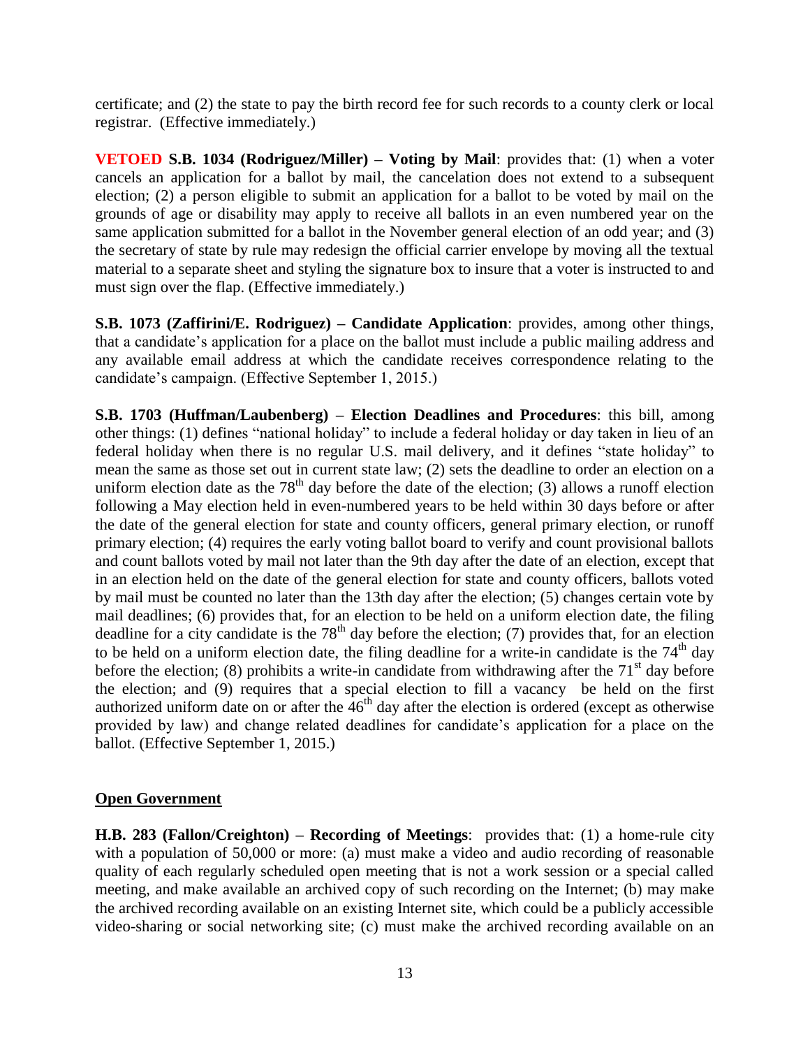certificate; and (2) the state to pay the birth record fee for such records to a county clerk or local registrar. (Effective immediately.)

**VETOED S.B. 1034 (Rodriguez/Miller) – Voting by Mail**: provides that: (1) when a voter cancels an application for a ballot by mail, the cancelation does not extend to a subsequent election; (2) a person eligible to submit an application for a ballot to be voted by mail on the grounds of age or disability may apply to receive all ballots in an even numbered year on the same application submitted for a ballot in the November general election of an odd year; and (3) the secretary of state by rule may redesign the official carrier envelope by moving all the textual material to a separate sheet and styling the signature box to insure that a voter is instructed to and must sign over the flap. (Effective immediately.)

**S.B. 1073 (Zaffirini/E. Rodriguez) – Candidate Application**: provides, among other things, that a candidate's application for a place on the ballot must include a public mailing address and any available email address at which the candidate receives correspondence relating to the candidate's campaign. (Effective September 1, 2015.)

**S.B. 1703 (Huffman/Laubenberg) – Election Deadlines and Procedures**: this bill, among other things: (1) defines "national holiday" to include a federal holiday or day taken in lieu of an federal holiday when there is no regular U.S. mail delivery, and it defines "state holiday" to mean the same as those set out in current state law; (2) sets the deadline to order an election on a uniform election date as the 78th day before the date of the election; (3) allows a runoff election following a May election held in even-numbered years to be held within 30 days before or after the date of the general election for state and county officers, general primary election, or runoff primary election; (4) requires the early voting ballot board to verify and count provisional ballots and count ballots voted by mail not later than the 9th day after the date of an election, except that in an election held on the date of the general election for state and county officers, ballots voted by mail must be counted no later than the 13th day after the election; (5) changes certain vote by mail deadlines; (6) provides that, for an election to be held on a uniform election date, the filing deadline for a city candidate is the 78th day before the election; (7) provides that, for an election to be held on a uniform election date, the filing deadline for a write-in candidate is the 74th day before the election; (8) prohibits a write-in candidate from withdrawing after the 71st day before the election; and (9) requires that a special election to fill a vacancy be held on the first authorized uniform date on or after the 46th day after the election is ordered (except as otherwise provided by law) and change related deadlines for candidate's application for a place on the ballot. (Effective September 1, 2015.)

## Open Government

**H.B. 283 (Fallon/Creighton) – Recording of Meetings**: provides that: (1) a home-rule city with a population of 50,000 or more: (a) must make a video and audio recording of reasonable quality of each regularly scheduled open meeting that is not a work session or a special called meeting, and make available an archived copy of such recording on the Internet; (b) may make the archived recording available on an existing Internet site, which could be a publicly accessible video-sharing or social networking site; (c) must make the archived recording available on an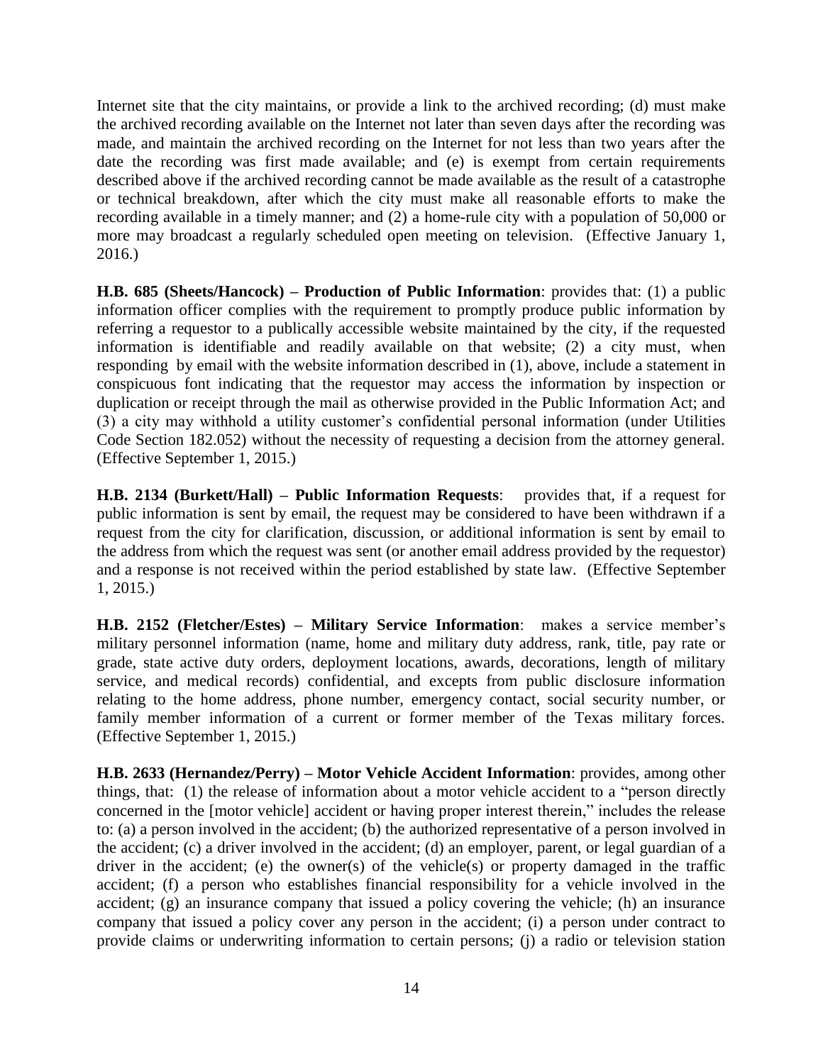Internet site that the city maintains, or provide a link to the archived recording; (d) must make the archived recording available on the Internet not later than seven days after the recording was made, and maintain the archived recording on the Internet for not less than two years after the date the recording was first made available; and (e) is exempt from certain requirements described above if the archived recording cannot be made available as the result of a catastrophe or technical breakdown, after which the city must make all reasonable efforts to make the recording available in a timely manner; and (2) a home-rule city with a population of 50,000 or more may broadcast a regularly scheduled open meeting on television. (Effective January 1, 2016.)

**H.B. 685 (Sheets/Hancock) – Production of Public Information**: provides that: (1) a public information officer complies with the requirement to promptly produce public information by referring a requestor to a publically accessible website maintained by the city, if the requested information is identifiable and readily available on that website; (2) a city must, when responding by email with the website information described in (1), above, include a statement in conspicuous font indicating that the requestor may access the information by inspection or duplication or receipt through the mail as otherwise provided in the Public Information Act; and (3) a city may withhold a utility customer's confidential personal information (under Utilities Code Section 182.052) without the necessity of requesting a decision from the attorney general. (Effective September 1, 2015.)

**H.B. 2134 (Burkett/Hall) – Public Information Requests**: provides that, if a request for public information is sent by email, the request may be considered to have been withdrawn if a request from the city for clarification, discussion, or additional information is sent by email to the address from which the request was sent (or another email address provided by the requestor) and a response is not received within the period established by state law. (Effective September 1, 2015.)

**H.B. 2152 (Fletcher/Estes) – Military Service Information**: makes a service member's military personnel information (name, home and military duty address, rank, title, pay rate or grade, state active duty orders, deployment locations, awards, decorations, length of military service, and medical records) confidential, and excepts from public disclosure information relating to the home address, phone number, emergency contact, social security number, or family member information of a current or former member of the Texas military forces. (Effective September 1, 2015.)

**H.B. 2633 (Hernandez/Perry) – Motor Vehicle Accident Information**: provides, among other things, that: (1) the release of information about a motor vehicle accident to a "person directly concerned in the [motor vehicle] accident or having proper interest therein," includes the release to: (a) a person involved in the accident; (b) the authorized representative of a person involved in the accident; (c) a driver involved in the accident; (d) an employer, parent, or legal guardian of a driver in the accident; (e) the owner(s) of the vehicle(s) or property damaged in the traffic accident; (f) a person who establishes financial responsibility for a vehicle involved in the accident; (g) an insurance company that issued a policy covering the vehicle; (h) an insurance company that issued a policy cover any person in the accident; (i) a person under contract to provide claims or underwriting information to certain persons; (j) a radio or television station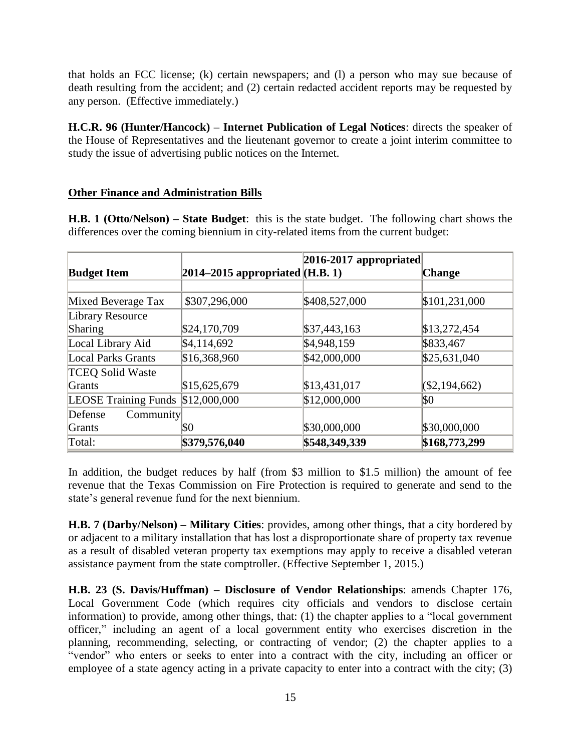that holds an FCC license; (k) certain newspapers; and (l) a person who may sue because of death resulting from the accident; and (2) certain redacted accident reports may be requested by any person. (Effective immediately.)

**H.C.R. 96 (Hunter/Hancock) – Internet Publication of Legal Notices**: directs the speaker of the House of Representatives and the lieutenant governor to create a joint interim committee to study the issue of advertising public notices on the Internet.

**Other Finance and Administration Bills**

**H.B. 1 (Otto/Nelson) – State Budget**: this is the state budget. The following chart shows the differences over the coming biennium in city-related items from the current budget:

| **Budget Item** | **2014–2015 appropriated** | **2016-2017 appropriated (H.B. 1)** | **Change** |
|---|---|---|---|
| | | | |
| Mixed Beverage Tax | $307,296,000 | $408,527,000 | $101,231,000 |
| Library Resource Sharing | $24,170,709 | $37,443,163 | $13,272,454 |
| Local Library Aid | $4,114,692 | $4,948,159 | $833,467 |
| Local Parks Grants | $16,368,960 | $42,000,000 | $25,631,040 |
| TCEQ Solid Waste Grants | $15,625,679 | $13,431,017 | ($2,194,662) |
| LEOSE Training Funds | $12,000,000 | $12,000,000 | $0 |
| Defense Community Grants | $0 | $30,000,000 | $30,000,000 |
| Total: | **$379,576,040** | **$548,349,339** | **$168,773,299** |

In addition, the budget reduces by half (from $3 million to $1.5 million) the amount of fee revenue that the Texas Commission on Fire Protection is required to generate and send to the state's general revenue fund for the next biennium.

**H.B. 7 (Darby/Nelson) – Military Cities**: provides, among other things, that a city bordered by or adjacent to a military installation that has lost a disproportionate share of property tax revenue as a result of disabled veteran property tax exemptions may apply to receive a disabled veteran assistance payment from the state comptroller. (Effective September 1, 2015.)

**H.B. 23 (S. Davis/Huffman) – Disclosure of Vendor Relationships**: amends Chapter 176, Local Government Code (which requires city officials and vendors to disclose certain information) to provide, among other things, that: (1) the chapter applies to a "local government officer," including an agent of a local government entity who exercises discretion in the planning, recommending, selecting, or contracting of vendor; (2) the chapter applies to a "vendor" who enters or seeks to enter into a contract with the city, including an officer or employee of a state agency acting in a private capacity to enter into a contract with the city; (3)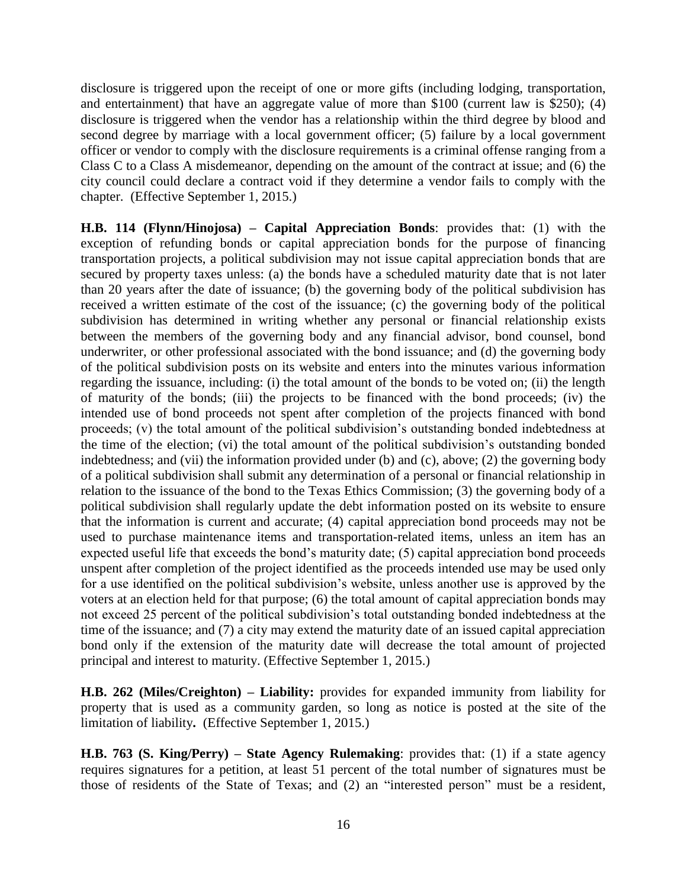disclosure is triggered upon the receipt of one or more gifts (including lodging, transportation, and entertainment) that have an aggregate value of more than $100 (current law is $250); (4) disclosure is triggered when the vendor has a relationship within the third degree by blood and second degree by marriage with a local government officer; (5) failure by a local government officer or vendor to comply with the disclosure requirements is a criminal offense ranging from a Class C to a Class A misdemeanor, depending on the amount of the contract at issue; and (6) the city council could declare a contract void if they determine a vendor fails to comply with the chapter. (Effective September 1, 2015.)

**H.B. 114 (Flynn/Hinojosa) – Capital Appreciation Bonds**: provides that: (1) with the exception of refunding bonds or capital appreciation bonds for the purpose of financing transportation projects, a political subdivision may not issue capital appreciation bonds that are secured by property taxes unless: (a) the bonds have a scheduled maturity date that is not later than 20 years after the date of issuance; (b) the governing body of the political subdivision has received a written estimate of the cost of the issuance; (c) the governing body of the political subdivision has determined in writing whether any personal or financial relationship exists between the members of the governing body and any financial advisor, bond counsel, bond underwriter, or other professional associated with the bond issuance; and (d) the governing body of the political subdivision posts on its website and enters into the minutes various information regarding the issuance, including: (i) the total amount of the bonds to be voted on; (ii) the length of maturity of the bonds; (iii) the projects to be financed with the bond proceeds; (iv) the intended use of bond proceeds not spent after completion of the projects financed with bond proceeds; (v) the total amount of the political subdivision's outstanding bonded indebtedness at the time of the election; (vi) the total amount of the political subdivision's outstanding bonded indebtedness; and (vii) the information provided under (b) and (c), above; (2) the governing body of a political subdivision shall submit any determination of a personal or financial relationship in relation to the issuance of the bond to the Texas Ethics Commission; (3) the governing body of a political subdivision shall regularly update the debt information posted on its website to ensure that the information is current and accurate; (4) capital appreciation bond proceeds may not be used to purchase maintenance items and transportation-related items, unless an item has an expected useful life that exceeds the bond's maturity date; (5) capital appreciation bond proceeds unspent after completion of the project identified as the proceeds intended use may be used only for a use identified on the political subdivision's website, unless another use is approved by the voters at an election held for that purpose; (6) the total amount of capital appreciation bonds may not exceed 25 percent of the political subdivision's total outstanding bonded indebtedness at the time of the issuance; and (7) a city may extend the maturity date of an issued capital appreciation bond only if the extension of the maturity date will decrease the total amount of projected principal and interest to maturity. (Effective September 1, 2015.)

**H.B. 262 (Miles/Creighton) – Liability:** provides for expanded immunity from liability for property that is used as a community garden, so long as notice is posted at the site of the limitation of liability**.** (Effective September 1, 2015.)

**H.B. 763 (S. King/Perry) – State Agency Rulemaking**: provides that: (1) if a state agency requires signatures for a petition, at least 51 percent of the total number of signatures must be those of residents of the State of Texas; and (2) an "interested person" must be a resident,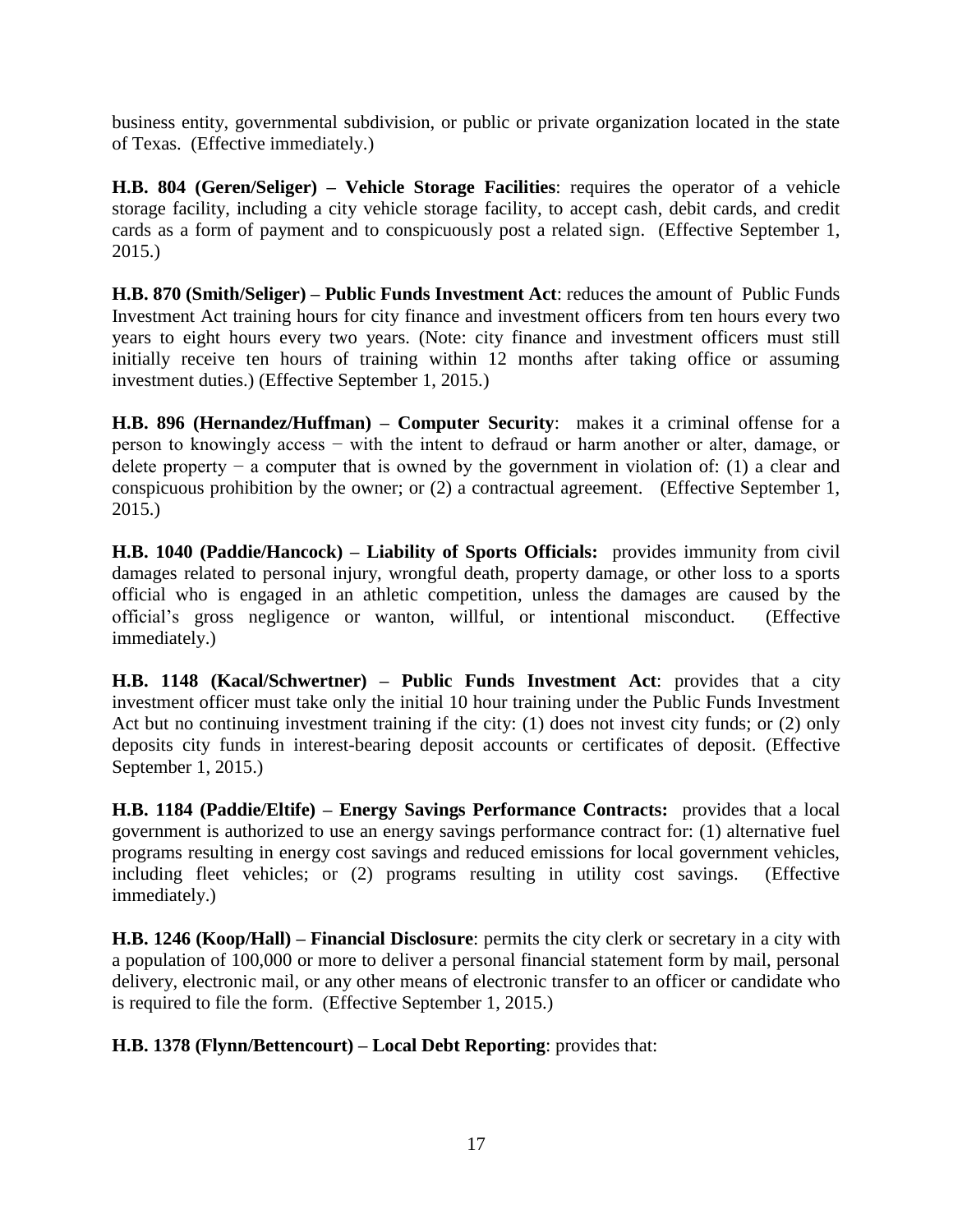business entity, governmental subdivision, or public or private organization located in the state of Texas. (Effective immediately.)

**H.B. 804 (Geren/Seliger) – Vehicle Storage Facilities**: requires the operator of a vehicle storage facility, including a city vehicle storage facility, to accept cash, debit cards, and credit cards as a form of payment and to conspicuously post a related sign. (Effective September 1, 2015.)

**H.B. 870 (Smith/Seliger) – Public Funds Investment Act**: reduces the amount of Public Funds Investment Act training hours for city finance and investment officers from ten hours every two years to eight hours every two years. (Note: city finance and investment officers must still initially receive ten hours of training within 12 months after taking office or assuming investment duties.) (Effective September 1, 2015.)

**H.B. 896 (Hernandez/Huffman) – Computer Security**: makes it a criminal offense for a person to knowingly access − with the intent to defraud or harm another or alter, damage, or delete property − a computer that is owned by the government in violation of: (1) a clear and conspicuous prohibition by the owner; or (2) a contractual agreement. (Effective September 1, 2015.)

**H.B. 1040 (Paddie/Hancock) – Liability of Sports Officials:** provides immunity from civil damages related to personal injury, wrongful death, property damage, or other loss to a sports official who is engaged in an athletic competition, unless the damages are caused by the official's gross negligence or wanton, willful, or intentional misconduct. (Effective immediately.)

**H.B. 1148 (Kacal/Schwertner) – Public Funds Investment Act**: provides that a city investment officer must take only the initial 10 hour training under the Public Funds Investment Act but no continuing investment training if the city: (1) does not invest city funds; or (2) only deposits city funds in interest-bearing deposit accounts or certificates of deposit. (Effective September 1, 2015.)

**H.B. 1184 (Paddie/Eltife) – Energy Savings Performance Contracts:** provides that a local government is authorized to use an energy savings performance contract for: (1) alternative fuel programs resulting in energy cost savings and reduced emissions for local government vehicles, including fleet vehicles; or (2) programs resulting in utility cost savings. (Effective immediately.)

**H.B. 1246 (Koop/Hall) – Financial Disclosure**: permits the city clerk or secretary in a city with a population of 100,000 or more to deliver a personal financial statement form by mail, personal delivery, electronic mail, or any other means of electronic transfer to an officer or candidate who is required to file the form. (Effective September 1, 2015.)

**H.B. 1378 (Flynn/Bettencourt) – Local Debt Reporting**: provides that: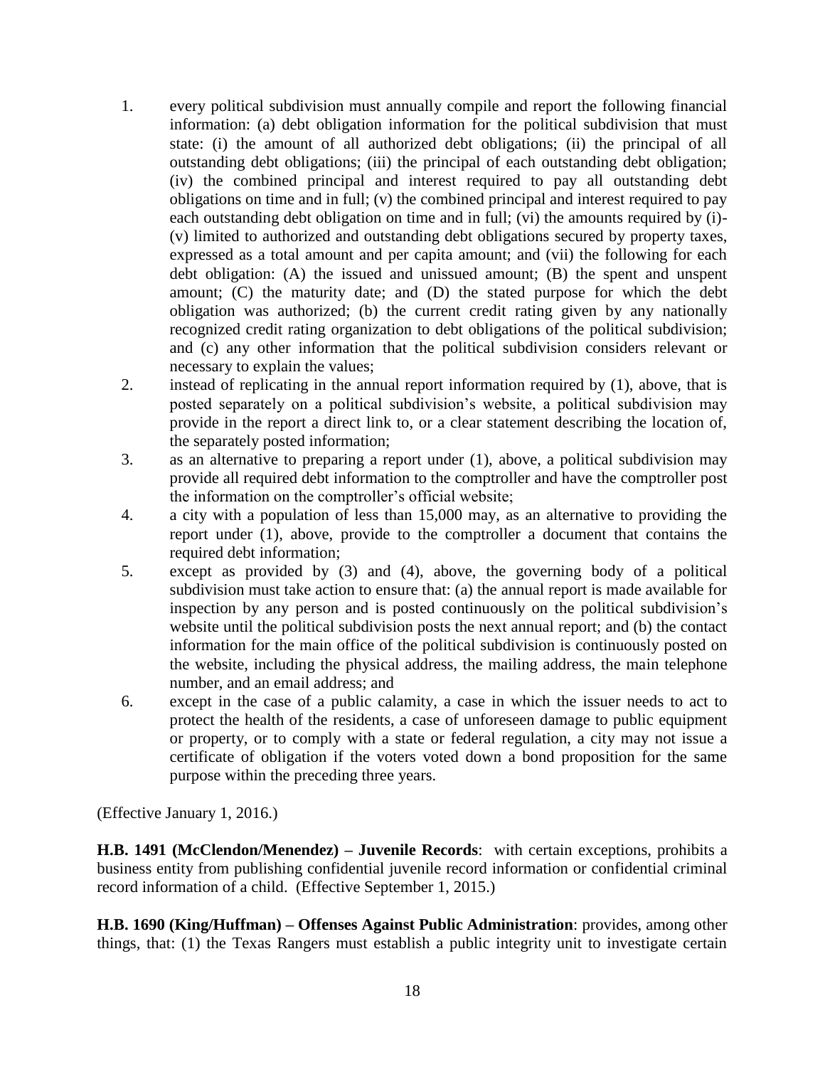1. every political subdivision must annually compile and report the following financial information: (a) debt obligation information for the political subdivision that must state: (i) the amount of all authorized debt obligations; (ii) the principal of all outstanding debt obligations; (iii) the principal of each outstanding debt obligation; (iv) the combined principal and interest required to pay all outstanding debt obligations on time and in full; (v) the combined principal and interest required to pay each outstanding debt obligation on time and in full; (vi) the amounts required by (i)-(v) limited to authorized and outstanding debt obligations secured by property taxes, expressed as a total amount and per capita amount; and (vii) the following for each debt obligation: (A) the issued and unissued amount; (B) the spent and unspent amount; (C) the maturity date; and (D) the stated purpose for which the debt obligation was authorized; (b) the current credit rating given by any nationally recognized credit rating organization to debt obligations of the political subdivision; and (c) any other information that the political subdivision considers relevant or necessary to explain the values;
2. instead of replicating in the annual report information required by (1), above, that is posted separately on a political subdivision's website, a political subdivision may provide in the report a direct link to, or a clear statement describing the location of, the separately posted information;
3. as an alternative to preparing a report under (1), above, a political subdivision may provide all required debt information to the comptroller and have the comptroller post the information on the comptroller's official website;
4. a city with a population of less than 15,000 may, as an alternative to providing the report under (1), above, provide to the comptroller a document that contains the required debt information;
5. except as provided by (3) and (4), above, the governing body of a political subdivision must take action to ensure that: (a) the annual report is made available for inspection by any person and is posted continuously on the political subdivision's website until the political subdivision posts the next annual report; and (b) the contact information for the main office of the political subdivision is continuously posted on the website, including the physical address, the mailing address, the main telephone number, and an email address; and
6. except in the case of a public calamity, a case in which the issuer needs to act to protect the health of the residents, a case of unforeseen damage to public equipment or property, or to comply with a state or federal regulation, a city may not issue a certificate of obligation if the voters voted down a bond proposition for the same purpose within the preceding three years.

(Effective January 1, 2016.)

**H.B. 1491 (McClendon/Menendez) – Juvenile Records**: with certain exceptions, prohibits a business entity from publishing confidential juvenile record information or confidential criminal record information of a child. (Effective September 1, 2015.)

**H.B. 1690 (King/Huffman) – Offenses Against Public Administration**: provides, among other things, that: (1) the Texas Rangers must establish a public integrity unit to investigate certain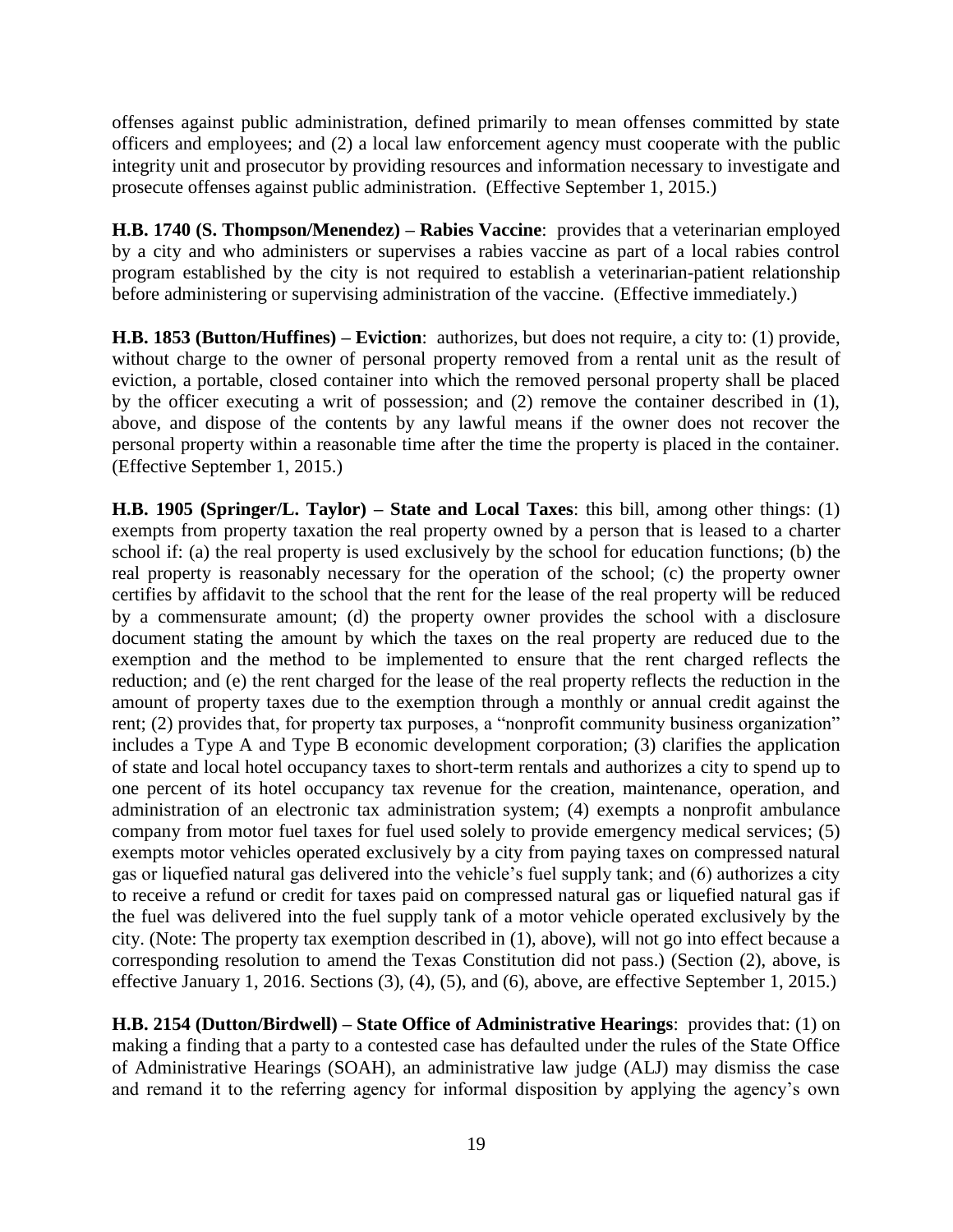offenses against public administration, defined primarily to mean offenses committed by state officers and employees; and (2) a local law enforcement agency must cooperate with the public integrity unit and prosecutor by providing resources and information necessary to investigate and prosecute offenses against public administration. (Effective September 1, 2015.)

**H.B. 1740 (S. Thompson/Menendez) – Rabies Vaccine**: provides that a veterinarian employed by a city and who administers or supervises a rabies vaccine as part of a local rabies control program established by the city is not required to establish a veterinarian-patient relationship before administering or supervising administration of the vaccine. (Effective immediately.)

**H.B. 1853 (Button/Huffines) – Eviction**: authorizes, but does not require, a city to: (1) provide, without charge to the owner of personal property removed from a rental unit as the result of eviction, a portable, closed container into which the removed personal property shall be placed by the officer executing a writ of possession; and (2) remove the container described in (1), above, and dispose of the contents by any lawful means if the owner does not recover the personal property within a reasonable time after the time the property is placed in the container. (Effective September 1, 2015.)

**H.B. 1905 (Springer/L. Taylor) – State and Local Taxes**: this bill, among other things: (1) exempts from property taxation the real property owned by a person that is leased to a charter school if: (a) the real property is used exclusively by the school for education functions; (b) the real property is reasonably necessary for the operation of the school; (c) the property owner certifies by affidavit to the school that the rent for the lease of the real property will be reduced by a commensurate amount; (d) the property owner provides the school with a disclosure document stating the amount by which the taxes on the real property are reduced due to the exemption and the method to be implemented to ensure that the rent charged reflects the reduction; and (e) the rent charged for the lease of the real property reflects the reduction in the amount of property taxes due to the exemption through a monthly or annual credit against the rent; (2) provides that, for property tax purposes, a "nonprofit community business organization" includes a Type A and Type B economic development corporation; (3) clarifies the application of state and local hotel occupancy taxes to short-term rentals and authorizes a city to spend up to one percent of its hotel occupancy tax revenue for the creation, maintenance, operation, and administration of an electronic tax administration system; (4) exempts a nonprofit ambulance company from motor fuel taxes for fuel used solely to provide emergency medical services; (5) exempts motor vehicles operated exclusively by a city from paying taxes on compressed natural gas or liquefied natural gas delivered into the vehicle's fuel supply tank; and (6) authorizes a city to receive a refund or credit for taxes paid on compressed natural gas or liquefied natural gas if the fuel was delivered into the fuel supply tank of a motor vehicle operated exclusively by the city. (Note: The property tax exemption described in (1), above), will not go into effect because a corresponding resolution to amend the Texas Constitution did not pass.) (Section (2), above, is effective January 1, 2016. Sections (3), (4), (5), and (6), above, are effective September 1, 2015.)

**H.B. 2154 (Dutton/Birdwell) – State Office of Administrative Hearings**: provides that: (1) on making a finding that a party to a contested case has defaulted under the rules of the State Office of Administrative Hearings (SOAH), an administrative law judge (ALJ) may dismiss the case and remand it to the referring agency for informal disposition by applying the agency's own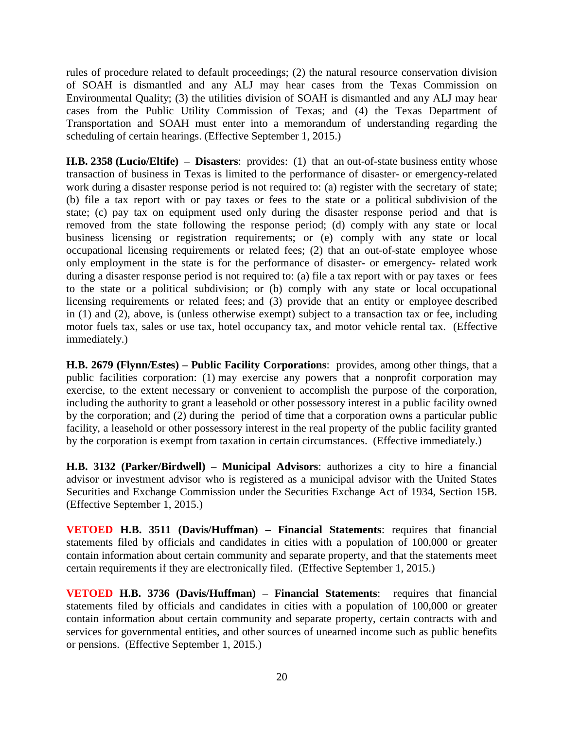rules of procedure related to default proceedings; (2) the natural resource conservation division of SOAH is dismantled and any ALJ may hear cases from the Texas Commission on Environmental Quality; (3) the utilities division of SOAH is dismantled and any ALJ may hear cases from the Public Utility Commission of Texas; and (4) the Texas Department of Transportation and SOAH must enter into a memorandum of understanding regarding the scheduling of certain hearings. (Effective September 1, 2015.)

**H.B. 2358 (Lucio/Eltife) – Disasters**: provides: (1) that an out-of-state business entity whose transaction of business in Texas is limited to the performance of disaster- or emergency-related work during a disaster response period is not required to: (a) register with the secretary of state; (b) file a tax report with or pay taxes or fees to the state or a political subdivision of the state; (c) pay tax on equipment used only during the disaster response period and that is removed from the state following the response period; (d) comply with any state or local business licensing or registration requirements; or (e) comply with any state or local occupational licensing requirements or related fees; (2) that an out-of-state employee whose only employment in the state is for the performance of disaster- or emergency- related work during a disaster response period is not required to: (a) file a tax report with or pay taxes or fees to the state or a political subdivision; or (b) comply with any state or local occupational licensing requirements or related fees; and (3) provide that an entity or employee described in (1) and (2), above, is (unless otherwise exempt) subject to a transaction tax or fee, including motor fuels tax, sales or use tax, hotel occupancy tax, and motor vehicle rental tax. (Effective immediately.)

**H.B. 2679 (Flynn/Estes) – Public Facility Corporations**: provides, among other things, that a public facilities corporation: (1) may exercise any powers that a nonprofit corporation may exercise, to the extent necessary or convenient to accomplish the purpose of the corporation, including the authority to grant a leasehold or other possessory interest in a public facility owned by the corporation; and (2) during the period of time that a corporation owns a particular public facility, a leasehold or other possessory interest in the real property of the public facility granted by the corporation is exempt from taxation in certain circumstances. (Effective immediately.)

**H.B. 3132 (Parker/Birdwell) – Municipal Advisors**: authorizes a city to hire a financial advisor or investment advisor who is registered as a municipal advisor with the United States Securities and Exchange Commission under the Securities Exchange Act of 1934, Section 15B. (Effective September 1, 2015.)

**VETOED H.B. 3511 (Davis/Huffman) – Financial Statements**: requires that financial statements filed by officials and candidates in cities with a population of 100,000 or greater contain information about certain community and separate property, and that the statements meet certain requirements if they are electronically filed. (Effective September 1, 2015.)

**VETOED H.B. 3736 (Davis/Huffman) – Financial Statements**: requires that financial statements filed by officials and candidates in cities with a population of 100,000 or greater contain information about certain community and separate property, certain contracts with and services for governmental entities, and other sources of unearned income such as public benefits or pensions. (Effective September 1, 2015.)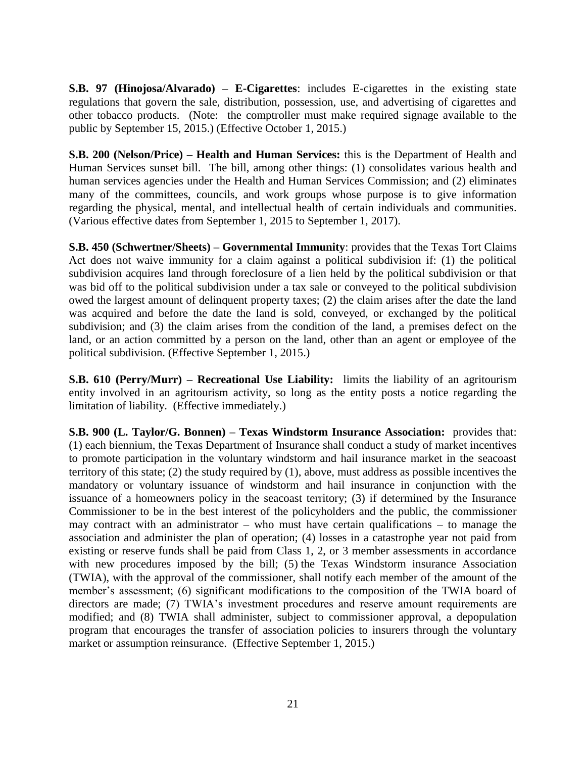**S.B. 97 (Hinojosa/Alvarado) – E-Cigarettes**: includes E-cigarettes in the existing state regulations that govern the sale, distribution, possession, use, and advertising of cigarettes and other tobacco products. (Note: the comptroller must make required signage available to the public by September 15, 2015.) (Effective October 1, 2015.)

**S.B. 200 (Nelson/Price) – Health and Human Services:** this is the Department of Health and Human Services sunset bill. The bill, among other things: (1) consolidates various health and human services agencies under the Health and Human Services Commission; and (2) eliminates many of the committees, councils, and work groups whose purpose is to give information regarding the physical, mental, and intellectual health of certain individuals and communities. (Various effective dates from September 1, 2015 to September 1, 2017).

**S.B. 450 (Schwertner/Sheets) – Governmental Immunity**: provides that the Texas Tort Claims Act does not waive immunity for a claim against a political subdivision if: (1) the political subdivision acquires land through foreclosure of a lien held by the political subdivision or that was bid off to the political subdivision under a tax sale or conveyed to the political subdivision owed the largest amount of delinquent property taxes; (2) the claim arises after the date the land was acquired and before the date the land is sold, conveyed, or exchanged by the political subdivision; and (3) the claim arises from the condition of the land, a premises defect on the land, or an action committed by a person on the land, other than an agent or employee of the political subdivision. (Effective September 1, 2015.)

**S.B. 610 (Perry/Murr) – Recreational Use Liability:** limits the liability of an agritourism entity involved in an agritourism activity, so long as the entity posts a notice regarding the limitation of liability. (Effective immediately.)

**S.B. 900 (L. Taylor/G. Bonnen) – Texas Windstorm Insurance Association:** provides that: (1) each biennium, the Texas Department of Insurance shall conduct a study of market incentives to promote participation in the voluntary windstorm and hail insurance market in the seacoast territory of this state; (2) the study required by (1), above, must address as possible incentives the mandatory or voluntary issuance of windstorm and hail insurance in conjunction with the issuance of a homeowners policy in the seacoast territory; (3) if determined by the Insurance Commissioner to be in the best interest of the policyholders and the public, the commissioner may contract with an administrator – who must have certain qualifications – to manage the association and administer the plan of operation; (4) losses in a catastrophe year not paid from existing or reserve funds shall be paid from Class 1, 2, or 3 member assessments in accordance with new procedures imposed by the bill; (5) the Texas Windstorm insurance Association (TWIA), with the approval of the commissioner, shall notify each member of the amount of the member's assessment; (6) significant modifications to the composition of the TWIA board of directors are made; (7) TWIA's investment procedures and reserve amount requirements are modified; and (8) TWIA shall administer, subject to commissioner approval, a depopulation program that encourages the transfer of association policies to insurers through the voluntary market or assumption reinsurance. (Effective September 1, 2015.)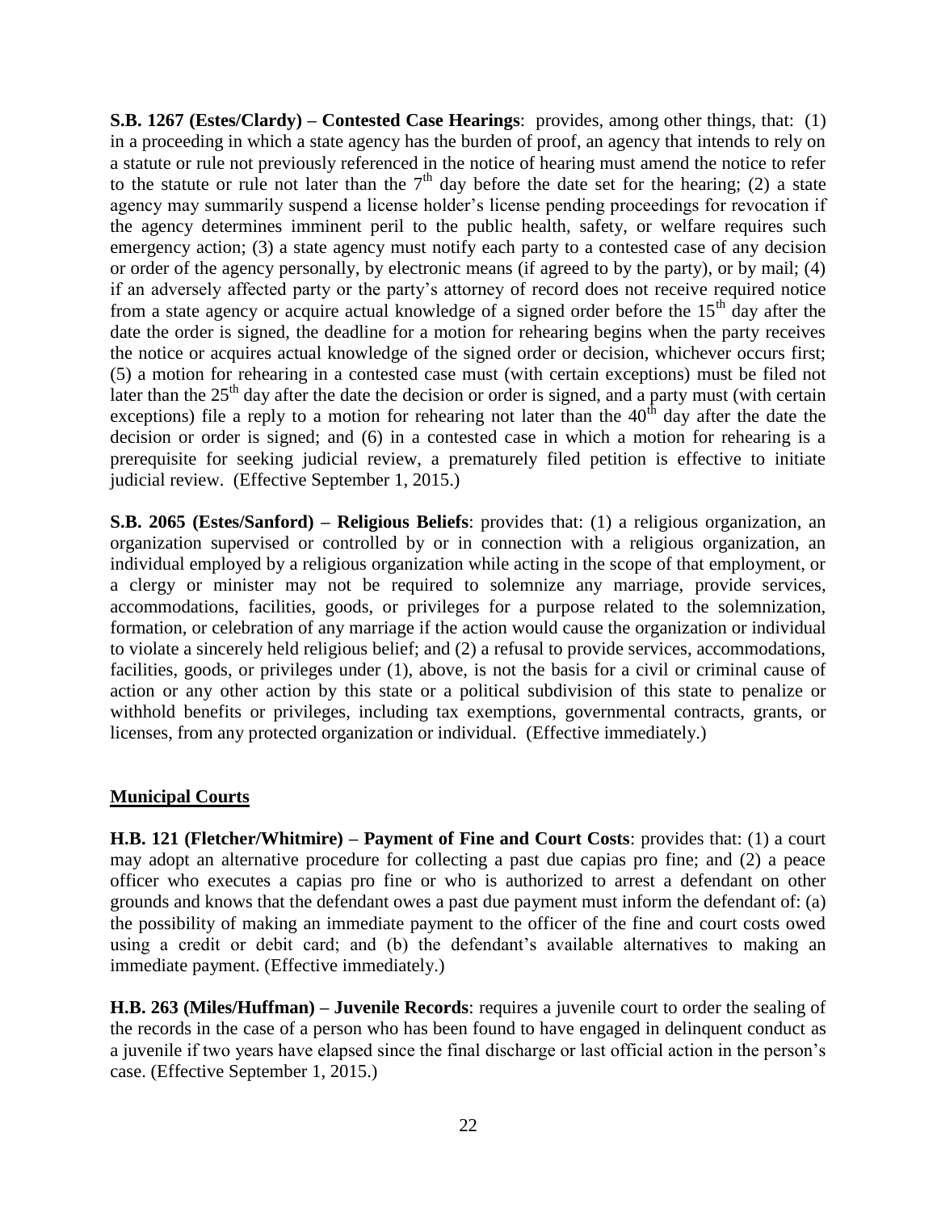**S.B. 1267 (Estes/Clardy) – Contested Case Hearings**: provides, among other things, that: (1) in a proceeding in which a state agency has the burden of proof, an agency that intends to rely on a statute or rule not previously referenced in the notice of hearing must amend the notice to refer to the statute or rule not later than the 7th day before the date set for the hearing; (2) a state agency may summarily suspend a license holder's license pending proceedings for revocation if the agency determines imminent peril to the public health, safety, or welfare requires such emergency action; (3) a state agency must notify each party to a contested case of any decision or order of the agency personally, by electronic means (if agreed to by the party), or by mail; (4) if an adversely affected party or the party's attorney of record does not receive required notice from a state agency or acquire actual knowledge of a signed order before the 15th day after the date the order is signed, the deadline for a motion for rehearing begins when the party receives the notice or acquires actual knowledge of the signed order or decision, whichever occurs first; (5) a motion for rehearing in a contested case must (with certain exceptions) must be filed not later than the 25th day after the date the decision or order is signed, and a party must (with certain exceptions) file a reply to a motion for rehearing not later than the 40th day after the date the decision or order is signed; and (6) in a contested case in which a motion for rehearing is a prerequisite for seeking judicial review, a prematurely filed petition is effective to initiate judicial review. (Effective September 1, 2015.)

**S.B. 2065 (Estes/Sanford) – Religious Beliefs**: provides that: (1) a religious organization, an organization supervised or controlled by or in connection with a religious organization, an individual employed by a religious organization while acting in the scope of that employment, or a clergy or minister may not be required to solemnize any marriage, provide services, accommodations, facilities, goods, or privileges for a purpose related to the solemnization, formation, or celebration of any marriage if the action would cause the organization or individual to violate a sincerely held religious belief; and (2) a refusal to provide services, accommodations, facilities, goods, or privileges under (1), above, is not the basis for a civil or criminal cause of action or any other action by this state or a political subdivision of this state to penalize or withhold benefits or privileges, including tax exemptions, governmental contracts, grants, or licenses, from any protected organization or individual. (Effective immediately.)

## Municipal Courts

**H.B. 121 (Fletcher/Whitmire) – Payment of Fine and Court Costs**: provides that: (1) a court may adopt an alternative procedure for collecting a past due capias pro fine; and (2) a peace officer who executes a capias pro fine or who is authorized to arrest a defendant on other grounds and knows that the defendant owes a past due payment must inform the defendant of: (a) the possibility of making an immediate payment to the officer of the fine and court costs owed using a credit or debit card; and (b) the defendant's available alternatives to making an immediate payment. (Effective immediately.)

**H.B. 263 (Miles/Huffman) – Juvenile Records**: requires a juvenile court to order the sealing of the records in the case of a person who has been found to have engaged in delinquent conduct as a juvenile if two years have elapsed since the final discharge or last official action in the person's case. (Effective September 1, 2015.)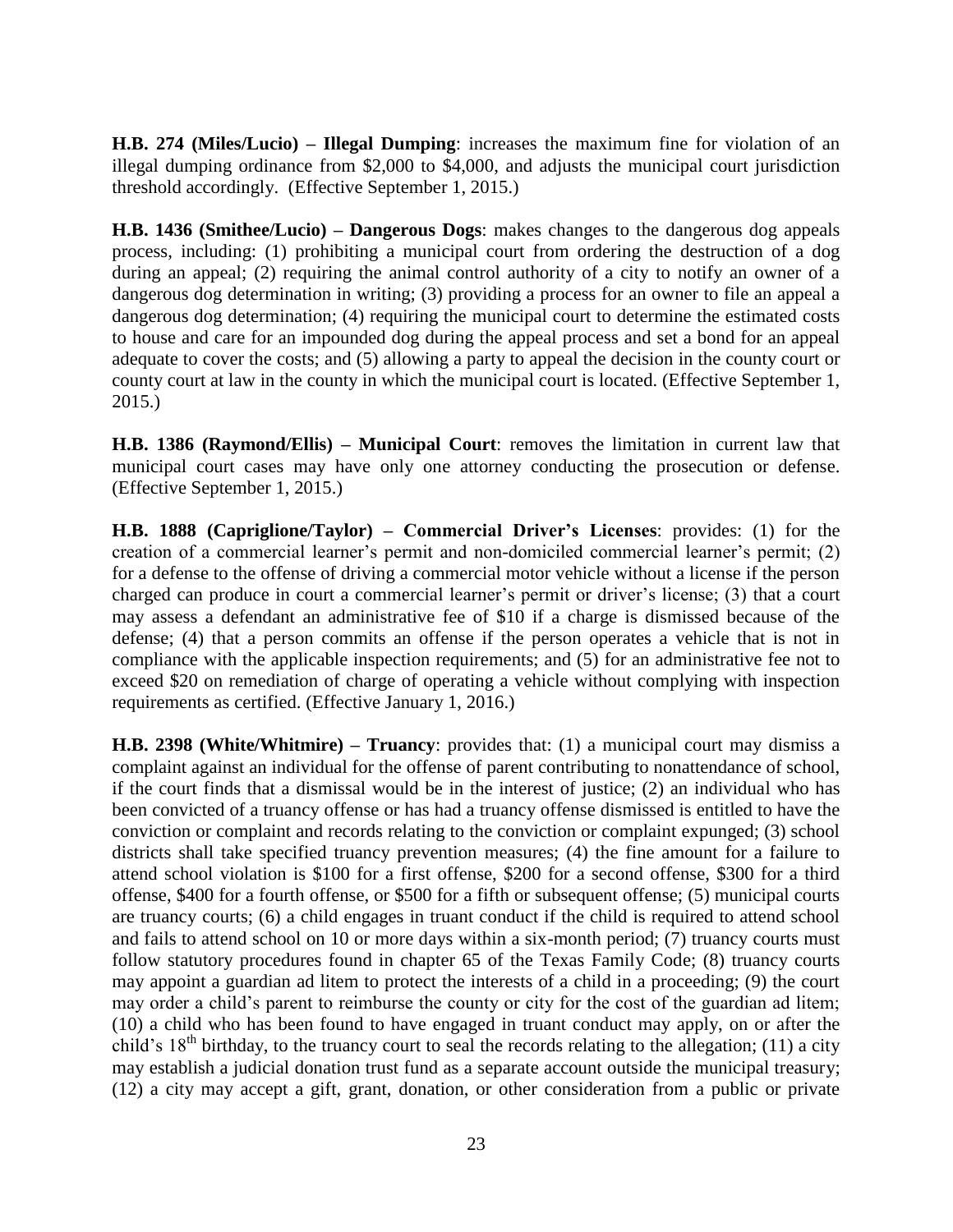**H.B. 274 (Miles/Lucio) – Illegal Dumping**: increases the maximum fine for violation of an illegal dumping ordinance from $2,000 to $4,000, and adjusts the municipal court jurisdiction threshold accordingly. (Effective September 1, 2015.)

**H.B. 1436 (Smithee/Lucio) – Dangerous Dogs**: makes changes to the dangerous dog appeals process, including: (1) prohibiting a municipal court from ordering the destruction of a dog during an appeal; (2) requiring the animal control authority of a city to notify an owner of a dangerous dog determination in writing; (3) providing a process for an owner to file an appeal a dangerous dog determination; (4) requiring the municipal court to determine the estimated costs to house and care for an impounded dog during the appeal process and set a bond for an appeal adequate to cover the costs; and (5) allowing a party to appeal the decision in the county court or county court at law in the county in which the municipal court is located. (Effective September 1, 2015.)

**H.B. 1386 (Raymond/Ellis) – Municipal Court**: removes the limitation in current law that municipal court cases may have only one attorney conducting the prosecution or defense. (Effective September 1, 2015.)

**H.B. 1888 (Capriglione/Taylor) – Commercial Driver's Licenses**: provides: (1) for the creation of a commercial learner's permit and non-domiciled commercial learner's permit; (2) for a defense to the offense of driving a commercial motor vehicle without a license if the person charged can produce in court a commercial learner's permit or driver's license; (3) that a court may assess a defendant an administrative fee of $10 if a charge is dismissed because of the defense; (4) that a person commits an offense if the person operates a vehicle that is not in compliance with the applicable inspection requirements; and (5) for an administrative fee not to exceed $20 on remediation of charge of operating a vehicle without complying with inspection requirements as certified. (Effective January 1, 2016.)

**H.B. 2398 (White/Whitmire) – Truancy**: provides that: (1) a municipal court may dismiss a complaint against an individual for the offense of parent contributing to nonattendance of school, if the court finds that a dismissal would be in the interest of justice; (2) an individual who has been convicted of a truancy offense or has had a truancy offense dismissed is entitled to have the conviction or complaint and records relating to the conviction or complaint expunged; (3) school districts shall take specified truancy prevention measures; (4) the fine amount for a failure to attend school violation is $100 for a first offense, $200 for a second offense, $300 for a third offense, $400 for a fourth offense, or $500 for a fifth or subsequent offense; (5) municipal courts are truancy courts; (6) a child engages in truant conduct if the child is required to attend school and fails to attend school on 10 or more days within a six-month period; (7) truancy courts must follow statutory procedures found in chapter 65 of the Texas Family Code; (8) truancy courts may appoint a guardian ad litem to protect the interests of a child in a proceeding; (9) the court may order a child's parent to reimburse the county or city for the cost of the guardian ad litem; (10) a child who has been found to have engaged in truant conduct may apply, on or after the child's 18th birthday, to the truancy court to seal the records relating to the allegation; (11) a city may establish a judicial donation trust fund as a separate account outside the municipal treasury; (12) a city may accept a gift, grant, donation, or other consideration from a public or private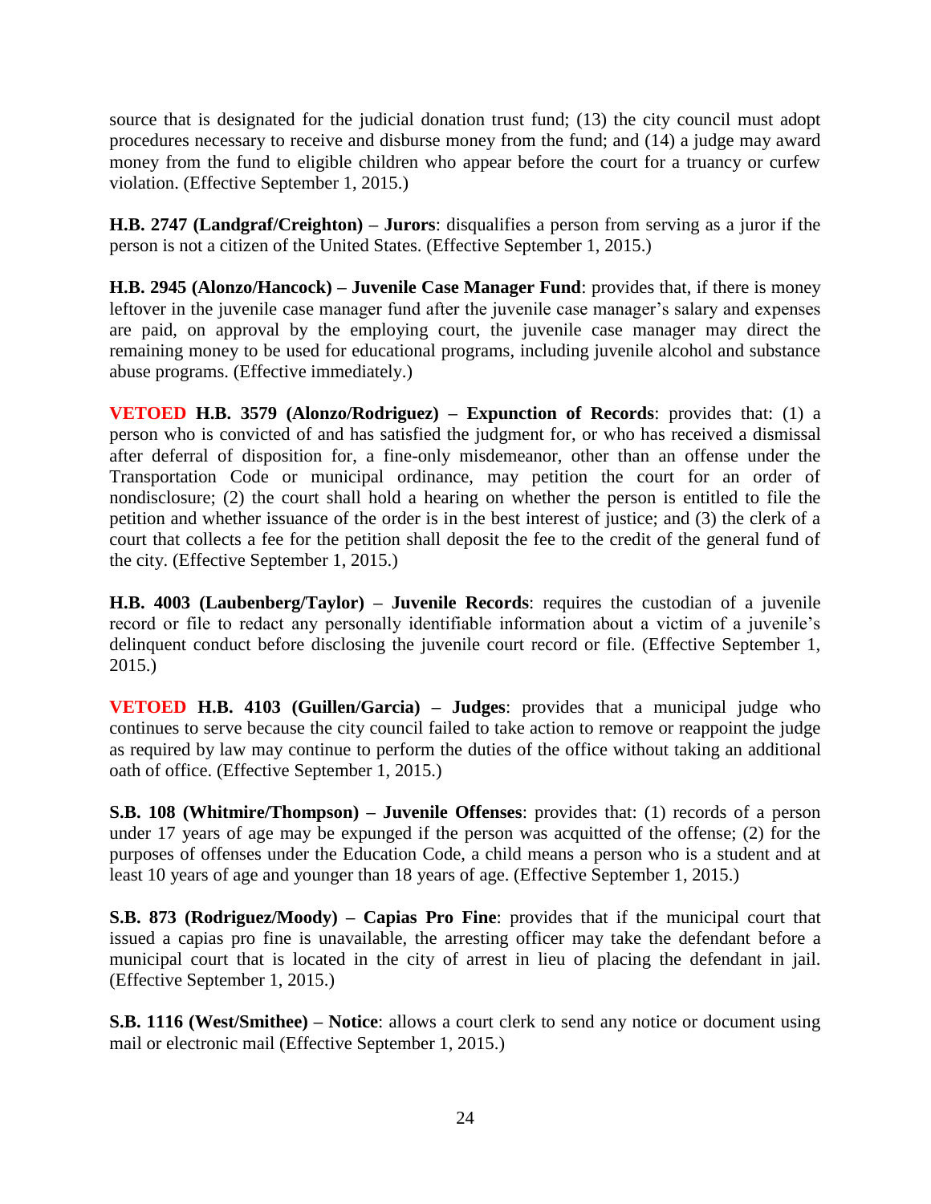source that is designated for the judicial donation trust fund; (13) the city council must adopt procedures necessary to receive and disburse money from the fund; and (14) a judge may award money from the fund to eligible children who appear before the court for a truancy or curfew violation. (Effective September 1, 2015.)

**H.B. 2747 (Landgraf/Creighton) – Jurors**: disqualifies a person from serving as a juror if the person is not a citizen of the United States. (Effective September 1, 2015.)

**H.B. 2945 (Alonzo/Hancock) – Juvenile Case Manager Fund**: provides that, if there is money leftover in the juvenile case manager fund after the juvenile case manager's salary and expenses are paid, on approval by the employing court, the juvenile case manager may direct the remaining money to be used for educational programs, including juvenile alcohol and substance abuse programs. (Effective immediately.)

**VETOED H.B. 3579 (Alonzo/Rodriguez) – Expunction of Records**: provides that: (1) a person who is convicted of and has satisfied the judgment for, or who has received a dismissal after deferral of disposition for, a fine-only misdemeanor, other than an offense under the Transportation Code or municipal ordinance, may petition the court for an order of nondisclosure; (2) the court shall hold a hearing on whether the person is entitled to file the petition and whether issuance of the order is in the best interest of justice; and (3) the clerk of a court that collects a fee for the petition shall deposit the fee to the credit of the general fund of the city. (Effective September 1, 2015.)

**H.B. 4003 (Laubenberg/Taylor) – Juvenile Records**: requires the custodian of a juvenile record or file to redact any personally identifiable information about a victim of a juvenile's delinquent conduct before disclosing the juvenile court record or file. (Effective September 1, 2015.)

**VETOED H.B. 4103 (Guillen/Garcia) – Judges**: provides that a municipal judge who continues to serve because the city council failed to take action to remove or reappoint the judge as required by law may continue to perform the duties of the office without taking an additional oath of office. (Effective September 1, 2015.)

**S.B. 108 (Whitmire/Thompson) – Juvenile Offenses**: provides that: (1) records of a person under 17 years of age may be expunged if the person was acquitted of the offense; (2) for the purposes of offenses under the Education Code, a child means a person who is a student and at least 10 years of age and younger than 18 years of age. (Effective September 1, 2015.)

**S.B. 873 (Rodriguez/Moody) – Capias Pro Fine**: provides that if the municipal court that issued a capias pro fine is unavailable, the arresting officer may take the defendant before a municipal court that is located in the city of arrest in lieu of placing the defendant in jail. (Effective September 1, 2015.)

**S.B. 1116 (West/Smithee) – Notice**: allows a court clerk to send any notice or document using mail or electronic mail (Effective September 1, 2015.)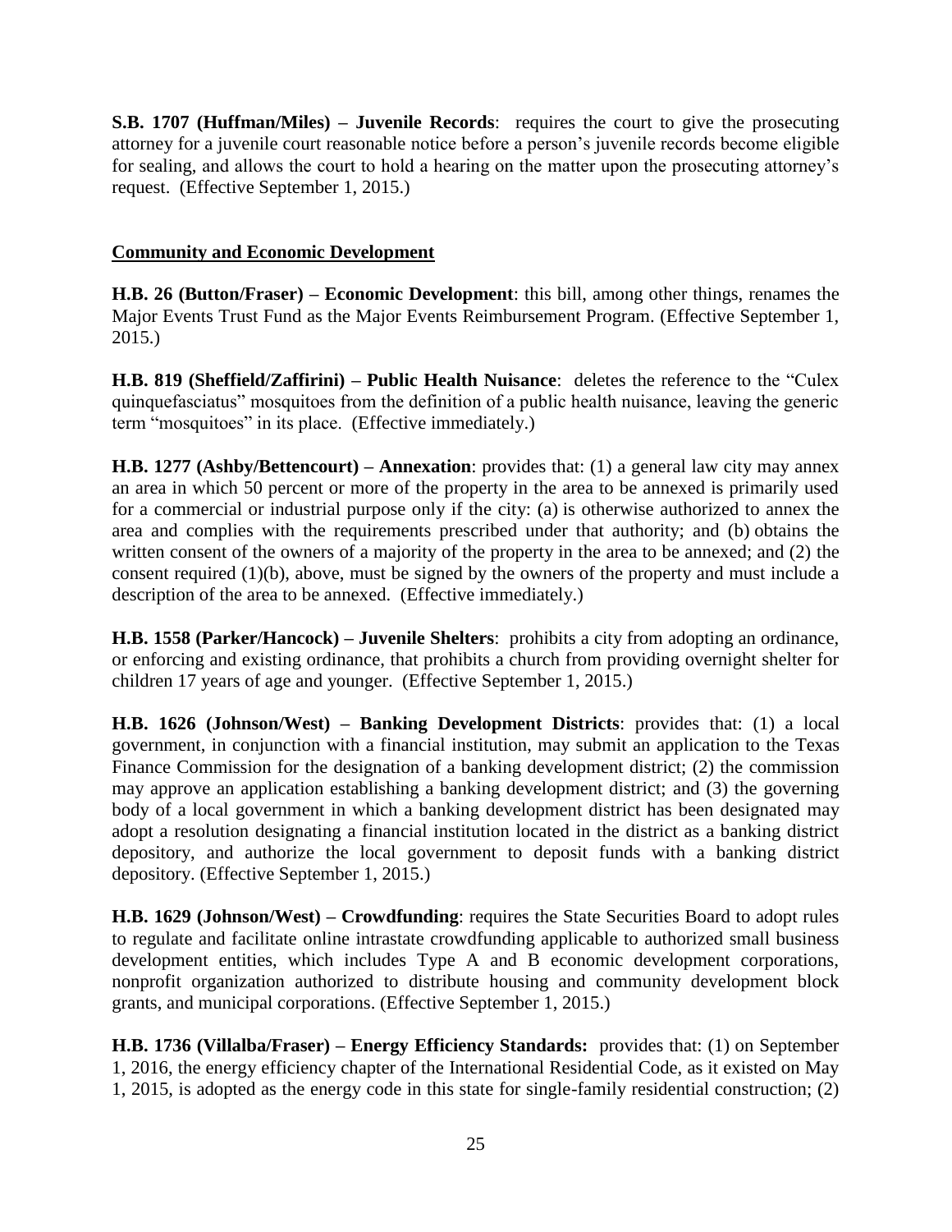**S.B. 1707 (Huffman/Miles) – Juvenile Records**: requires the court to give the prosecuting attorney for a juvenile court reasonable notice before a person's juvenile records become eligible for sealing, and allows the court to hold a hearing on the matter upon the prosecuting attorney's request. (Effective September 1, 2015.)

## Community and Economic Development

**H.B. 26 (Button/Fraser) – Economic Development**: this bill, among other things, renames the Major Events Trust Fund as the Major Events Reimbursement Program. (Effective September 1, 2015.)

**H.B. 819 (Sheffield/Zaffirini) – Public Health Nuisance**: deletes the reference to the "Culex quinquefasciatus" mosquitoes from the definition of a public health nuisance, leaving the generic term "mosquitoes" in its place. (Effective immediately.)

**H.B. 1277 (Ashby/Bettencourt) – Annexation**: provides that: (1) a general law city may annex an area in which 50 percent or more of the property in the area to be annexed is primarily used for a commercial or industrial purpose only if the city: (a) is otherwise authorized to annex the area and complies with the requirements prescribed under that authority; and (b) obtains the written consent of the owners of a majority of the property in the area to be annexed; and (2) the consent required (1)(b), above, must be signed by the owners of the property and must include a description of the area to be annexed. (Effective immediately.)

**H.B. 1558 (Parker/Hancock) – Juvenile Shelters**: prohibits a city from adopting an ordinance, or enforcing and existing ordinance, that prohibits a church from providing overnight shelter for children 17 years of age and younger. (Effective September 1, 2015.)

**H.B. 1626 (Johnson/West) – Banking Development Districts**: provides that: (1) a local government, in conjunction with a financial institution, may submit an application to the Texas Finance Commission for the designation of a banking development district; (2) the commission may approve an application establishing a banking development district; and (3) the governing body of a local government in which a banking development district has been designated may adopt a resolution designating a financial institution located in the district as a banking district depository, and authorize the local government to deposit funds with a banking district depository. (Effective September 1, 2015.)

**H.B. 1629 (Johnson/West) – Crowdfunding**: requires the State Securities Board to adopt rules to regulate and facilitate online intrastate crowdfunding applicable to authorized small business development entities, which includes Type A and B economic development corporations, nonprofit organization authorized to distribute housing and community development block grants, and municipal corporations. (Effective September 1, 2015.)

**H.B. 1736 (Villalba/Fraser) – Energy Efficiency Standards:** provides that: (1) on September 1, 2016, the energy efficiency chapter of the International Residential Code, as it existed on May 1, 2015, is adopted as the energy code in this state for single-family residential construction; (2)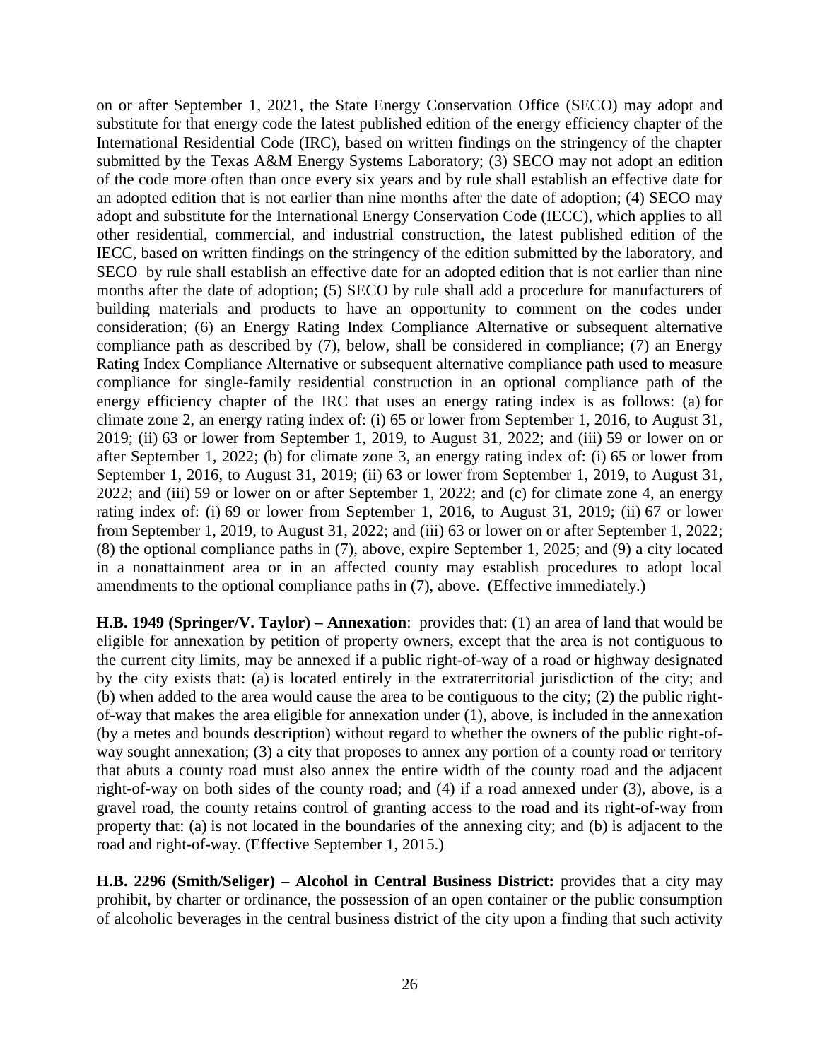on or after September 1, 2021, the State Energy Conservation Office (SECO) may adopt and substitute for that energy code the latest published edition of the energy efficiency chapter of the International Residential Code (IRC), based on written findings on the stringency of the chapter submitted by the Texas A&M Energy Systems Laboratory; (3) SECO may not adopt an edition of the code more often than once every six years and by rule shall establish an effective date for an adopted edition that is not earlier than nine months after the date of adoption; (4) SECO may adopt and substitute for the International Energy Conservation Code (IECC), which applies to all other residential, commercial, and industrial construction, the latest published edition of the IECC, based on written findings on the stringency of the edition submitted by the laboratory, and SECO by rule shall establish an effective date for an adopted edition that is not earlier than nine months after the date of adoption; (5) SECO by rule shall add a procedure for manufacturers of building materials and products to have an opportunity to comment on the codes under consideration; (6) an Energy Rating Index Compliance Alternative or subsequent alternative compliance path as described by (7), below, shall be considered in compliance; (7) an Energy Rating Index Compliance Alternative or subsequent alternative compliance path used to measure compliance for single-family residential construction in an optional compliance path of the energy efficiency chapter of the IRC that uses an energy rating index is as follows: (a) for climate zone 2, an energy rating index of: (i) 65 or lower from September 1, 2016, to August 31, 2019; (ii) 63 or lower from September 1, 2019, to August 31, 2022; and (iii) 59 or lower on or after September 1, 2022; (b) for climate zone 3, an energy rating index of: (i) 65 or lower from September 1, 2016, to August 31, 2019; (ii) 63 or lower from September 1, 2019, to August 31, 2022; and (iii) 59 or lower on or after September 1, 2022; and (c) for climate zone 4, an energy rating index of: (i) 69 or lower from September 1, 2016, to August 31, 2019; (ii) 67 or lower from September 1, 2019, to August 31, 2022; and (iii) 63 or lower on or after September 1, 2022; (8) the optional compliance paths in (7), above, expire September 1, 2025; and (9) a city located in a nonattainment area or in an affected county may establish procedures to adopt local amendments to the optional compliance paths in (7), above. (Effective immediately.)

**H.B. 1949 (Springer/V. Taylor) – Annexation**: provides that: (1) an area of land that would be eligible for annexation by petition of property owners, except that the area is not contiguous to the current city limits, may be annexed if a public right-of-way of a road or highway designated by the city exists that: (a) is located entirely in the extraterritorial jurisdiction of the city; and (b) when added to the area would cause the area to be contiguous to the city; (2) the public right-of-way that makes the area eligible for annexation under (1), above, is included in the annexation (by a metes and bounds description) without regard to whether the owners of the public right-of-way sought annexation; (3) a city that proposes to annex any portion of a county road or territory that abuts a county road must also annex the entire width of the county road and the adjacent right-of-way on both sides of the county road; and (4) if a road annexed under (3), above, is a gravel road, the county retains control of granting access to the road and its right-of-way from property that: (a) is not located in the boundaries of the annexing city; and (b) is adjacent to the road and right-of-way. (Effective September 1, 2015.)

**H.B. 2296 (Smith/Seliger) – Alcohol in Central Business District:** provides that a city may prohibit, by charter or ordinance, the possession of an open container or the public consumption of alcoholic beverages in the central business district of the city upon a finding that such activity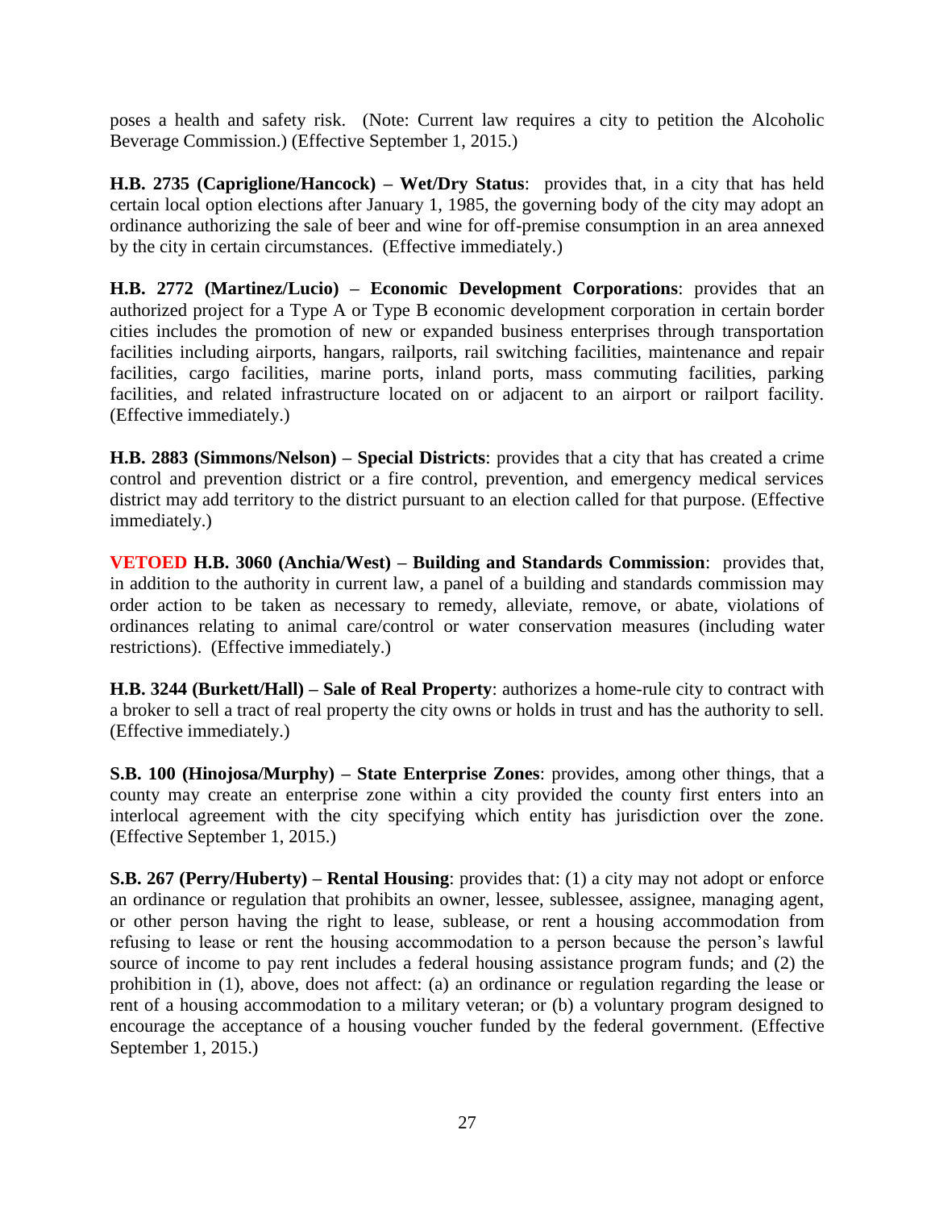poses a health and safety risk. (Note: Current law requires a city to petition the Alcoholic Beverage Commission.) (Effective September 1, 2015.)

**H.B. 2735 (Capriglione/Hancock) – Wet/Dry Status**: provides that, in a city that has held certain local option elections after January 1, 1985, the governing body of the city may adopt an ordinance authorizing the sale of beer and wine for off-premise consumption in an area annexed by the city in certain circumstances. (Effective immediately.)

**H.B. 2772 (Martinez/Lucio) – Economic Development Corporations**: provides that an authorized project for a Type A or Type B economic development corporation in certain border cities includes the promotion of new or expanded business enterprises through transportation facilities including airports, hangars, railports, rail switching facilities, maintenance and repair facilities, cargo facilities, marine ports, inland ports, mass commuting facilities, parking facilities, and related infrastructure located on or adjacent to an airport or railport facility. (Effective immediately.)

**H.B. 2883 (Simmons/Nelson) – Special Districts**: provides that a city that has created a crime control and prevention district or a fire control, prevention, and emergency medical services district may add territory to the district pursuant to an election called for that purpose. (Effective immediately.)

**VETOED H.B. 3060 (Anchia/West) – Building and Standards Commission**: provides that, in addition to the authority in current law, a panel of a building and standards commission may order action to be taken as necessary to remedy, alleviate, remove, or abate, violations of ordinances relating to animal care/control or water conservation measures (including water restrictions). (Effective immediately.)

**H.B. 3244 (Burkett/Hall) – Sale of Real Property**: authorizes a home-rule city to contract with a broker to sell a tract of real property the city owns or holds in trust and has the authority to sell. (Effective immediately.)

**S.B. 100 (Hinojosa/Murphy) – State Enterprise Zones**: provides, among other things, that a county may create an enterprise zone within a city provided the county first enters into an interlocal agreement with the city specifying which entity has jurisdiction over the zone. (Effective September 1, 2015.)

**S.B. 267 (Perry/Huberty) – Rental Housing**: provides that: (1) a city may not adopt or enforce an ordinance or regulation that prohibits an owner, lessee, sublessee, assignee, managing agent, or other person having the right to lease, sublease, or rent a housing accommodation from refusing to lease or rent the housing accommodation to a person because the person's lawful source of income to pay rent includes a federal housing assistance program funds; and (2) the prohibition in (1), above, does not affect: (a) an ordinance or regulation regarding the lease or rent of a housing accommodation to a military veteran; or (b) a voluntary program designed to encourage the acceptance of a housing voucher funded by the federal government. (Effective September 1, 2015.)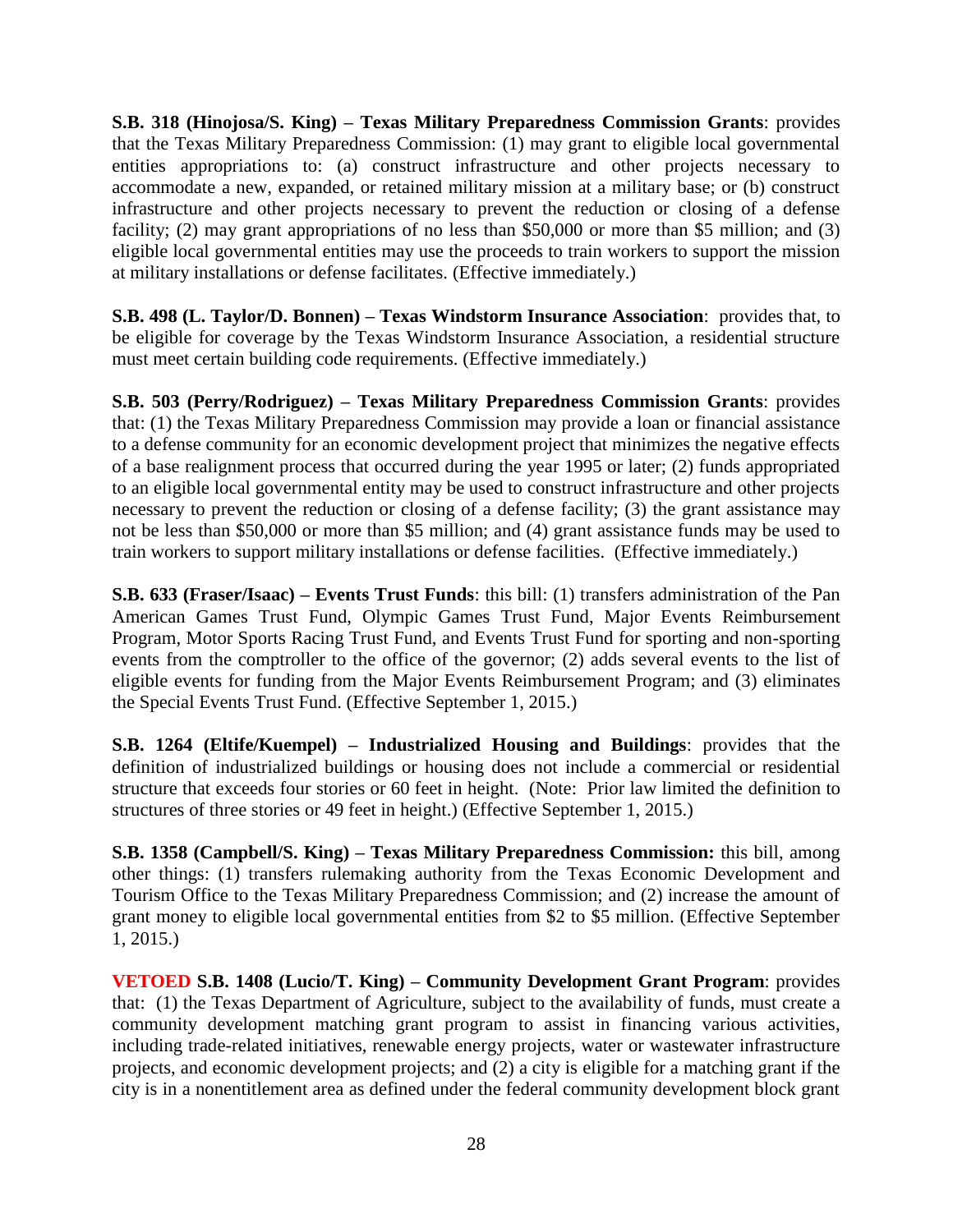**S.B. 318 (Hinojosa/S. King) – Texas Military Preparedness Commission Grants**: provides that the Texas Military Preparedness Commission: (1) may grant to eligible local governmental entities appropriations to: (a) construct infrastructure and other projects necessary to accommodate a new, expanded, or retained military mission at a military base; or (b) construct infrastructure and other projects necessary to prevent the reduction or closing of a defense facility; (2) may grant appropriations of no less than $50,000 or more than $5 million; and (3) eligible local governmental entities may use the proceeds to train workers to support the mission at military installations or defense facilitates. (Effective immediately.)

**S.B. 498 (L. Taylor/D. Bonnen) – Texas Windstorm Insurance Association**: provides that, to be eligible for coverage by the Texas Windstorm Insurance Association, a residential structure must meet certain building code requirements. (Effective immediately.)

**S.B. 503 (Perry/Rodriguez) – Texas Military Preparedness Commission Grants**: provides that: (1) the Texas Military Preparedness Commission may provide a loan or financial assistance to a defense community for an economic development project that minimizes the negative effects of a base realignment process that occurred during the year 1995 or later; (2) funds appropriated to an eligible local governmental entity may be used to construct infrastructure and other projects necessary to prevent the reduction or closing of a defense facility; (3) the grant assistance may not be less than $50,000 or more than $5 million; and (4) grant assistance funds may be used to train workers to support military installations or defense facilities. (Effective immediately.)

**S.B. 633 (Fraser/Isaac) – Events Trust Funds**: this bill: (1) transfers administration of the Pan American Games Trust Fund, Olympic Games Trust Fund, Major Events Reimbursement Program, Motor Sports Racing Trust Fund, and Events Trust Fund for sporting and non-sporting events from the comptroller to the office of the governor; (2) adds several events to the list of eligible events for funding from the Major Events Reimbursement Program; and (3) eliminates the Special Events Trust Fund. (Effective September 1, 2015.)

**S.B. 1264 (Eltife/Kuempel) – Industrialized Housing and Buildings**: provides that the definition of industrialized buildings or housing does not include a commercial or residential structure that exceeds four stories or 60 feet in height. (Note: Prior law limited the definition to structures of three stories or 49 feet in height.) (Effective September 1, 2015.)

**S.B. 1358 (Campbell/S. King) – Texas Military Preparedness Commission:** this bill, among other things: (1) transfers rulemaking authority from the Texas Economic Development and Tourism Office to the Texas Military Preparedness Commission; and (2) increase the amount of grant money to eligible local governmental entities from $2 to $5 million. (Effective September 1, 2015.)

**VETOED S.B. 1408 (Lucio/T. King) – Community Development Grant Program**: provides that: (1) the Texas Department of Agriculture, subject to the availability of funds, must create a community development matching grant program to assist in financing various activities, including trade-related initiatives, renewable energy projects, water or wastewater infrastructure projects, and economic development projects; and (2) a city is eligible for a matching grant if the city is in a nonentitlement area as defined under the federal community development block grant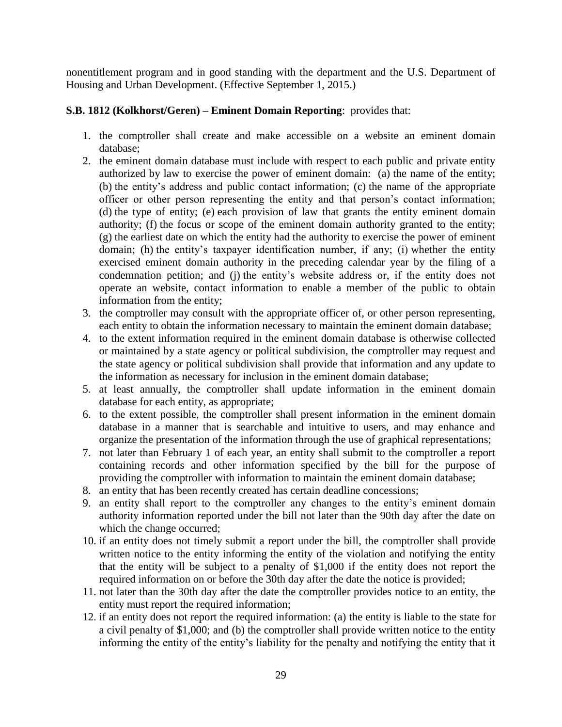nonentitlement program and in good standing with the department and the U.S. Department of Housing and Urban Development. (Effective September 1, 2015.)

**S.B. 1812 (Kolkhorst/Geren) – Eminent Domain Reporting**: provides that:

1. the comptroller shall create and make accessible on a website an eminent domain database;
2. the eminent domain database must include with respect to each public and private entity authorized by law to exercise the power of eminent domain: (a) the name of the entity; (b) the entity's address and public contact information; (c) the name of the appropriate officer or other person representing the entity and that person's contact information; (d) the type of entity; (e) each provision of law that grants the entity eminent domain authority; (f) the focus or scope of the eminent domain authority granted to the entity; (g) the earliest date on which the entity had the authority to exercise the power of eminent domain; (h) the entity's taxpayer identification number, if any; (i) whether the entity exercised eminent domain authority in the preceding calendar year by the filing of a condemnation petition; and (j) the entity's website address or, if the entity does not operate an website, contact information to enable a member of the public to obtain information from the entity;
3. the comptroller may consult with the appropriate officer of, or other person representing, each entity to obtain the information necessary to maintain the eminent domain database;
4. to the extent information required in the eminent domain database is otherwise collected or maintained by a state agency or political subdivision, the comptroller may request and the state agency or political subdivision shall provide that information and any update to the information as necessary for inclusion in the eminent domain database;
5. at least annually, the comptroller shall update information in the eminent domain database for each entity, as appropriate;
6. to the extent possible, the comptroller shall present information in the eminent domain database in a manner that is searchable and intuitive to users, and may enhance and organize the presentation of the information through the use of graphical representations;
7. not later than February 1 of each year, an entity shall submit to the comptroller a report containing records and other information specified by the bill for the purpose of providing the comptroller with information to maintain the eminent domain database;
8. an entity that has been recently created has certain deadline concessions;
9. an entity shall report to the comptroller any changes to the entity's eminent domain authority information reported under the bill not later than the 90th day after the date on which the change occurred;
10. if an entity does not timely submit a report under the bill, the comptroller shall provide written notice to the entity informing the entity of the violation and notifying the entity that the entity will be subject to a penalty of $1,000 if the entity does not report the required information on or before the 30th day after the date the notice is provided;
11. not later than the 30th day after the date the comptroller provides notice to an entity, the entity must report the required information;
12. if an entity does not report the required information: (a) the entity is liable to the state for a civil penalty of $1,000; and (b) the comptroller shall provide written notice to the entity informing the entity of the entity's liability for the penalty and notifying the entity that it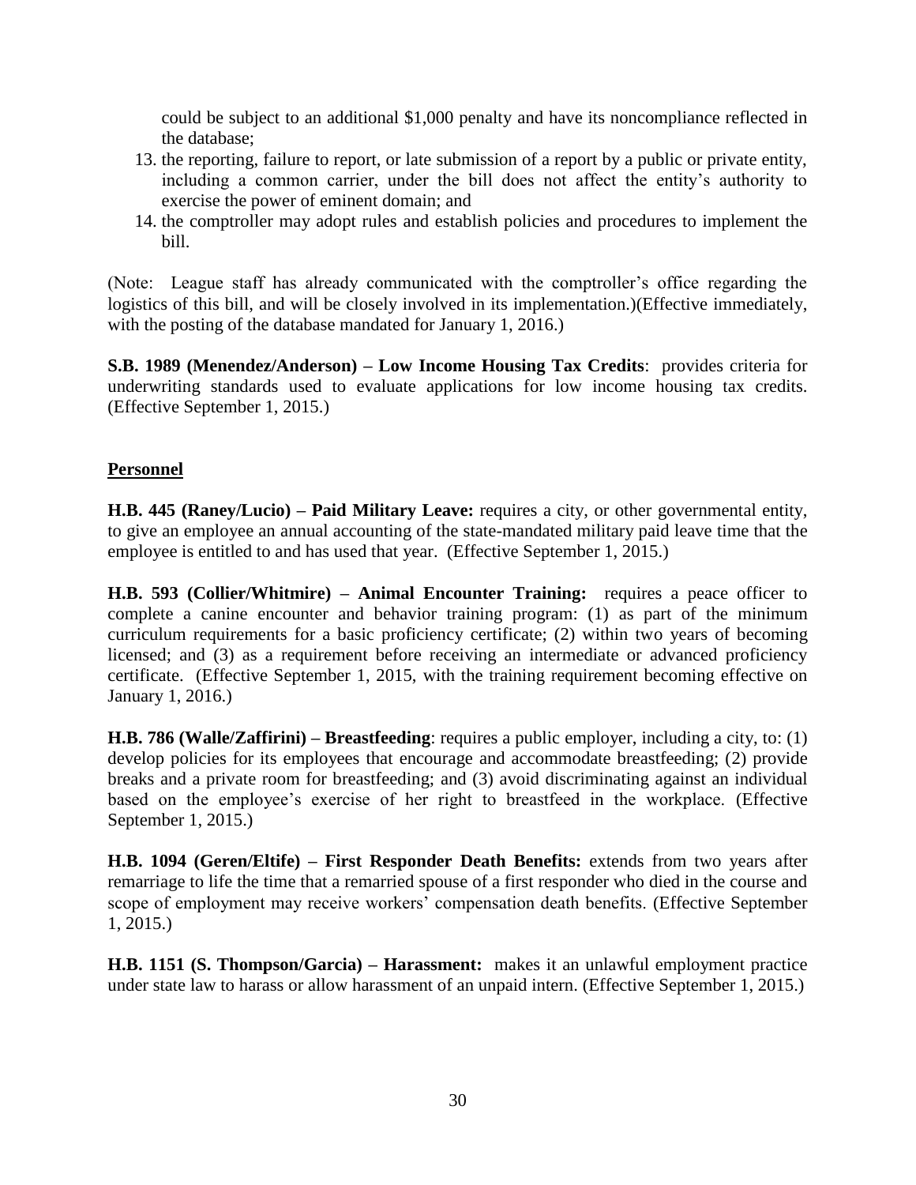could be subject to an additional $1,000 penalty and have its noncompliance reflected in the database;

13. the reporting, failure to report, or late submission of a report by a public or private entity, including a common carrier, under the bill does not affect the entity's authority to exercise the power of eminent domain; and
14. the comptroller may adopt rules and establish policies and procedures to implement the bill.

(Note: League staff has already communicated with the comptroller's office regarding the logistics of this bill, and will be closely involved in its implementation.)(Effective immediately, with the posting of the database mandated for January 1, 2016.)

**S.B. 1989 (Menendez/Anderson) – Low Income Housing Tax Credits**: provides criteria for underwriting standards used to evaluate applications for low income housing tax credits. (Effective September 1, 2015.)

## Personnel

**H.B. 445 (Raney/Lucio) – Paid Military Leave:** requires a city, or other governmental entity, to give an employee an annual accounting of the state-mandated military paid leave time that the employee is entitled to and has used that year. (Effective September 1, 2015.)

**H.B. 593 (Collier/Whitmire) – Animal Encounter Training:** requires a peace officer to complete a canine encounter and behavior training program: (1) as part of the minimum curriculum requirements for a basic proficiency certificate; (2) within two years of becoming licensed; and (3) as a requirement before receiving an intermediate or advanced proficiency certificate. (Effective September 1, 2015, with the training requirement becoming effective on January 1, 2016.)

**H.B. 786 (Walle/Zaffirini) – Breastfeeding**: requires a public employer, including a city, to: (1) develop policies for its employees that encourage and accommodate breastfeeding; (2) provide breaks and a private room for breastfeeding; and (3) avoid discriminating against an individual based on the employee's exercise of her right to breastfeed in the workplace. (Effective September 1, 2015.)

**H.B. 1094 (Geren/Eltife) – First Responder Death Benefits:** extends from two years after remarriage to life the time that a remarried spouse of a first responder who died in the course and scope of employment may receive workers' compensation death benefits. (Effective September 1, 2015.)

**H.B. 1151 (S. Thompson/Garcia) – Harassment:** makes it an unlawful employment practice under state law to harass or allow harassment of an unpaid intern. (Effective September 1, 2015.)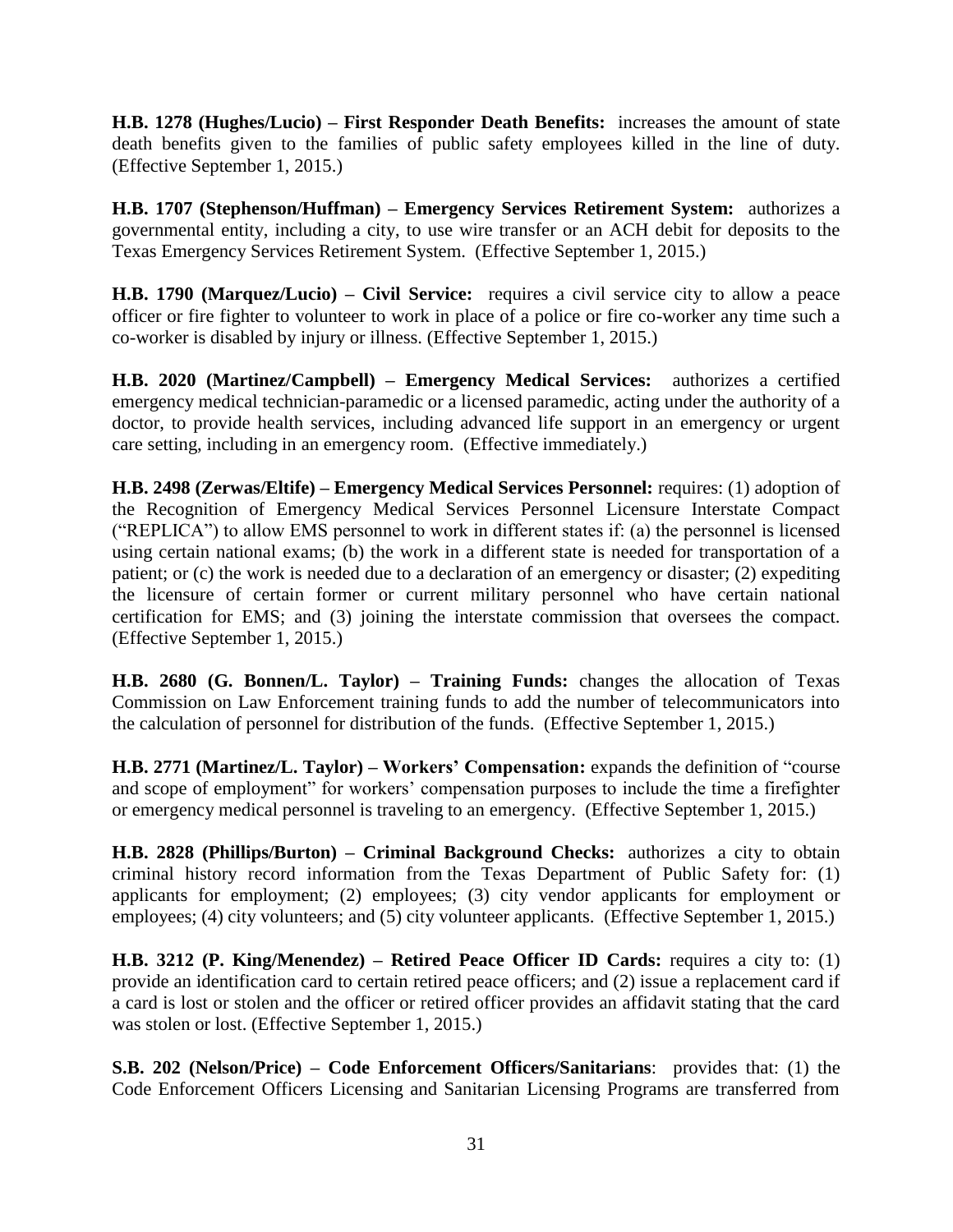**H.B. 1278 (Hughes/Lucio) – First Responder Death Benefits:** increases the amount of state death benefits given to the families of public safety employees killed in the line of duty. (Effective September 1, 2015.)

**H.B. 1707 (Stephenson/Huffman) – Emergency Services Retirement System:** authorizes a governmental entity, including a city, to use wire transfer or an ACH debit for deposits to the Texas Emergency Services Retirement System. (Effective September 1, 2015.)

**H.B. 1790 (Marquez/Lucio) – Civil Service:** requires a civil service city to allow a peace officer or fire fighter to volunteer to work in place of a police or fire co-worker any time such a co-worker is disabled by injury or illness. (Effective September 1, 2015.)

**H.B. 2020 (Martinez/Campbell) – Emergency Medical Services:** authorizes a certified emergency medical technician-paramedic or a licensed paramedic, acting under the authority of a doctor, to provide health services, including advanced life support in an emergency or urgent care setting, including in an emergency room. (Effective immediately.)

**H.B. 2498 (Zerwas/Eltife) – Emergency Medical Services Personnel:** requires: (1) adoption of the Recognition of Emergency Medical Services Personnel Licensure Interstate Compact ("REPLICA") to allow EMS personnel to work in different states if: (a) the personnel is licensed using certain national exams; (b) the work in a different state is needed for transportation of a patient; or (c) the work is needed due to a declaration of an emergency or disaster; (2) expediting the licensure of certain former or current military personnel who have certain national certification for EMS; and (3) joining the interstate commission that oversees the compact. (Effective September 1, 2015.)

**H.B. 2680 (G. Bonnen/L. Taylor) – Training Funds:** changes the allocation of Texas Commission on Law Enforcement training funds to add the number of telecommunicators into the calculation of personnel for distribution of the funds. (Effective September 1, 2015.)

**H.B. 2771 (Martinez/L. Taylor) – Workers' Compensation:** expands the definition of "course and scope of employment" for workers' compensation purposes to include the time a firefighter or emergency medical personnel is traveling to an emergency. (Effective September 1, 2015.)

**H.B. 2828 (Phillips/Burton) – Criminal Background Checks:** authorizes a city to obtain criminal history record information from the Texas Department of Public Safety for: (1) applicants for employment; (2) employees; (3) city vendor applicants for employment or employees; (4) city volunteers; and (5) city volunteer applicants. (Effective September 1, 2015.)

**H.B. 3212 (P. King/Menendez) – Retired Peace Officer ID Cards:** requires a city to: (1) provide an identification card to certain retired peace officers; and (2) issue a replacement card if a card is lost or stolen and the officer or retired officer provides an affidavit stating that the card was stolen or lost. (Effective September 1, 2015.)

**S.B. 202 (Nelson/Price) – Code Enforcement Officers/Sanitarians**: provides that: (1) the Code Enforcement Officers Licensing and Sanitarian Licensing Programs are transferred from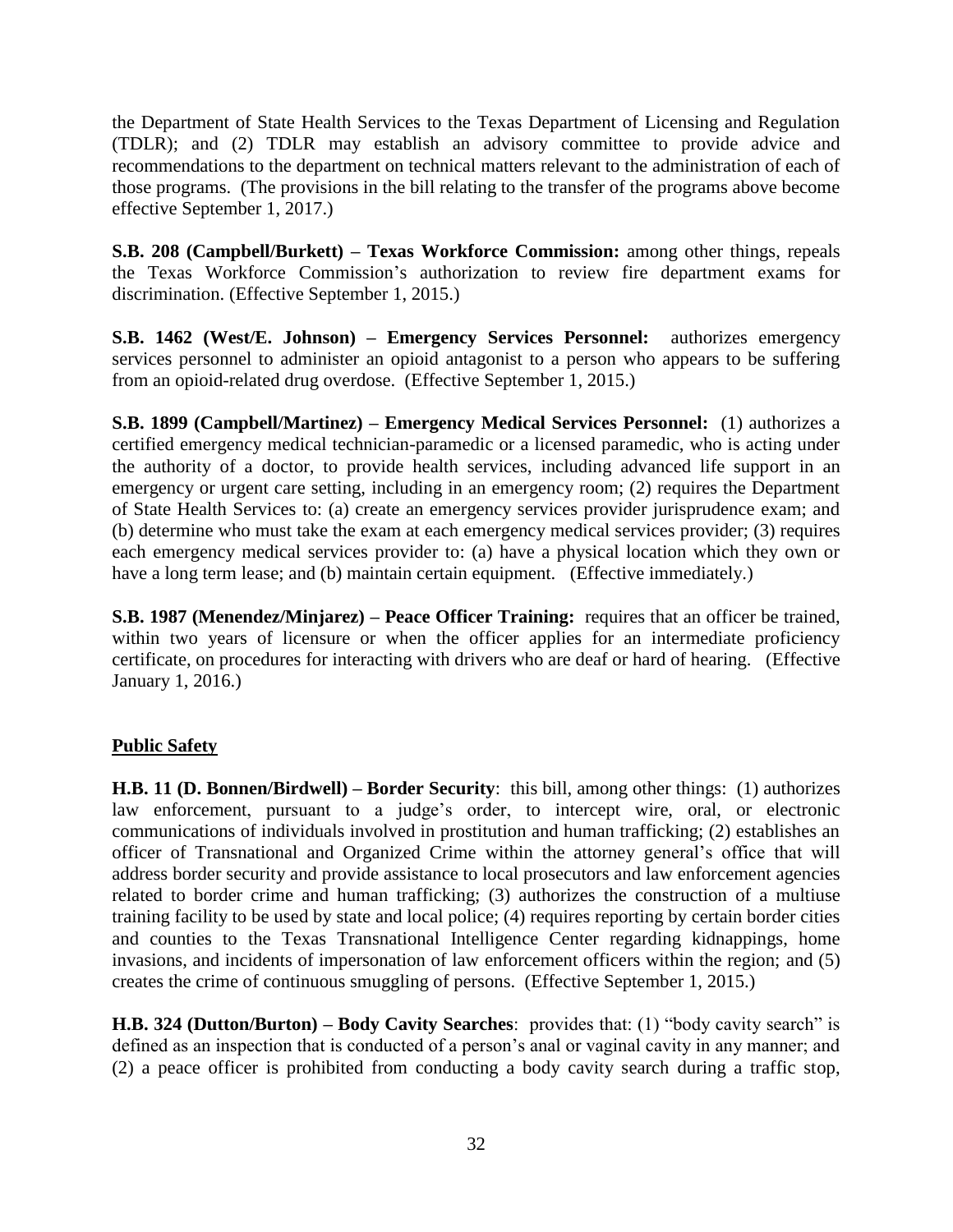the Department of State Health Services to the Texas Department of Licensing and Regulation (TDLR); and (2) TDLR may establish an advisory committee to provide advice and recommendations to the department on technical matters relevant to the administration of each of those programs. (The provisions in the bill relating to the transfer of the programs above become effective September 1, 2017.)

**S.B. 208 (Campbell/Burkett) – Texas Workforce Commission:** among other things, repeals the Texas Workforce Commission's authorization to review fire department exams for discrimination. (Effective September 1, 2015.)

**S.B. 1462 (West/E. Johnson) – Emergency Services Personnel:** authorizes emergency services personnel to administer an opioid antagonist to a person who appears to be suffering from an opioid-related drug overdose. (Effective September 1, 2015.)

**S.B. 1899 (Campbell/Martinez) – Emergency Medical Services Personnel:** (1) authorizes a certified emergency medical technician-paramedic or a licensed paramedic, who is acting under the authority of a doctor, to provide health services, including advanced life support in an emergency or urgent care setting, including in an emergency room; (2) requires the Department of State Health Services to: (a) create an emergency services provider jurisprudence exam; and (b) determine who must take the exam at each emergency medical services provider; (3) requires each emergency medical services provider to: (a) have a physical location which they own or have a long term lease; and (b) maintain certain equipment. (Effective immediately.)

**S.B. 1987 (Menendez/Minjarez) – Peace Officer Training:** requires that an officer be trained, within two years of licensure or when the officer applies for an intermediate proficiency certificate, on procedures for interacting with drivers who are deaf or hard of hearing. (Effective January 1, 2016.)

## Public Safety

**H.B. 11 (D. Bonnen/Birdwell) – Border Security**: this bill, among other things: (1) authorizes law enforcement, pursuant to a judge's order, to intercept wire, oral, or electronic communications of individuals involved in prostitution and human trafficking; (2) establishes an officer of Transnational and Organized Crime within the attorney general's office that will address border security and provide assistance to local prosecutors and law enforcement agencies related to border crime and human trafficking; (3) authorizes the construction of a multiuse training facility to be used by state and local police; (4) requires reporting by certain border cities and counties to the Texas Transnational Intelligence Center regarding kidnappings, home invasions, and incidents of impersonation of law enforcement officers within the region; and (5) creates the crime of continuous smuggling of persons. (Effective September 1, 2015.)

**H.B. 324 (Dutton/Burton) – Body Cavity Searches**: provides that: (1) "body cavity search" is defined as an inspection that is conducted of a person's anal or vaginal cavity in any manner; and (2) a peace officer is prohibited from conducting a body cavity search during a traffic stop,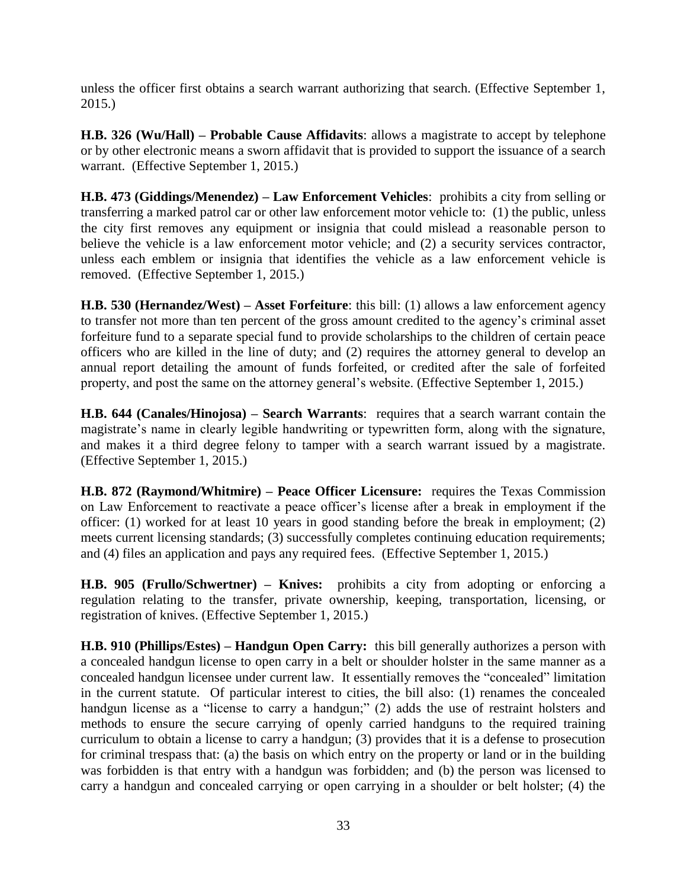unless the officer first obtains a search warrant authorizing that search. (Effective September 1, 2015.)

**H.B. 326 (Wu/Hall) – Probable Cause Affidavits**: allows a magistrate to accept by telephone or by other electronic means a sworn affidavit that is provided to support the issuance of a search warrant. (Effective September 1, 2015.)

**H.B. 473 (Giddings/Menendez) – Law Enforcement Vehicles**: prohibits a city from selling or transferring a marked patrol car or other law enforcement motor vehicle to: (1) the public, unless the city first removes any equipment or insignia that could mislead a reasonable person to believe the vehicle is a law enforcement motor vehicle; and (2) a security services contractor, unless each emblem or insignia that identifies the vehicle as a law enforcement vehicle is removed. (Effective September 1, 2015.)

**H.B. 530 (Hernandez/West) – Asset Forfeiture**: this bill: (1) allows a law enforcement agency to transfer not more than ten percent of the gross amount credited to the agency's criminal asset forfeiture fund to a separate special fund to provide scholarships to the children of certain peace officers who are killed in the line of duty; and (2) requires the attorney general to develop an annual report detailing the amount of funds forfeited, or credited after the sale of forfeited property, and post the same on the attorney general's website. (Effective September 1, 2015.)

**H.B. 644 (Canales/Hinojosa) – Search Warrants**: requires that a search warrant contain the magistrate's name in clearly legible handwriting or typewritten form, along with the signature, and makes it a third degree felony to tamper with a search warrant issued by a magistrate. (Effective September 1, 2015.)

**H.B. 872 (Raymond/Whitmire) – Peace Officer Licensure:** requires the Texas Commission on Law Enforcement to reactivate a peace officer's license after a break in employment if the officer: (1) worked for at least 10 years in good standing before the break in employment; (2) meets current licensing standards; (3) successfully completes continuing education requirements; and (4) files an application and pays any required fees. (Effective September 1, 2015.)

**H.B. 905 (Frullo/Schwertner) – Knives:** prohibits a city from adopting or enforcing a regulation relating to the transfer, private ownership, keeping, transportation, licensing, or registration of knives. (Effective September 1, 2015.)

**H.B. 910 (Phillips/Estes) – Handgun Open Carry:** this bill generally authorizes a person with a concealed handgun license to open carry in a belt or shoulder holster in the same manner as a concealed handgun licensee under current law. It essentially removes the "concealed" limitation in the current statute. Of particular interest to cities, the bill also: (1) renames the concealed handgun license as a "license to carry a handgun;" (2) adds the use of restraint holsters and methods to ensure the secure carrying of openly carried handguns to the required training curriculum to obtain a license to carry a handgun; (3) provides that it is a defense to prosecution for criminal trespass that: (a) the basis on which entry on the property or land or in the building was forbidden is that entry with a handgun was forbidden; and (b) the person was licensed to carry a handgun and concealed carrying or open carrying in a shoulder or belt holster; (4) the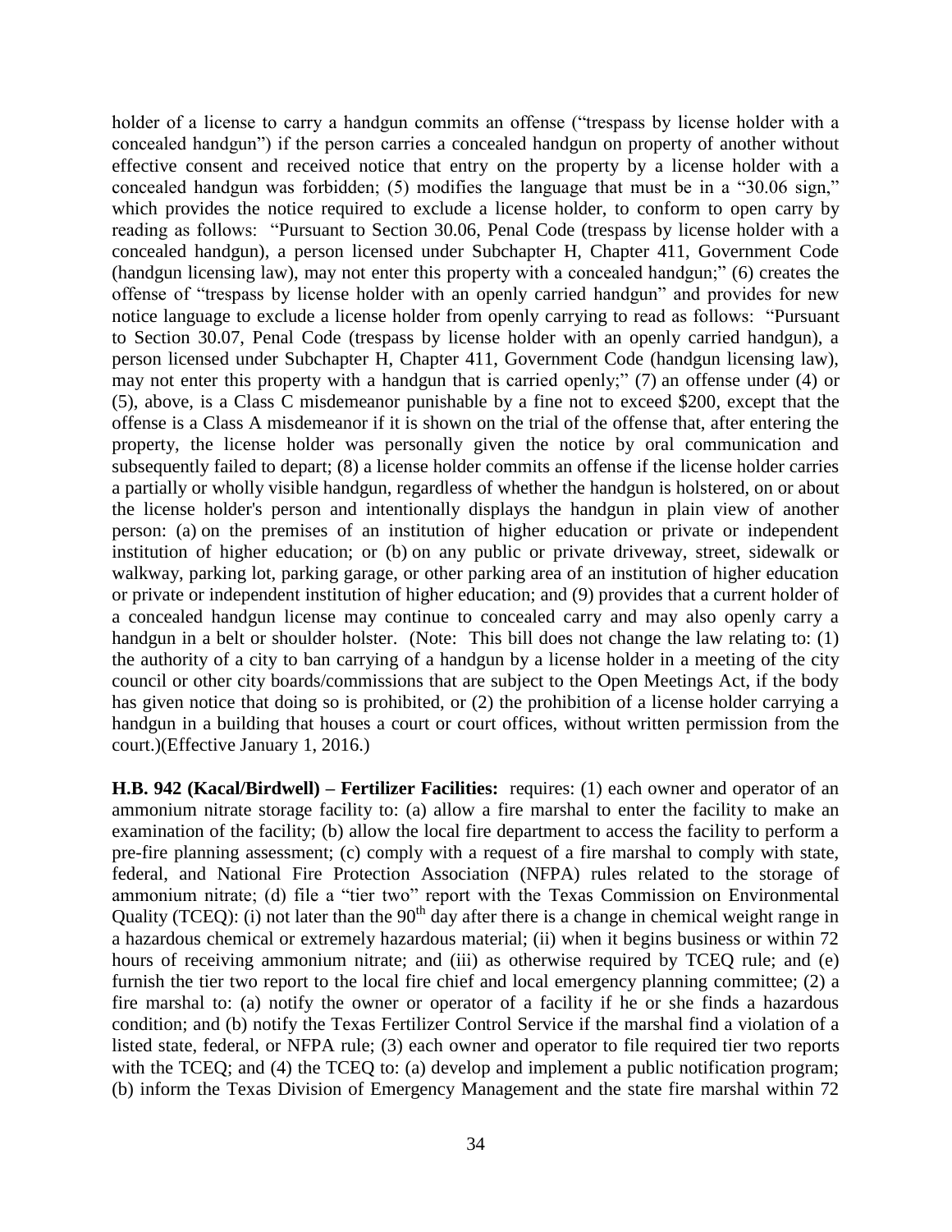holder of a license to carry a handgun commits an offense ("trespass by license holder with a concealed handgun") if the person carries a concealed handgun on property of another without effective consent and received notice that entry on the property by a license holder with a concealed handgun was forbidden; (5) modifies the language that must be in a "30.06 sign," which provides the notice required to exclude a license holder, to conform to open carry by reading as follows: "Pursuant to Section 30.06, Penal Code (trespass by license holder with a concealed handgun), a person licensed under Subchapter H, Chapter 411, Government Code (handgun licensing law), may not enter this property with a concealed handgun;" (6) creates the offense of "trespass by license holder with an openly carried handgun" and provides for new notice language to exclude a license holder from openly carrying to read as follows: "Pursuant to Section 30.07, Penal Code (trespass by license holder with an openly carried handgun), a person licensed under Subchapter H, Chapter 411, Government Code (handgun licensing law), may not enter this property with a handgun that is carried openly;" (7) an offense under (4) or (5), above, is a Class C misdemeanor punishable by a fine not to exceed $200, except that the offense is a Class A misdemeanor if it is shown on the trial of the offense that, after entering the property, the license holder was personally given the notice by oral communication and subsequently failed to depart; (8) a license holder commits an offense if the license holder carries a partially or wholly visible handgun, regardless of whether the handgun is holstered, on or about the license holder's person and intentionally displays the handgun in plain view of another person: (a) on the premises of an institution of higher education or private or independent institution of higher education; or (b) on any public or private driveway, street, sidewalk or walkway, parking lot, parking garage, or other parking area of an institution of higher education or private or independent institution of higher education; and (9) provides that a current holder of a concealed handgun license may continue to concealed carry and may also openly carry a handgun in a belt or shoulder holster. (Note: This bill does not change the law relating to: (1) the authority of a city to ban carrying of a handgun by a license holder in a meeting of the city council or other city boards/commissions that are subject to the Open Meetings Act, if the body has given notice that doing so is prohibited, or (2) the prohibition of a license holder carrying a handgun in a building that houses a court or court offices, without written permission from the court.)(Effective January 1, 2016.)

**H.B. 942 (Kacal/Birdwell) – Fertilizer Facilities:** requires: (1) each owner and operator of an ammonium nitrate storage facility to: (a) allow a fire marshal to enter the facility to make an examination of the facility; (b) allow the local fire department to access the facility to perform a pre-fire planning assessment; (c) comply with a request of a fire marshal to comply with state, federal, and National Fire Protection Association (NFPA) rules related to the storage of ammonium nitrate; (d) file a "tier two" report with the Texas Commission on Environmental Quality (TCEQ): (i) not later than the 90th day after there is a change in chemical weight range in a hazardous chemical or extremely hazardous material; (ii) when it begins business or within 72 hours of receiving ammonium nitrate; and (iii) as otherwise required by TCEQ rule; and (e) furnish the tier two report to the local fire chief and local emergency planning committee; (2) a fire marshal to: (a) notify the owner or operator of a facility if he or she finds a hazardous condition; and (b) notify the Texas Fertilizer Control Service if the marshal find a violation of a listed state, federal, or NFPA rule; (3) each owner and operator to file required tier two reports with the TCEQ; and (4) the TCEQ to: (a) develop and implement a public notification program; (b) inform the Texas Division of Emergency Management and the state fire marshal within 72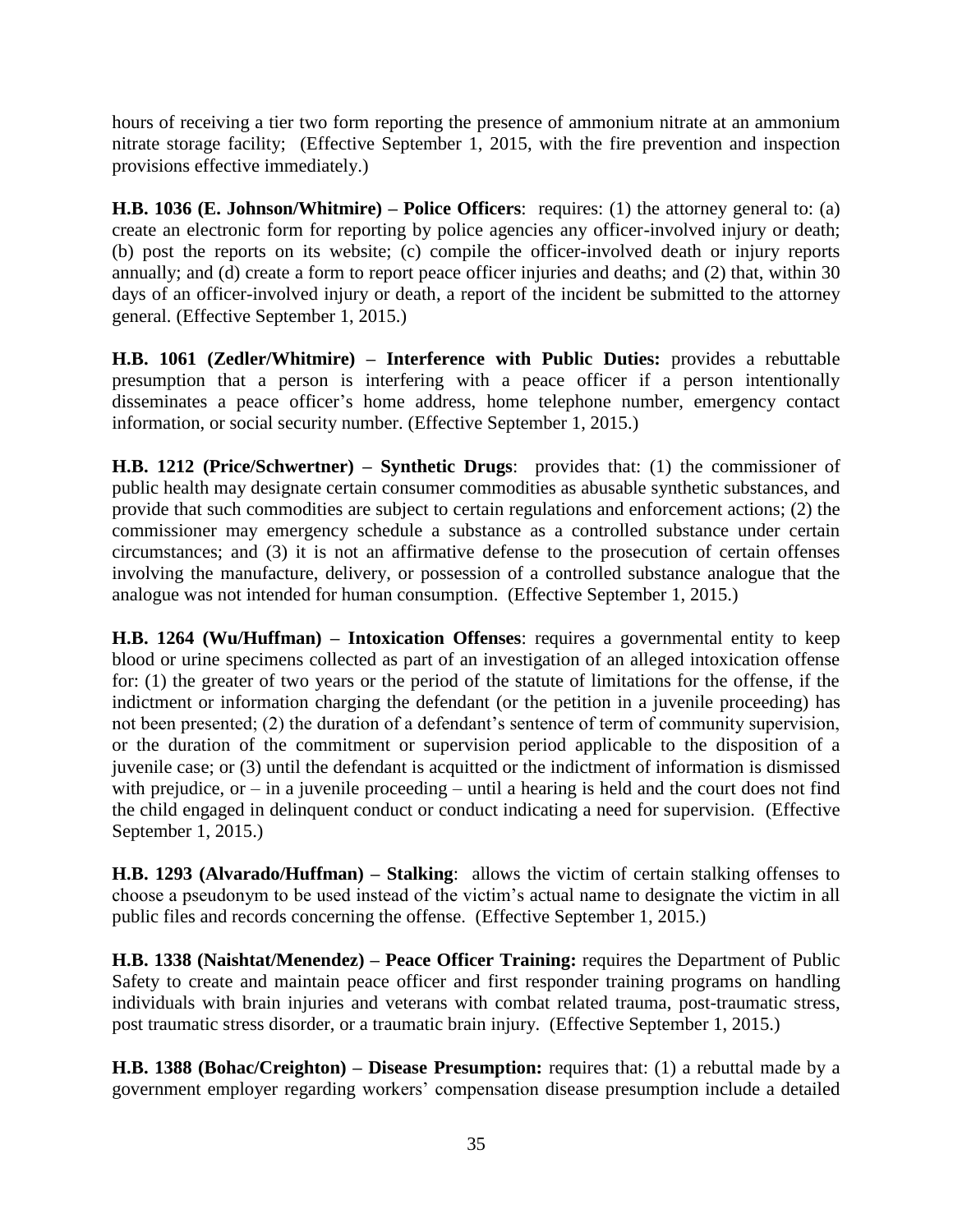hours of receiving a tier two form reporting the presence of ammonium nitrate at an ammonium nitrate storage facility; (Effective September 1, 2015, with the fire prevention and inspection provisions effective immediately.)

**H.B. 1036 (E. Johnson/Whitmire) – Police Officers**: requires: (1) the attorney general to: (a) create an electronic form for reporting by police agencies any officer-involved injury or death; (b) post the reports on its website; (c) compile the officer-involved death or injury reports annually; and (d) create a form to report peace officer injuries and deaths; and (2) that, within 30 days of an officer-involved injury or death, a report of the incident be submitted to the attorney general. (Effective September 1, 2015.)

**H.B. 1061 (Zedler/Whitmire) – Interference with Public Duties:** provides a rebuttable presumption that a person is interfering with a peace officer if a person intentionally disseminates a peace officer's home address, home telephone number, emergency contact information, or social security number. (Effective September 1, 2015.)

**H.B. 1212 (Price/Schwertner) – Synthetic Drugs**: provides that: (1) the commissioner of public health may designate certain consumer commodities as abusable synthetic substances, and provide that such commodities are subject to certain regulations and enforcement actions; (2) the commissioner may emergency schedule a substance as a controlled substance under certain circumstances; and (3) it is not an affirmative defense to the prosecution of certain offenses involving the manufacture, delivery, or possession of a controlled substance analogue that the analogue was not intended for human consumption. (Effective September 1, 2015.)

**H.B. 1264 (Wu/Huffman) – Intoxication Offenses**: requires a governmental entity to keep blood or urine specimens collected as part of an investigation of an alleged intoxication offense for: (1) the greater of two years or the period of the statute of limitations for the offense, if the indictment or information charging the defendant (or the petition in a juvenile proceeding) has not been presented; (2) the duration of a defendant's sentence of term of community supervision, or the duration of the commitment or supervision period applicable to the disposition of a juvenile case; or (3) until the defendant is acquitted or the indictment of information is dismissed with prejudice, or – in a juvenile proceeding – until a hearing is held and the court does not find the child engaged in delinquent conduct or conduct indicating a need for supervision. (Effective September 1, 2015.)

**H.B. 1293 (Alvarado/Huffman) – Stalking**: allows the victim of certain stalking offenses to choose a pseudonym to be used instead of the victim's actual name to designate the victim in all public files and records concerning the offense. (Effective September 1, 2015.)

**H.B. 1338 (Naishtat/Menendez) – Peace Officer Training:** requires the Department of Public Safety to create and maintain peace officer and first responder training programs on handling individuals with brain injuries and veterans with combat related trauma, post-traumatic stress, post traumatic stress disorder, or a traumatic brain injury. (Effective September 1, 2015.)

**H.B. 1388 (Bohac/Creighton) – Disease Presumption:** requires that: (1) a rebuttal made by a government employer regarding workers' compensation disease presumption include a detailed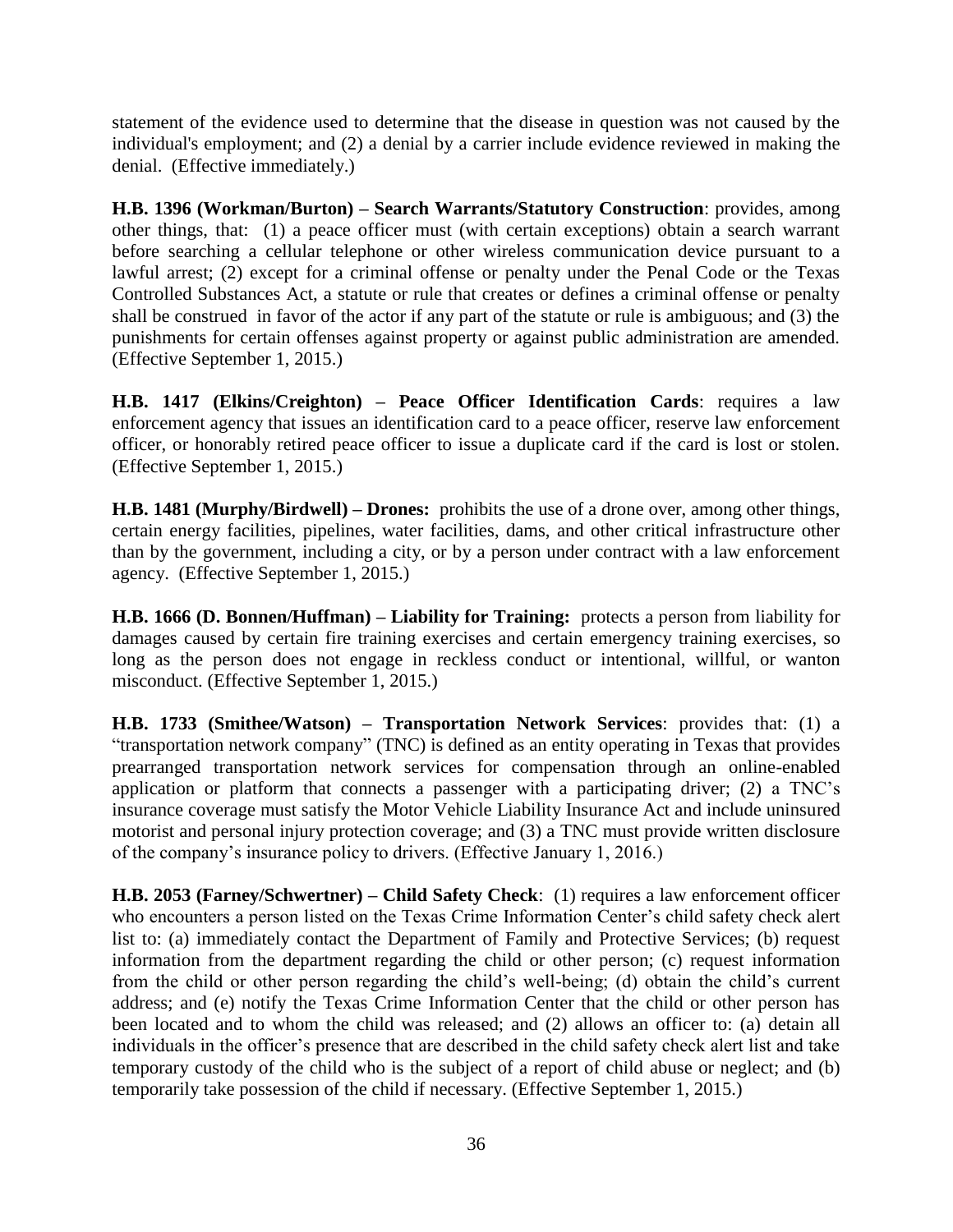statement of the evidence used to determine that the disease in question was not caused by the individual's employment; and (2) a denial by a carrier include evidence reviewed in making the denial. (Effective immediately.)

**H.B. 1396 (Workman/Burton) – Search Warrants/Statutory Construction**: provides, among other things, that: (1) a peace officer must (with certain exceptions) obtain a search warrant before searching a cellular telephone or other wireless communication device pursuant to a lawful arrest; (2) except for a criminal offense or penalty under the Penal Code or the Texas Controlled Substances Act, a statute or rule that creates or defines a criminal offense or penalty shall be construed in favor of the actor if any part of the statute or rule is ambiguous; and (3) the punishments for certain offenses against property or against public administration are amended. (Effective September 1, 2015.)

**H.B. 1417 (Elkins/Creighton) – Peace Officer Identification Cards**: requires a law enforcement agency that issues an identification card to a peace officer, reserve law enforcement officer, or honorably retired peace officer to issue a duplicate card if the card is lost or stolen. (Effective September 1, 2015.)

**H.B. 1481 (Murphy/Birdwell) – Drones:** prohibits the use of a drone over, among other things, certain energy facilities, pipelines, water facilities, dams, and other critical infrastructure other than by the government, including a city, or by a person under contract with a law enforcement agency. (Effective September 1, 2015.)

**H.B. 1666 (D. Bonnen/Huffman) – Liability for Training:** protects a person from liability for damages caused by certain fire training exercises and certain emergency training exercises, so long as the person does not engage in reckless conduct or intentional, willful, or wanton misconduct. (Effective September 1, 2015.)

**H.B. 1733 (Smithee/Watson) – Transportation Network Services**: provides that: (1) a "transportation network company" (TNC) is defined as an entity operating in Texas that provides prearranged transportation network services for compensation through an online-enabled application or platform that connects a passenger with a participating driver; (2) a TNC's insurance coverage must satisfy the Motor Vehicle Liability Insurance Act and include uninsured motorist and personal injury protection coverage; and (3) a TNC must provide written disclosure of the company's insurance policy to drivers. (Effective January 1, 2016.)

**H.B. 2053 (Farney/Schwertner) – Child Safety Check**: (1) requires a law enforcement officer who encounters a person listed on the Texas Crime Information Center's child safety check alert list to: (a) immediately contact the Department of Family and Protective Services; (b) request information from the department regarding the child or other person; (c) request information from the child or other person regarding the child's well-being; (d) obtain the child's current address; and (e) notify the Texas Crime Information Center that the child or other person has been located and to whom the child was released; and (2) allows an officer to: (a) detain all individuals in the officer's presence that are described in the child safety check alert list and take temporary custody of the child who is the subject of a report of child abuse or neglect; and (b) temporarily take possession of the child if necessary. (Effective September 1, 2015.)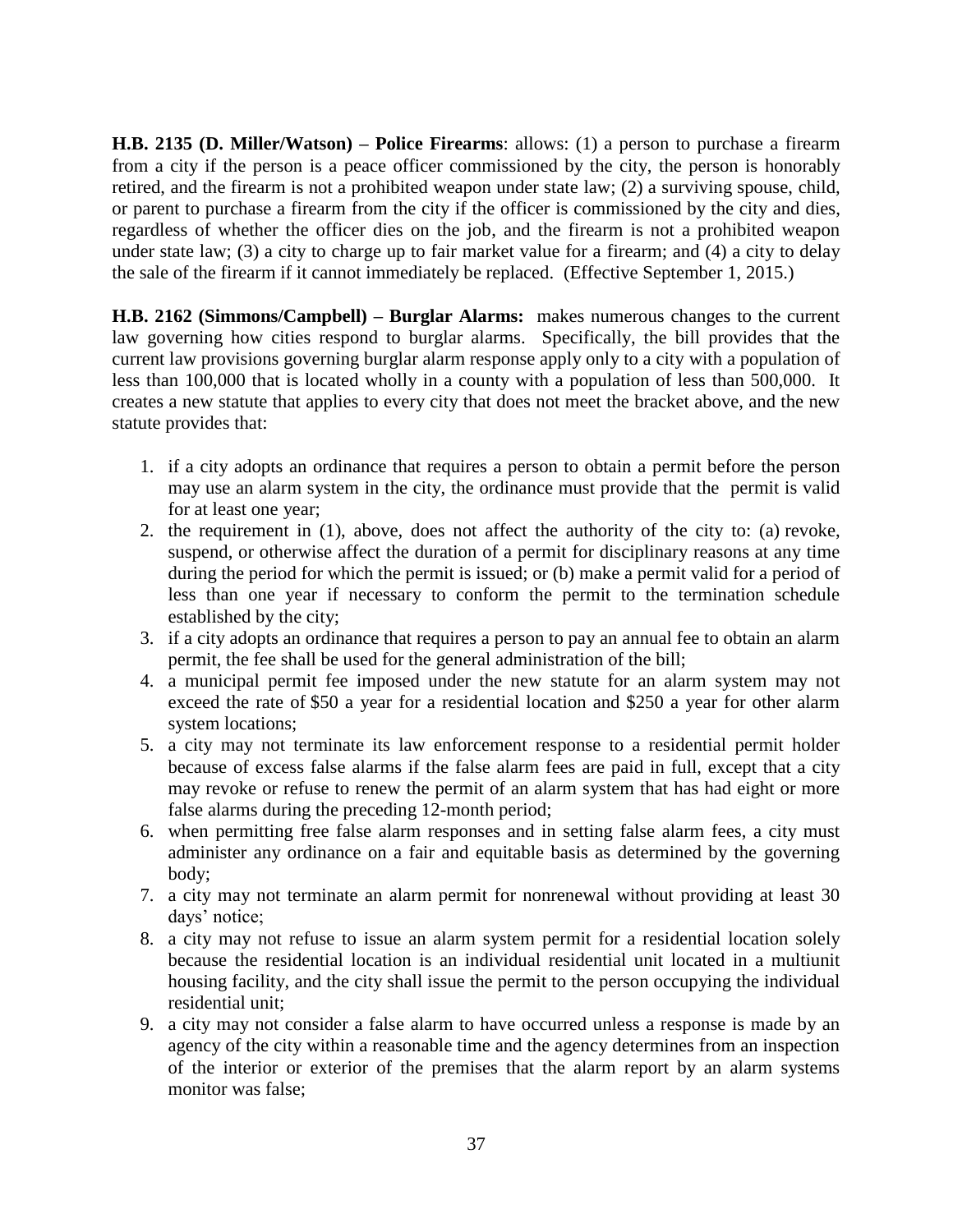**H.B. 2135 (D. Miller/Watson) – Police Firearms**: allows: (1) a person to purchase a firearm from a city if the person is a peace officer commissioned by the city, the person is honorably retired, and the firearm is not a prohibited weapon under state law; (2) a surviving spouse, child, or parent to purchase a firearm from the city if the officer is commissioned by the city and dies, regardless of whether the officer dies on the job, and the firearm is not a prohibited weapon under state law; (3) a city to charge up to fair market value for a firearm; and (4) a city to delay the sale of the firearm if it cannot immediately be replaced. (Effective September 1, 2015.)

**H.B. 2162 (Simmons/Campbell) – Burglar Alarms:** makes numerous changes to the current law governing how cities respond to burglar alarms. Specifically, the bill provides that the current law provisions governing burglar alarm response apply only to a city with a population of less than 100,000 that is located wholly in a county with a population of less than 500,000. It creates a new statute that applies to every city that does not meet the bracket above, and the new statute provides that:

1. if a city adopts an ordinance that requires a person to obtain a permit before the person may use an alarm system in the city, the ordinance must provide that the permit is valid for at least one year;
2. the requirement in (1), above, does not affect the authority of the city to: (a) revoke, suspend, or otherwise affect the duration of a permit for disciplinary reasons at any time during the period for which the permit is issued; or (b) make a permit valid for a period of less than one year if necessary to conform the permit to the termination schedule established by the city;
3. if a city adopts an ordinance that requires a person to pay an annual fee to obtain an alarm permit, the fee shall be used for the general administration of the bill;
4. a municipal permit fee imposed under the new statute for an alarm system may not exceed the rate of $50 a year for a residential location and $250 a year for other alarm system locations;
5. a city may not terminate its law enforcement response to a residential permit holder because of excess false alarms if the false alarm fees are paid in full, except that a city may revoke or refuse to renew the permit of an alarm system that has had eight or more false alarms during the preceding 12-month period;
6. when permitting free false alarm responses and in setting false alarm fees, a city must administer any ordinance on a fair and equitable basis as determined by the governing body;
7. a city may not terminate an alarm permit for nonrenewal without providing at least 30 days' notice;
8. a city may not refuse to issue an alarm system permit for a residential location solely because the residential location is an individual residential unit located in a multiunit housing facility, and the city shall issue the permit to the person occupying the individual residential unit;
9. a city may not consider a false alarm to have occurred unless a response is made by an agency of the city within a reasonable time and the agency determines from an inspection of the interior or exterior of the premises that the alarm report by an alarm systems monitor was false;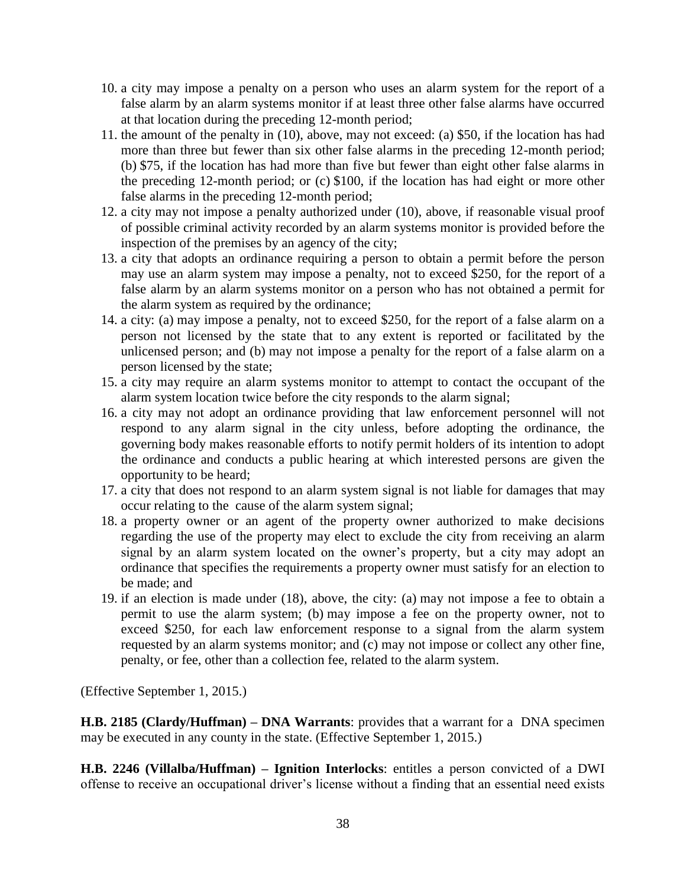10. a city may impose a penalty on a person who uses an alarm system for the report of a false alarm by an alarm systems monitor if at least three other false alarms have occurred at that location during the preceding 12-month period;
11. the amount of the penalty in (10), above, may not exceed: (a) $50, if the location has had more than three but fewer than six other false alarms in the preceding 12-month period; (b) $75, if the location has had more than five but fewer than eight other false alarms in the preceding 12-month period; or (c) $100, if the location has had eight or more other false alarms in the preceding 12-month period;
12. a city may not impose a penalty authorized under (10), above, if reasonable visual proof of possible criminal activity recorded by an alarm systems monitor is provided before the inspection of the premises by an agency of the city;
13. a city that adopts an ordinance requiring a person to obtain a permit before the person may use an alarm system may impose a penalty, not to exceed $250, for the report of a false alarm by an alarm systems monitor on a person who has not obtained a permit for the alarm system as required by the ordinance;
14. a city: (a) may impose a penalty, not to exceed $250, for the report of a false alarm on a person not licensed by the state that to any extent is reported or facilitated by the unlicensed person; and (b) may not impose a penalty for the report of a false alarm on a person licensed by the state;
15. a city may require an alarm systems monitor to attempt to contact the occupant of the alarm system location twice before the city responds to the alarm signal;
16. a city may not adopt an ordinance providing that law enforcement personnel will not respond to any alarm signal in the city unless, before adopting the ordinance, the governing body makes reasonable efforts to notify permit holders of its intention to adopt the ordinance and conducts a public hearing at which interested persons are given the opportunity to be heard;
17. a city that does not respond to an alarm system signal is not liable for damages that may occur relating to the cause of the alarm system signal;
18. a property owner or an agent of the property owner authorized to make decisions regarding the use of the property may elect to exclude the city from receiving an alarm signal by an alarm system located on the owner's property, but a city may adopt an ordinance that specifies the requirements a property owner must satisfy for an election to be made; and
19. if an election is made under (18), above, the city: (a) may not impose a fee to obtain a permit to use the alarm system; (b) may impose a fee on the property owner, not to exceed $250, for each law enforcement response to a signal from the alarm system requested by an alarm systems monitor; and (c) may not impose or collect any other fine, penalty, or fee, other than a collection fee, related to the alarm system.

(Effective September 1, 2015.)

**H.B. 2185 (Clardy/Huffman) – DNA Warrants**: provides that a warrant for a DNA specimen may be executed in any county in the state. (Effective September 1, 2015.)

**H.B. 2246 (Villalba/Huffman) – Ignition Interlocks**: entitles a person convicted of a DWI offense to receive an occupational driver's license without a finding that an essential need exists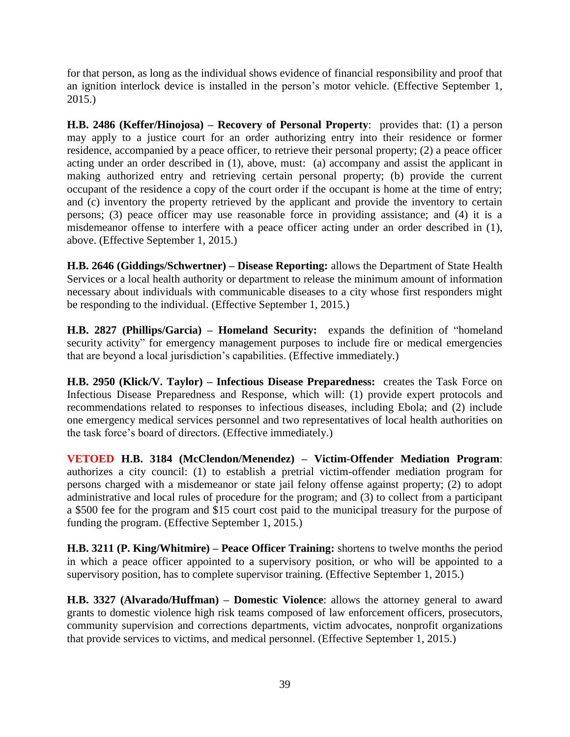for that person, as long as the individual shows evidence of financial responsibility and proof that an ignition interlock device is installed in the person's motor vehicle. (Effective September 1, 2015.)

**H.B. 2486 (Keffer/Hinojosa) – Recovery of Personal Property**: provides that: (1) a person may apply to a justice court for an order authorizing entry into their residence or former residence, accompanied by a peace officer, to retrieve their personal property; (2) a peace officer acting under an order described in (1), above, must: (a) accompany and assist the applicant in making authorized entry and retrieving certain personal property; (b) provide the current occupant of the residence a copy of the court order if the occupant is home at the time of entry; and (c) inventory the property retrieved by the applicant and provide the inventory to certain persons; (3) peace officer may use reasonable force in providing assistance; and (4) it is a misdemeanor offense to interfere with a peace officer acting under an order described in (1), above. (Effective September 1, 2015.)

**H.B. 2646 (Giddings/Schwertner) – Disease Reporting:** allows the Department of State Health Services or a local health authority or department to release the minimum amount of information necessary about individuals with communicable diseases to a city whose first responders might be responding to the individual. (Effective September 1, 2015.)

**H.B. 2827 (Phillips/Garcia) – Homeland Security:** expands the definition of "homeland security activity" for emergency management purposes to include fire or medical emergencies that are beyond a local jurisdiction's capabilities. (Effective immediately.)

**H.B. 2950 (Klick/V. Taylor) – Infectious Disease Preparedness:** creates the Task Force on Infectious Disease Preparedness and Response, which will: (1) provide expert protocols and recommendations related to responses to infectious diseases, including Ebola; and (2) include one emergency medical services personnel and two representatives of local health authorities on the task force's board of directors. (Effective immediately.)

**VETOED H.B. 3184 (McClendon/Menendez) – Victim-Offender Mediation Program**: authorizes a city council: (1) to establish a pretrial victim-offender mediation program for persons charged with a misdemeanor or state jail felony offense against property; (2) to adopt administrative and local rules of procedure for the program; and (3) to collect from a participant a $500 fee for the program and $15 court cost paid to the municipal treasury for the purpose of funding the program. (Effective September 1, 2015.)

**H.B. 3211 (P. King/Whitmire) – Peace Officer Training:** shortens to twelve months the period in which a peace officer appointed to a supervisory position, or who will be appointed to a supervisory position, has to complete supervisor training. (Effective September 1, 2015.)

**H.B. 3327 (Alvarado/Huffman) – Domestic Violence**: allows the attorney general to award grants to domestic violence high risk teams composed of law enforcement officers, prosecutors, community supervision and corrections departments, victim advocates, nonprofit organizations that provide services to victims, and medical personnel. (Effective September 1, 2015.)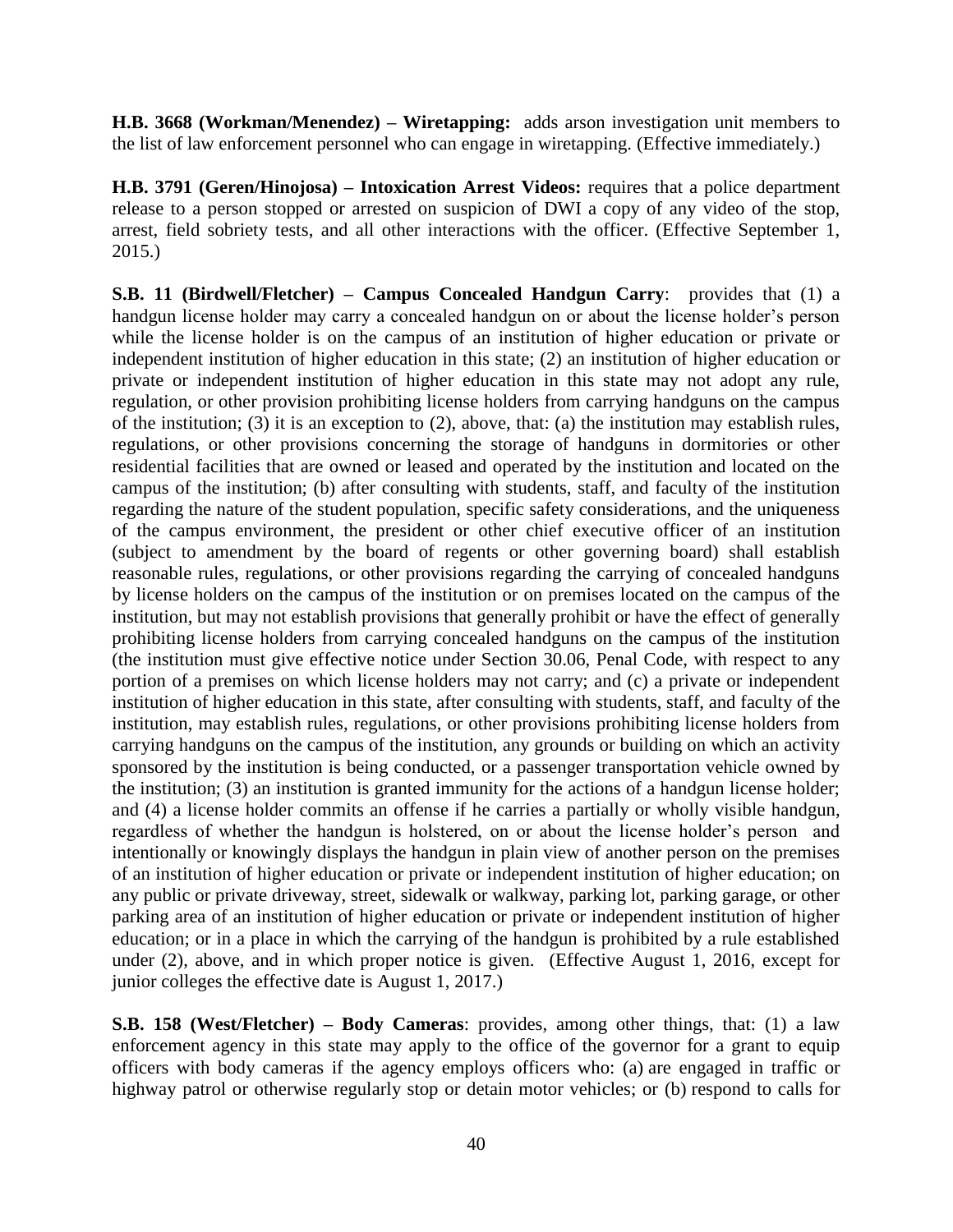**H.B. 3668 (Workman/Menendez) – Wiretapping:** adds arson investigation unit members to the list of law enforcement personnel who can engage in wiretapping. (Effective immediately.)

**H.B. 3791 (Geren/Hinojosa) – Intoxication Arrest Videos:** requires that a police department release to a person stopped or arrested on suspicion of DWI a copy of any video of the stop, arrest, field sobriety tests, and all other interactions with the officer. (Effective September 1, 2015.)

**S.B. 11 (Birdwell/Fletcher) – Campus Concealed Handgun Carry**: provides that (1) a handgun license holder may carry a concealed handgun on or about the license holder's person while the license holder is on the campus of an institution of higher education or private or independent institution of higher education in this state; (2) an institution of higher education or private or independent institution of higher education in this state may not adopt any rule, regulation, or other provision prohibiting license holders from carrying handguns on the campus of the institution; (3) it is an exception to (2), above, that: (a) the institution may establish rules, regulations, or other provisions concerning the storage of handguns in dormitories or other residential facilities that are owned or leased and operated by the institution and located on the campus of the institution; (b) after consulting with students, staff, and faculty of the institution regarding the nature of the student population, specific safety considerations, and the uniqueness of the campus environment, the president or other chief executive officer of an institution (subject to amendment by the board of regents or other governing board) shall establish reasonable rules, regulations, or other provisions regarding the carrying of concealed handguns by license holders on the campus of the institution or on premises located on the campus of the institution, but may not establish provisions that generally prohibit or have the effect of generally prohibiting license holders from carrying concealed handguns on the campus of the institution (the institution must give effective notice under Section 30.06, Penal Code, with respect to any portion of a premises on which license holders may not carry; and (c) a private or independent institution of higher education in this state, after consulting with students, staff, and faculty of the institution, may establish rules, regulations, or other provisions prohibiting license holders from carrying handguns on the campus of the institution, any grounds or building on which an activity sponsored by the institution is being conducted, or a passenger transportation vehicle owned by the institution; (3) an institution is granted immunity for the actions of a handgun license holder; and (4) a license holder commits an offense if he carries a partially or wholly visible handgun, regardless of whether the handgun is holstered, on or about the license holder's person and intentionally or knowingly displays the handgun in plain view of another person on the premises of an institution of higher education or private or independent institution of higher education; on any public or private driveway, street, sidewalk or walkway, parking lot, parking garage, or other parking area of an institution of higher education or private or independent institution of higher education; or in a place in which the carrying of the handgun is prohibited by a rule established under (2), above, and in which proper notice is given. (Effective August 1, 2016, except for junior colleges the effective date is August 1, 2017.)

**S.B. 158 (West/Fletcher) – Body Cameras**: provides, among other things, that: (1) a law enforcement agency in this state may apply to the office of the governor for a grant to equip officers with body cameras if the agency employs officers who: (a) are engaged in traffic or highway patrol or otherwise regularly stop or detain motor vehicles; or (b) respond to calls for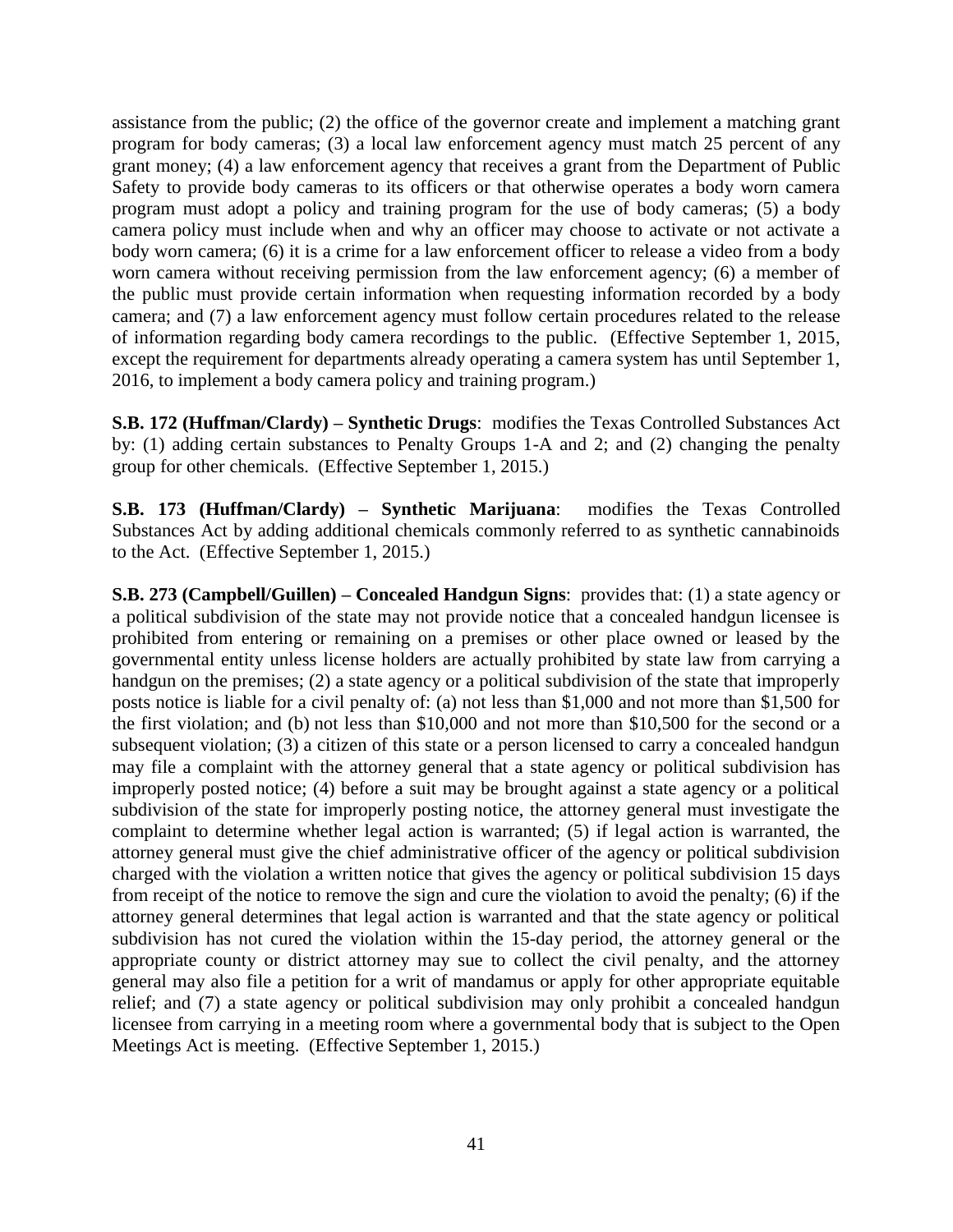assistance from the public; (2) the office of the governor create and implement a matching grant program for body cameras; (3) a local law enforcement agency must match 25 percent of any grant money; (4) a law enforcement agency that receives a grant from the Department of Public Safety to provide body cameras to its officers or that otherwise operates a body worn camera program must adopt a policy and training program for the use of body cameras; (5) a body camera policy must include when and why an officer may choose to activate or not activate a body worn camera; (6) it is a crime for a law enforcement officer to release a video from a body worn camera without receiving permission from the law enforcement agency; (6) a member of the public must provide certain information when requesting information recorded by a body camera; and (7) a law enforcement agency must follow certain procedures related to the release of information regarding body camera recordings to the public. (Effective September 1, 2015, except the requirement for departments already operating a camera system has until September 1, 2016, to implement a body camera policy and training program.)

**S.B. 172 (Huffman/Clardy) – Synthetic Drugs**: modifies the Texas Controlled Substances Act by: (1) adding certain substances to Penalty Groups 1-A and 2; and (2) changing the penalty group for other chemicals. (Effective September 1, 2015.)

**S.B. 173 (Huffman/Clardy) – Synthetic Marijuana**: modifies the Texas Controlled Substances Act by adding additional chemicals commonly referred to as synthetic cannabinoids to the Act. (Effective September 1, 2015.)

**S.B. 273 (Campbell/Guillen) – Concealed Handgun Signs**: provides that: (1) a state agency or a political subdivision of the state may not provide notice that a concealed handgun licensee is prohibited from entering or remaining on a premises or other place owned or leased by the governmental entity unless license holders are actually prohibited by state law from carrying a handgun on the premises; (2) a state agency or a political subdivision of the state that improperly posts notice is liable for a civil penalty of: (a) not less than $1,000 and not more than $1,500 for the first violation; and (b) not less than $10,000 and not more than $10,500 for the second or a subsequent violation; (3) a citizen of this state or a person licensed to carry a concealed handgun may file a complaint with the attorney general that a state agency or political subdivision has improperly posted notice; (4) before a suit may be brought against a state agency or a political subdivision of the state for improperly posting notice, the attorney general must investigate the complaint to determine whether legal action is warranted; (5) if legal action is warranted, the attorney general must give the chief administrative officer of the agency or political subdivision charged with the violation a written notice that gives the agency or political subdivision 15 days from receipt of the notice to remove the sign and cure the violation to avoid the penalty; (6) if the attorney general determines that legal action is warranted and that the state agency or political subdivision has not cured the violation within the 15-day period, the attorney general or the appropriate county or district attorney may sue to collect the civil penalty, and the attorney general may also file a petition for a writ of mandamus or apply for other appropriate equitable relief; and (7) a state agency or political subdivision may only prohibit a concealed handgun licensee from carrying in a meeting room where a governmental body that is subject to the Open Meetings Act is meeting. (Effective September 1, 2015.)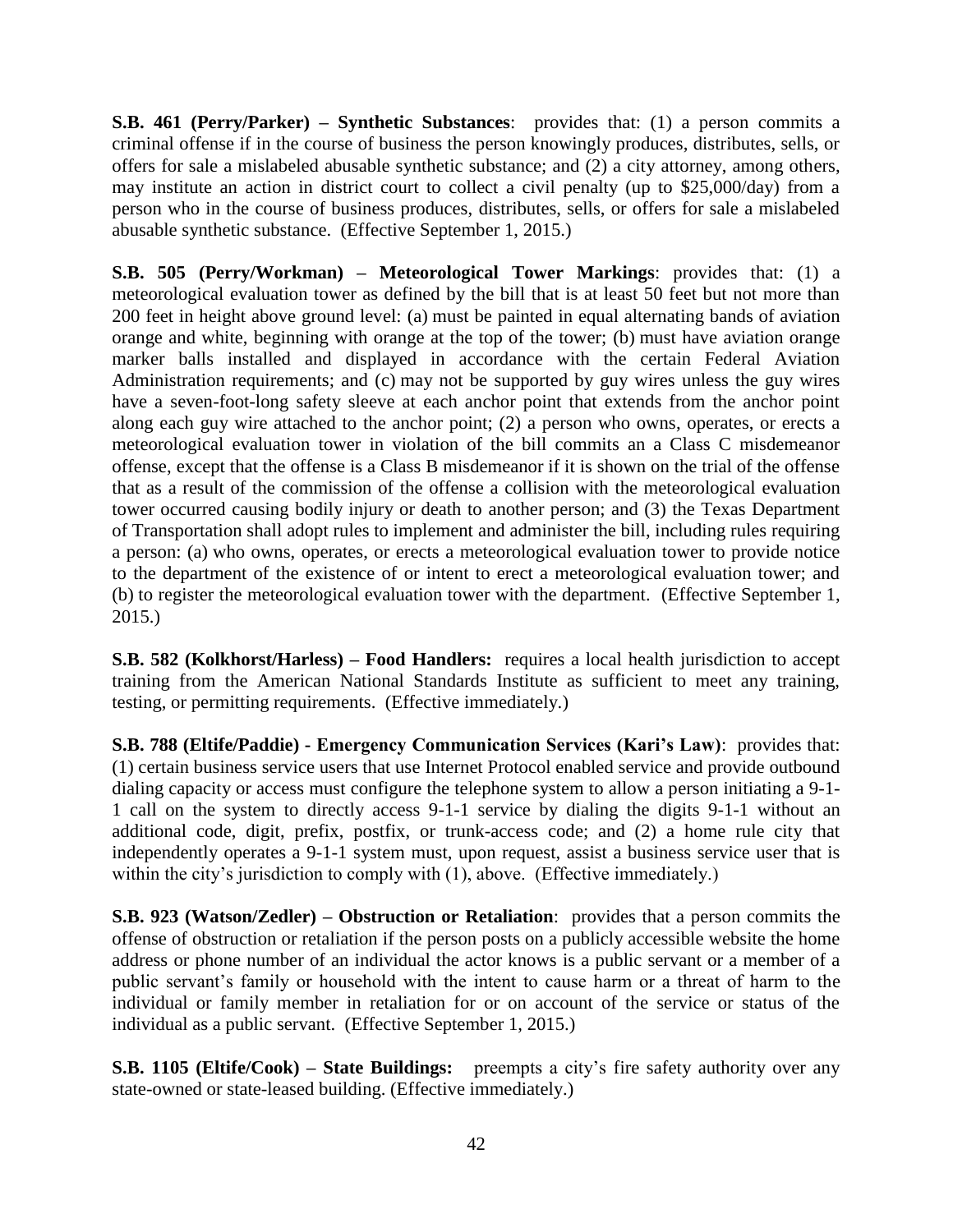**S.B. 461 (Perry/Parker) – Synthetic Substances**: provides that: (1) a person commits a criminal offense if in the course of business the person knowingly produces, distributes, sells, or offers for sale a mislabeled abusable synthetic substance; and (2) a city attorney, among others, may institute an action in district court to collect a civil penalty (up to $25,000/day) from a person who in the course of business produces, distributes, sells, or offers for sale a mislabeled abusable synthetic substance. (Effective September 1, 2015.)

**S.B. 505 (Perry/Workman) – Meteorological Tower Markings**: provides that: (1) a meteorological evaluation tower as defined by the bill that is at least 50 feet but not more than 200 feet in height above ground level: (a) must be painted in equal alternating bands of aviation orange and white, beginning with orange at the top of the tower; (b) must have aviation orange marker balls installed and displayed in accordance with the certain Federal Aviation Administration requirements; and (c) may not be supported by guy wires unless the guy wires have a seven-foot-long safety sleeve at each anchor point that extends from the anchor point along each guy wire attached to the anchor point; (2) a person who owns, operates, or erects a meteorological evaluation tower in violation of the bill commits an a Class C misdemeanor offense, except that the offense is a Class B misdemeanor if it is shown on the trial of the offense that as a result of the commission of the offense a collision with the meteorological evaluation tower occurred causing bodily injury or death to another person; and (3) the Texas Department of Transportation shall adopt rules to implement and administer the bill, including rules requiring a person: (a) who owns, operates, or erects a meteorological evaluation tower to provide notice to the department of the existence of or intent to erect a meteorological evaluation tower; and (b) to register the meteorological evaluation tower with the department. (Effective September 1, 2015.)

**S.B. 582 (Kolkhorst/Harless) – Food Handlers:** requires a local health jurisdiction to accept training from the American National Standards Institute as sufficient to meet any training, testing, or permitting requirements. (Effective immediately.)

**S.B. 788 (Eltife/Paddie) - Emergency Communication Services (Kari's Law)**: provides that: (1) certain business service users that use Internet Protocol enabled service and provide outbound dialing capacity or access must configure the telephone system to allow a person initiating a 9-1-1 call on the system to directly access 9-1-1 service by dialing the digits 9-1-1 without an additional code, digit, prefix, postfix, or trunk-access code; and (2) a home rule city that independently operates a 9-1-1 system must, upon request, assist a business service user that is within the city's jurisdiction to comply with (1), above. (Effective immediately.)

**S.B. 923 (Watson/Zedler) – Obstruction or Retaliation**: provides that a person commits the offense of obstruction or retaliation if the person posts on a publicly accessible website the home address or phone number of an individual the actor knows is a public servant or a member of a public servant's family or household with the intent to cause harm or a threat of harm to the individual or family member in retaliation for or on account of the service or status of the individual as a public servant. (Effective September 1, 2015.)

**S.B. 1105 (Eltife/Cook) – State Buildings:** preempts a city's fire safety authority over any state-owned or state-leased building. (Effective immediately.)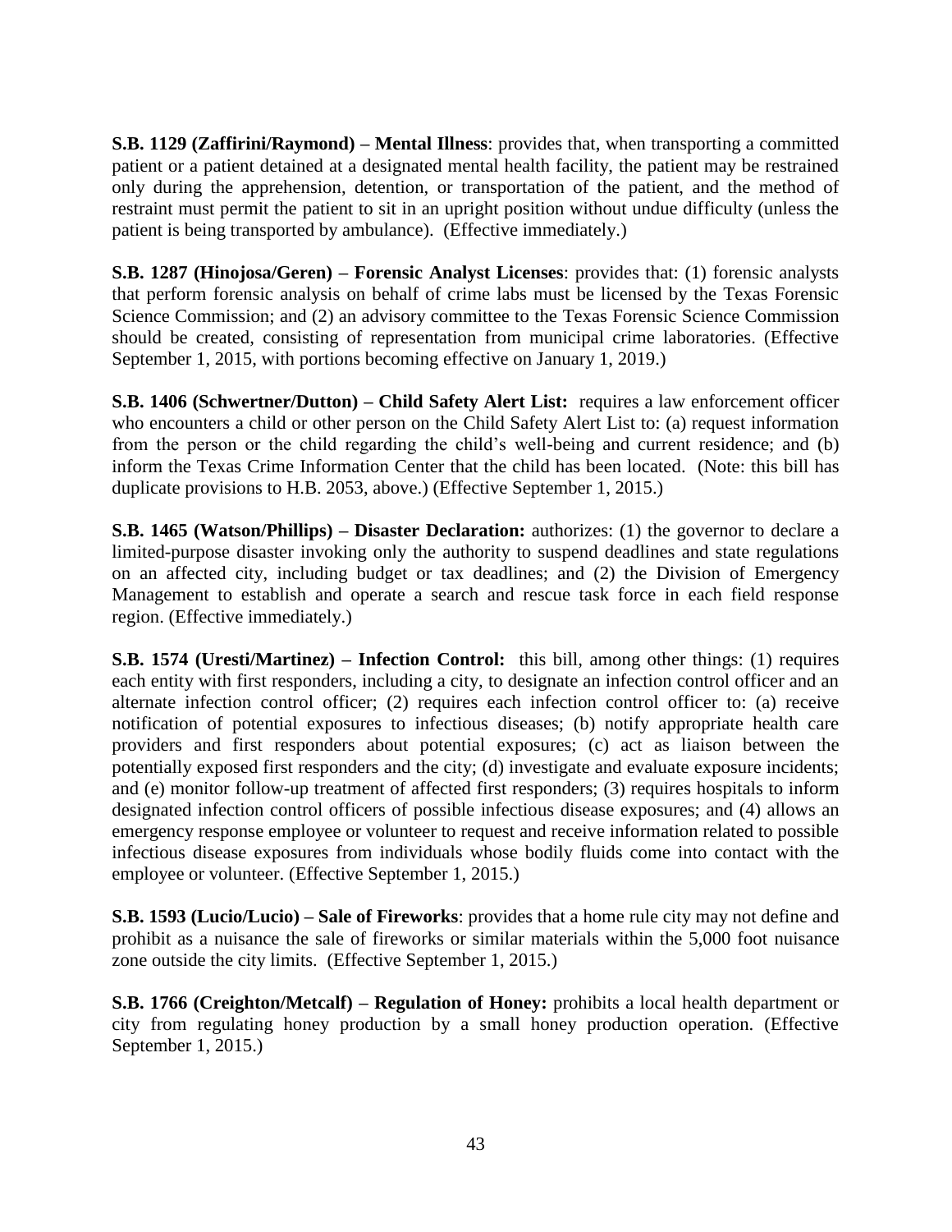**S.B. 1129 (Zaffirini/Raymond) – Mental Illness**: provides that, when transporting a committed patient or a patient detained at a designated mental health facility, the patient may be restrained only during the apprehension, detention, or transportation of the patient, and the method of restraint must permit the patient to sit in an upright position without undue difficulty (unless the patient is being transported by ambulance). (Effective immediately.)

**S.B. 1287 (Hinojosa/Geren) – Forensic Analyst Licenses**: provides that: (1) forensic analysts that perform forensic analysis on behalf of crime labs must be licensed by the Texas Forensic Science Commission; and (2) an advisory committee to the Texas Forensic Science Commission should be created, consisting of representation from municipal crime laboratories. (Effective September 1, 2015, with portions becoming effective on January 1, 2019.)

**S.B. 1406 (Schwertner/Dutton) – Child Safety Alert List:** requires a law enforcement officer who encounters a child or other person on the Child Safety Alert List to: (a) request information from the person or the child regarding the child's well-being and current residence; and (b) inform the Texas Crime Information Center that the child has been located. (Note: this bill has duplicate provisions to H.B. 2053, above.) (Effective September 1, 2015.)

**S.B. 1465 (Watson/Phillips) – Disaster Declaration:** authorizes: (1) the governor to declare a limited-purpose disaster invoking only the authority to suspend deadlines and state regulations on an affected city, including budget or tax deadlines; and (2) the Division of Emergency Management to establish and operate a search and rescue task force in each field response region. (Effective immediately.)

**S.B. 1574 (Uresti/Martinez) – Infection Control:** this bill, among other things: (1) requires each entity with first responders, including a city, to designate an infection control officer and an alternate infection control officer; (2) requires each infection control officer to: (a) receive notification of potential exposures to infectious diseases; (b) notify appropriate health care providers and first responders about potential exposures; (c) act as liaison between the potentially exposed first responders and the city; (d) investigate and evaluate exposure incidents; and (e) monitor follow-up treatment of affected first responders; (3) requires hospitals to inform designated infection control officers of possible infectious disease exposures; and (4) allows an emergency response employee or volunteer to request and receive information related to possible infectious disease exposures from individuals whose bodily fluids come into contact with the employee or volunteer. (Effective September 1, 2015.)

**S.B. 1593 (Lucio/Lucio) – Sale of Fireworks**: provides that a home rule city may not define and prohibit as a nuisance the sale of fireworks or similar materials within the 5,000 foot nuisance zone outside the city limits. (Effective September 1, 2015.)

**S.B. 1766 (Creighton/Metcalf) – Regulation of Honey:** prohibits a local health department or city from regulating honey production by a small honey production operation. (Effective September 1, 2015.)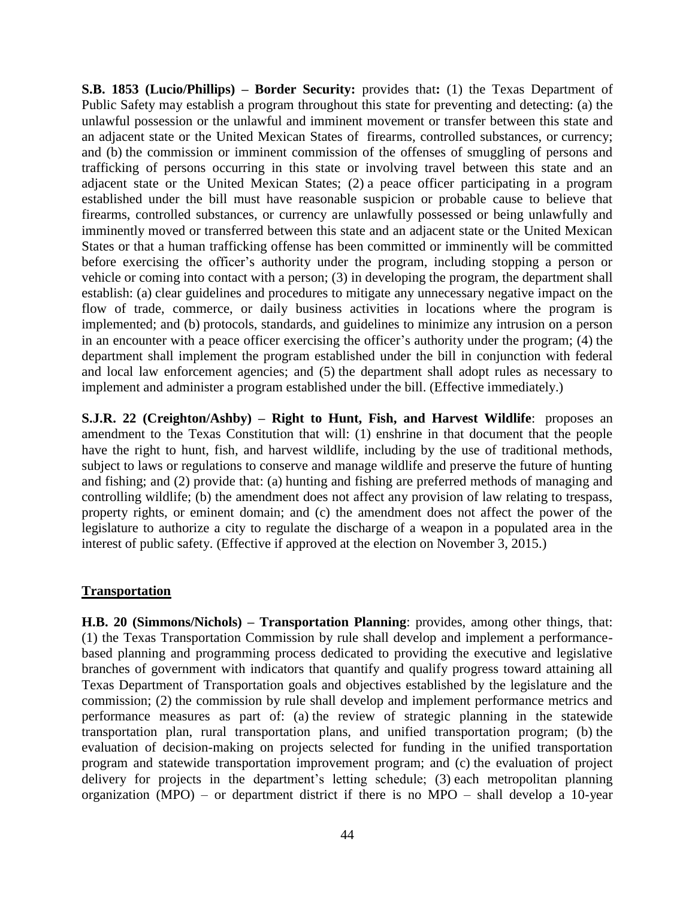**S.B. 1853 (Lucio/Phillips) – Border Security:** provides that**:** (1) the Texas Department of Public Safety may establish a program throughout this state for preventing and detecting: (a) the unlawful possession or the unlawful and imminent movement or transfer between this state and an adjacent state or the United Mexican States of firearms, controlled substances, or currency; and (b) the commission or imminent commission of the offenses of smuggling of persons and trafficking of persons occurring in this state or involving travel between this state and an adjacent state or the United Mexican States; (2) a peace officer participating in a program established under the bill must have reasonable suspicion or probable cause to believe that firearms, controlled substances, or currency are unlawfully possessed or being unlawfully and imminently moved or transferred between this state and an adjacent state or the United Mexican States or that a human trafficking offense has been committed or imminently will be committed before exercising the officer's authority under the program, including stopping a person or vehicle or coming into contact with a person; (3) in developing the program, the department shall establish: (a) clear guidelines and procedures to mitigate any unnecessary negative impact on the flow of trade, commerce, or daily business activities in locations where the program is implemented; and (b) protocols, standards, and guidelines to minimize any intrusion on a person in an encounter with a peace officer exercising the officer's authority under the program; (4) the department shall implement the program established under the bill in conjunction with federal and local law enforcement agencies; and (5) the department shall adopt rules as necessary to implement and administer a program established under the bill. (Effective immediately.)

**S.J.R. 22 (Creighton/Ashby) – Right to Hunt, Fish, and Harvest Wildlife**: proposes an amendment to the Texas Constitution that will: (1) enshrine in that document that the people have the right to hunt, fish, and harvest wildlife, including by the use of traditional methods, subject to laws or regulations to conserve and manage wildlife and preserve the future of hunting and fishing; and (2) provide that: (a) hunting and fishing are preferred methods of managing and controlling wildlife; (b) the amendment does not affect any provision of law relating to trespass, property rights, or eminent domain; and (c) the amendment does not affect the power of the legislature to authorize a city to regulate the discharge of a weapon in a populated area in the interest of public safety. (Effective if approved at the election on November 3, 2015.)

## Transportation

**H.B. 20 (Simmons/Nichols) – Transportation Planning**: provides, among other things, that: (1) the Texas Transportation Commission by rule shall develop and implement a performance-based planning and programming process dedicated to providing the executive and legislative branches of government with indicators that quantify and qualify progress toward attaining all Texas Department of Transportation goals and objectives established by the legislature and the commission; (2) the commission by rule shall develop and implement performance metrics and performance measures as part of: (a) the review of strategic planning in the statewide transportation plan, rural transportation plans, and unified transportation program; (b) the evaluation of decision-making on projects selected for funding in the unified transportation program and statewide transportation improvement program; and (c) the evaluation of project delivery for projects in the department's letting schedule; (3) each metropolitan planning organization (MPO) – or department district if there is no MPO – shall develop a 10-year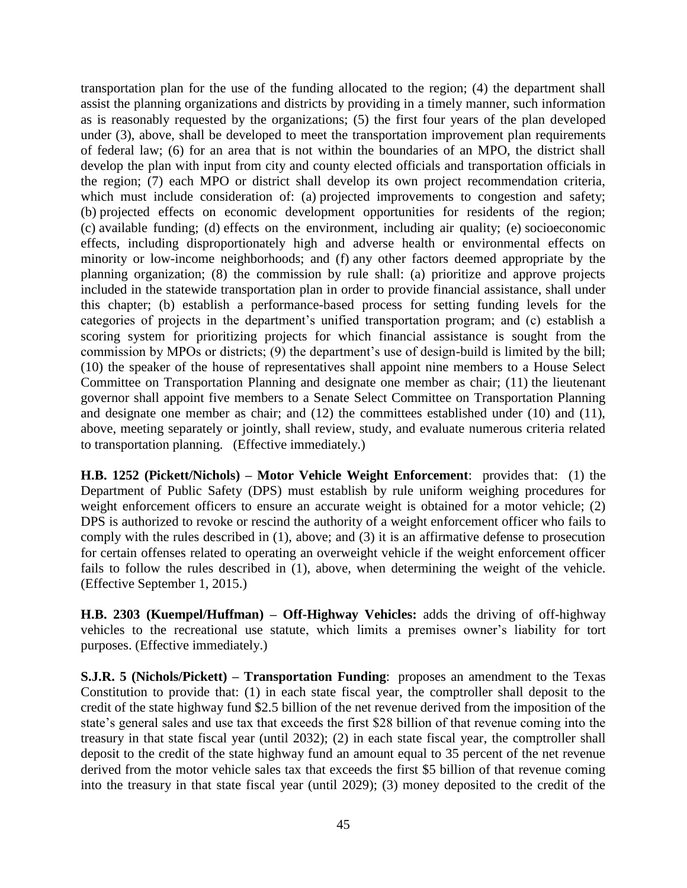transportation plan for the use of the funding allocated to the region; (4) the department shall assist the planning organizations and districts by providing in a timely manner, such information as is reasonably requested by the organizations; (5) the first four years of the plan developed under (3), above, shall be developed to meet the transportation improvement plan requirements of federal law; (6) for an area that is not within the boundaries of an MPO, the district shall develop the plan with input from city and county elected officials and transportation officials in the region; (7) each MPO or district shall develop its own project recommendation criteria, which must include consideration of: (a) projected improvements to congestion and safety; (b) projected effects on economic development opportunities for residents of the region; (c) available funding; (d) effects on the environment, including air quality; (e) socioeconomic effects, including disproportionately high and adverse health or environmental effects on minority or low-income neighborhoods; and (f) any other factors deemed appropriate by the planning organization; (8) the commission by rule shall: (a) prioritize and approve projects included in the statewide transportation plan in order to provide financial assistance, shall under this chapter; (b) establish a performance-based process for setting funding levels for the categories of projects in the department's unified transportation program; and (c) establish a scoring system for prioritizing projects for which financial assistance is sought from the commission by MPOs or districts; (9) the department's use of design-build is limited by the bill; (10) the speaker of the house of representatives shall appoint nine members to a House Select Committee on Transportation Planning and designate one member as chair; (11) the lieutenant governor shall appoint five members to a Senate Select Committee on Transportation Planning and designate one member as chair; and (12) the committees established under (10) and (11), above, meeting separately or jointly, shall review, study, and evaluate numerous criteria related to transportation planning. (Effective immediately.)

**H.B. 1252 (Pickett/Nichols) – Motor Vehicle Weight Enforcement**: provides that: (1) the Department of Public Safety (DPS) must establish by rule uniform weighing procedures for weight enforcement officers to ensure an accurate weight is obtained for a motor vehicle; (2) DPS is authorized to revoke or rescind the authority of a weight enforcement officer who fails to comply with the rules described in (1), above; and (3) it is an affirmative defense to prosecution for certain offenses related to operating an overweight vehicle if the weight enforcement officer fails to follow the rules described in (1), above, when determining the weight of the vehicle. (Effective September 1, 2015.)

**H.B. 2303 (Kuempel/Huffman) – Off-Highway Vehicles:** adds the driving of off-highway vehicles to the recreational use statute, which limits a premises owner's liability for tort purposes. (Effective immediately.)

**S.J.R. 5 (Nichols/Pickett) – Transportation Funding**: proposes an amendment to the Texas Constitution to provide that: (1) in each state fiscal year, the comptroller shall deposit to the credit of the state highway fund \$2.5 billion of the net revenue derived from the imposition of the state's general sales and use tax that exceeds the first \$28 billion of that revenue coming into the treasury in that state fiscal year (until 2032); (2) in each state fiscal year, the comptroller shall deposit to the credit of the state highway fund an amount equal to 35 percent of the net revenue derived from the motor vehicle sales tax that exceeds the first \$5 billion of that revenue coming into the treasury in that state fiscal year (until 2029); (3) money deposited to the credit of the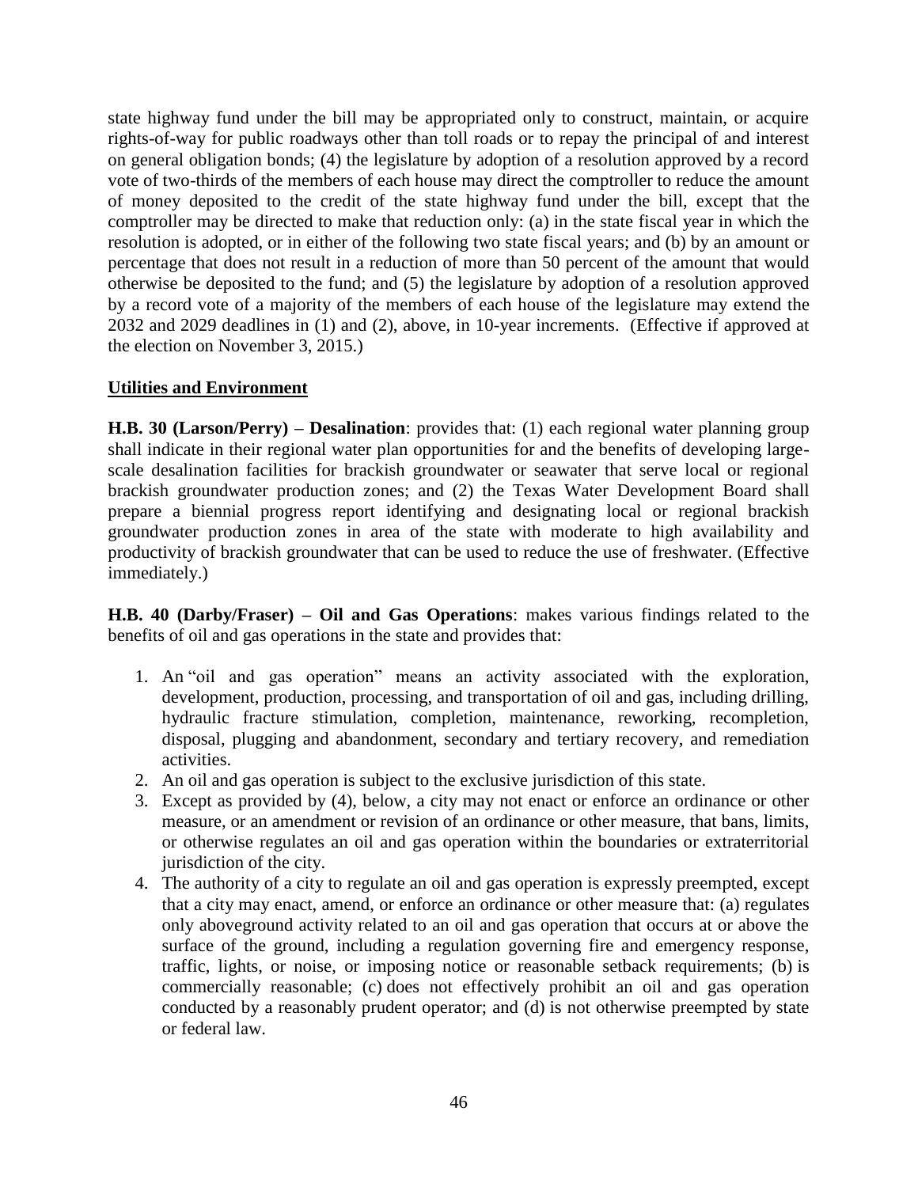state highway fund under the bill may be appropriated only to construct, maintain, or acquire rights-of-way for public roadways other than toll roads or to repay the principal of and interest on general obligation bonds; (4) the legislature by adoption of a resolution approved by a record vote of two-thirds of the members of each house may direct the comptroller to reduce the amount of money deposited to the credit of the state highway fund under the bill, except that the comptroller may be directed to make that reduction only: (a) in the state fiscal year in which the resolution is adopted, or in either of the following two state fiscal years; and (b) by an amount or percentage that does not result in a reduction of more than 50 percent of the amount that would otherwise be deposited to the fund; and (5) the legislature by adoption of a resolution approved by a record vote of a majority of the members of each house of the legislature may extend the 2032 and 2029 deadlines in (1) and (2), above, in 10-year increments. (Effective if approved at the election on November 3, 2015.)

## Utilities and Environment

**H.B. 30 (Larson/Perry) – Desalination**: provides that: (1) each regional water planning group shall indicate in their regional water plan opportunities for and the benefits of developing large-scale desalination facilities for brackish groundwater or seawater that serve local or regional brackish groundwater production zones; and (2) the Texas Water Development Board shall prepare a biennial progress report identifying and designating local or regional brackish groundwater production zones in area of the state with moderate to high availability and productivity of brackish groundwater that can be used to reduce the use of freshwater. (Effective immediately.)

**H.B. 40 (Darby/Fraser) – Oil and Gas Operations**: makes various findings related to the benefits of oil and gas operations in the state and provides that:

1. An "oil and gas operation" means an activity associated with the exploration, development, production, processing, and transportation of oil and gas, including drilling, hydraulic fracture stimulation, completion, maintenance, reworking, recompletion, disposal, plugging and abandonment, secondary and tertiary recovery, and remediation activities.
2. An oil and gas operation is subject to the exclusive jurisdiction of this state.
3. Except as provided by (4), below, a city may not enact or enforce an ordinance or other measure, or an amendment or revision of an ordinance or other measure, that bans, limits, or otherwise regulates an oil and gas operation within the boundaries or extraterritorial jurisdiction of the city.
4. The authority of a city to regulate an oil and gas operation is expressly preempted, except that a city may enact, amend, or enforce an ordinance or other measure that: (a) regulates only aboveground activity related to an oil and gas operation that occurs at or above the surface of the ground, including a regulation governing fire and emergency response, traffic, lights, or noise, or imposing notice or reasonable setback requirements; (b) is commercially reasonable; (c) does not effectively prohibit an oil and gas operation conducted by a reasonably prudent operator; and (d) is not otherwise preempted by state or federal law.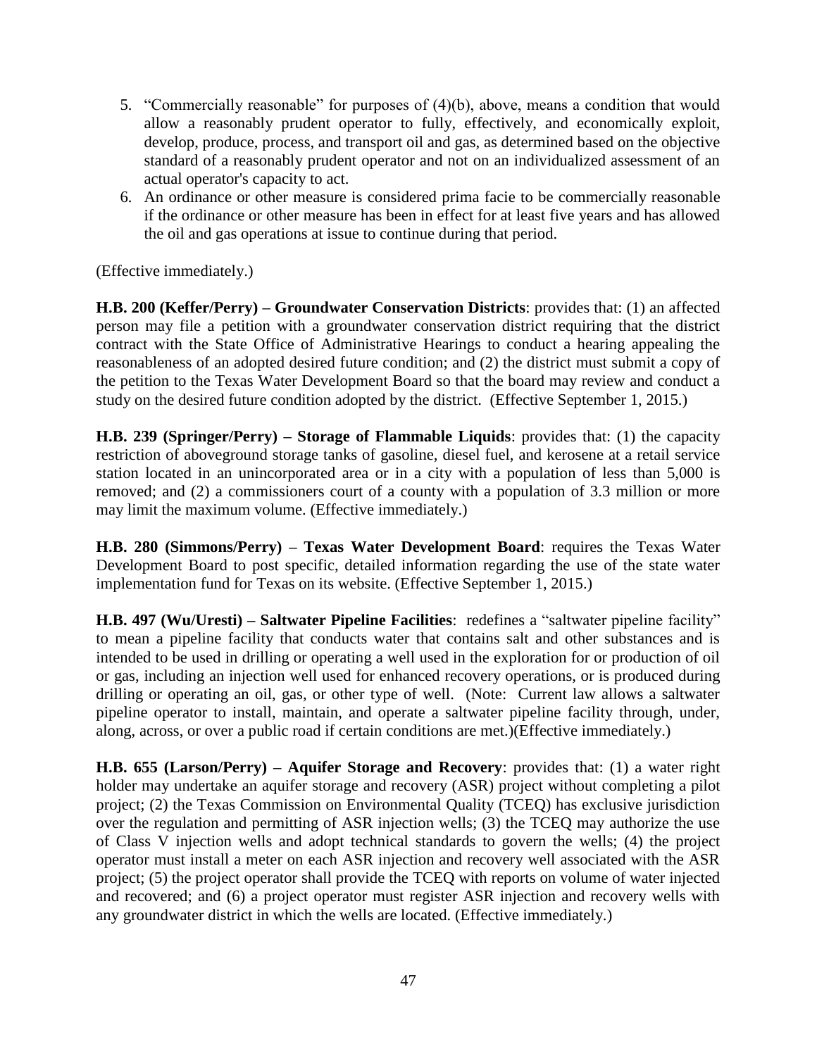5. "Commercially reasonable" for purposes of (4)(b), above, means a condition that would allow a reasonably prudent operator to fully, effectively, and economically exploit, develop, produce, process, and transport oil and gas, as determined based on the objective standard of a reasonably prudent operator and not on an individualized assessment of an actual operator's capacity to act.
6. An ordinance or other measure is considered prima facie to be commercially reasonable if the ordinance or other measure has been in effect for at least five years and has allowed the oil and gas operations at issue to continue during that period.

(Effective immediately.)

**H.B. 200 (Keffer/Perry) – Groundwater Conservation Districts**: provides that: (1) an affected person may file a petition with a groundwater conservation district requiring that the district contract with the State Office of Administrative Hearings to conduct a hearing appealing the reasonableness of an adopted desired future condition; and (2) the district must submit a copy of the petition to the Texas Water Development Board so that the board may review and conduct a study on the desired future condition adopted by the district. (Effective September 1, 2015.)

**H.B. 239 (Springer/Perry) – Storage of Flammable Liquids**: provides that: (1) the capacity restriction of aboveground storage tanks of gasoline, diesel fuel, and kerosene at a retail service station located in an unincorporated area or in a city with a population of less than 5,000 is removed; and (2) a commissioners court of a county with a population of 3.3 million or more may limit the maximum volume. (Effective immediately.)

**H.B. 280 (Simmons/Perry) – Texas Water Development Board**: requires the Texas Water Development Board to post specific, detailed information regarding the use of the state water implementation fund for Texas on its website. (Effective September 1, 2015.)

**H.B. 497 (Wu/Uresti) – Saltwater Pipeline Facilities**: redefines a "saltwater pipeline facility" to mean a pipeline facility that conducts water that contains salt and other substances and is intended to be used in drilling or operating a well used in the exploration for or production of oil or gas, including an injection well used for enhanced recovery operations, or is produced during drilling or operating an oil, gas, or other type of well. (Note: Current law allows a saltwater pipeline operator to install, maintain, and operate a saltwater pipeline facility through, under, along, across, or over a public road if certain conditions are met.)(Effective immediately.)

**H.B. 655 (Larson/Perry) – Aquifer Storage and Recovery**: provides that: (1) a water right holder may undertake an aquifer storage and recovery (ASR) project without completing a pilot project; (2) the Texas Commission on Environmental Quality (TCEQ) has exclusive jurisdiction over the regulation and permitting of ASR injection wells; (3) the TCEQ may authorize the use of Class V injection wells and adopt technical standards to govern the wells; (4) the project operator must install a meter on each ASR injection and recovery well associated with the ASR project; (5) the project operator shall provide the TCEQ with reports on volume of water injected and recovered; and (6) a project operator must register ASR injection and recovery wells with any groundwater district in which the wells are located. (Effective immediately.)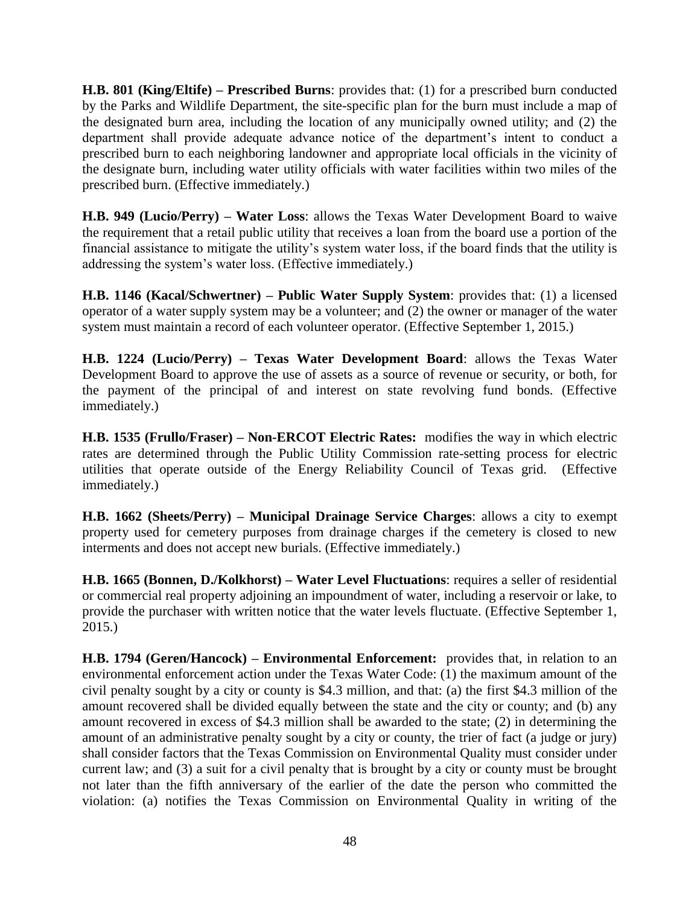**H.B. 801 (King/Eltife) – Prescribed Burns**: provides that: (1) for a prescribed burn conducted by the Parks and Wildlife Department, the site-specific plan for the burn must include a map of the designated burn area, including the location of any municipally owned utility; and (2) the department shall provide adequate advance notice of the department's intent to conduct a prescribed burn to each neighboring landowner and appropriate local officials in the vicinity of the designate burn, including water utility officials with water facilities within two miles of the prescribed burn. (Effective immediately.)

**H.B. 949 (Lucio/Perry) – Water Loss**: allows the Texas Water Development Board to waive the requirement that a retail public utility that receives a loan from the board use a portion of the financial assistance to mitigate the utility's system water loss, if the board finds that the utility is addressing the system's water loss. (Effective immediately.)

**H.B. 1146 (Kacal/Schwertner) – Public Water Supply System**: provides that: (1) a licensed operator of a water supply system may be a volunteer; and (2) the owner or manager of the water system must maintain a record of each volunteer operator. (Effective September 1, 2015.)

**H.B. 1224 (Lucio/Perry) – Texas Water Development Board**: allows the Texas Water Development Board to approve the use of assets as a source of revenue or security, or both, for the payment of the principal of and interest on state revolving fund bonds. (Effective immediately.)

**H.B. 1535 (Frullo/Fraser) – Non-ERCOT Electric Rates:** modifies the way in which electric rates are determined through the Public Utility Commission rate-setting process for electric utilities that operate outside of the Energy Reliability Council of Texas grid. (Effective immediately.)

**H.B. 1662 (Sheets/Perry) – Municipal Drainage Service Charges**: allows a city to exempt property used for cemetery purposes from drainage charges if the cemetery is closed to new interments and does not accept new burials. (Effective immediately.)

**H.B. 1665 (Bonnen, D./Kolkhorst) – Water Level Fluctuations**: requires a seller of residential or commercial real property adjoining an impoundment of water, including a reservoir or lake, to provide the purchaser with written notice that the water levels fluctuate. (Effective September 1, 2015.)

**H.B. 1794 (Geren/Hancock) – Environmental Enforcement:** provides that, in relation to an environmental enforcement action under the Texas Water Code: (1) the maximum amount of the civil penalty sought by a city or county is $4.3 million, and that: (a) the first $4.3 million of the amount recovered shall be divided equally between the state and the city or county; and (b) any amount recovered in excess of $4.3 million shall be awarded to the state; (2) in determining the amount of an administrative penalty sought by a city or county, the trier of fact (a judge or jury) shall consider factors that the Texas Commission on Environmental Quality must consider under current law; and (3) a suit for a civil penalty that is brought by a city or county must be brought not later than the fifth anniversary of the earlier of the date the person who committed the violation: (a) notifies the Texas Commission on Environmental Quality in writing of the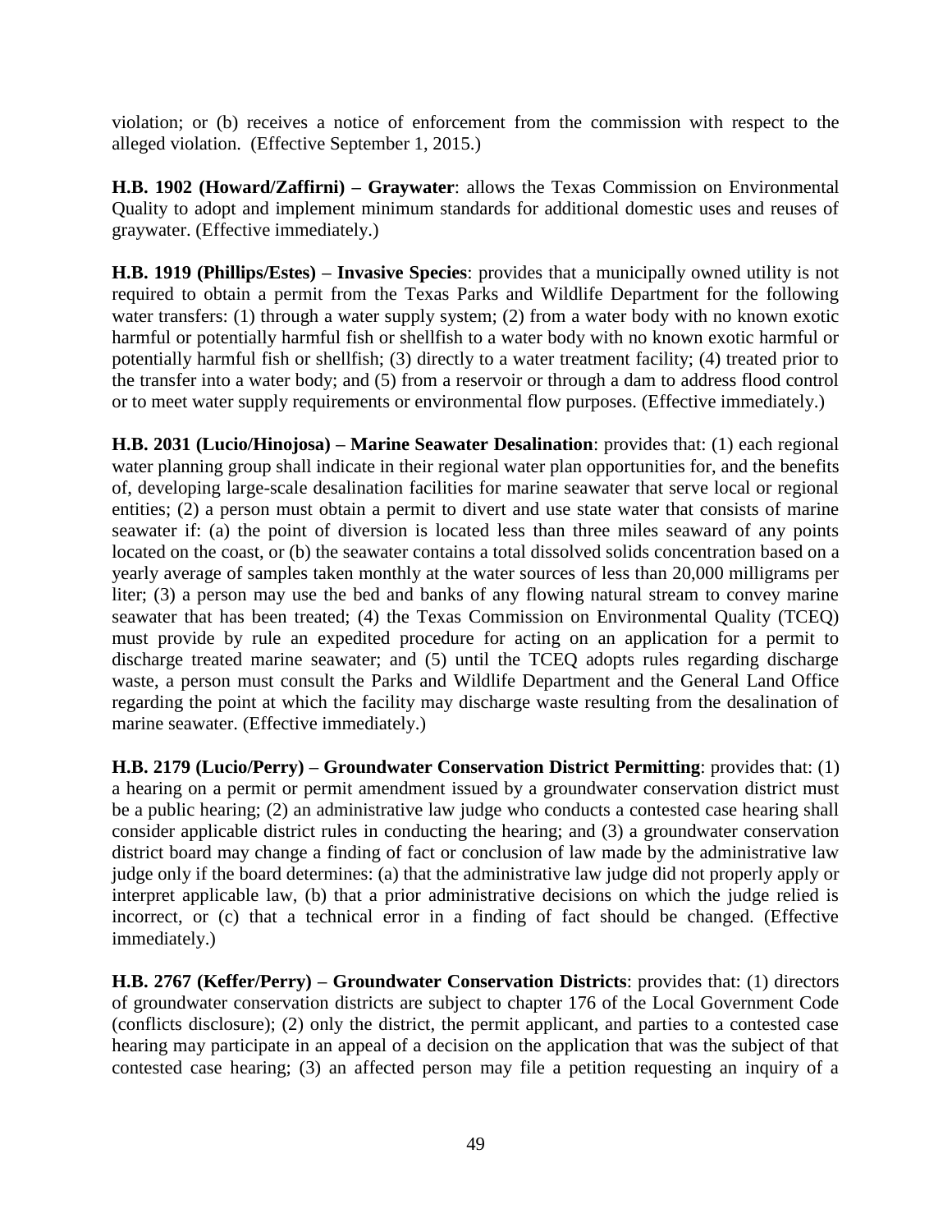violation; or (b) receives a notice of enforcement from the commission with respect to the alleged violation. (Effective September 1, 2015.)

**H.B. 1902 (Howard/Zaffirni) – Graywater**: allows the Texas Commission on Environmental Quality to adopt and implement minimum standards for additional domestic uses and reuses of graywater. (Effective immediately.)

**H.B. 1919 (Phillips/Estes) – Invasive Species**: provides that a municipally owned utility is not required to obtain a permit from the Texas Parks and Wildlife Department for the following water transfers: (1) through a water supply system; (2) from a water body with no known exotic harmful or potentially harmful fish or shellfish to a water body with no known exotic harmful or potentially harmful fish or shellfish; (3) directly to a water treatment facility; (4) treated prior to the transfer into a water body; and (5) from a reservoir or through a dam to address flood control or to meet water supply requirements or environmental flow purposes. (Effective immediately.)

**H.B. 2031 (Lucio/Hinojosa) – Marine Seawater Desalination**: provides that: (1) each regional water planning group shall indicate in their regional water plan opportunities for, and the benefits of, developing large-scale desalination facilities for marine seawater that serve local or regional entities; (2) a person must obtain a permit to divert and use state water that consists of marine seawater if: (a) the point of diversion is located less than three miles seaward of any points located on the coast, or (b) the seawater contains a total dissolved solids concentration based on a yearly average of samples taken monthly at the water sources of less than 20,000 milligrams per liter; (3) a person may use the bed and banks of any flowing natural stream to convey marine seawater that has been treated; (4) the Texas Commission on Environmental Quality (TCEQ) must provide by rule an expedited procedure for acting on an application for a permit to discharge treated marine seawater; and (5) until the TCEQ adopts rules regarding discharge waste, a person must consult the Parks and Wildlife Department and the General Land Office regarding the point at which the facility may discharge waste resulting from the desalination of marine seawater. (Effective immediately.)

**H.B. 2179 (Lucio/Perry) – Groundwater Conservation District Permitting**: provides that: (1) a hearing on a permit or permit amendment issued by a groundwater conservation district must be a public hearing; (2) an administrative law judge who conducts a contested case hearing shall consider applicable district rules in conducting the hearing; and (3) a groundwater conservation district board may change a finding of fact or conclusion of law made by the administrative law judge only if the board determines: (a) that the administrative law judge did not properly apply or interpret applicable law, (b) that a prior administrative decisions on which the judge relied is incorrect, or (c) that a technical error in a finding of fact should be changed. (Effective immediately.)

**H.B. 2767 (Keffer/Perry) – Groundwater Conservation Districts**: provides that: (1) directors of groundwater conservation districts are subject to chapter 176 of the Local Government Code (conflicts disclosure); (2) only the district, the permit applicant, and parties to a contested case hearing may participate in an appeal of a decision on the application that was the subject of that contested case hearing; (3) an affected person may file a petition requesting an inquiry of a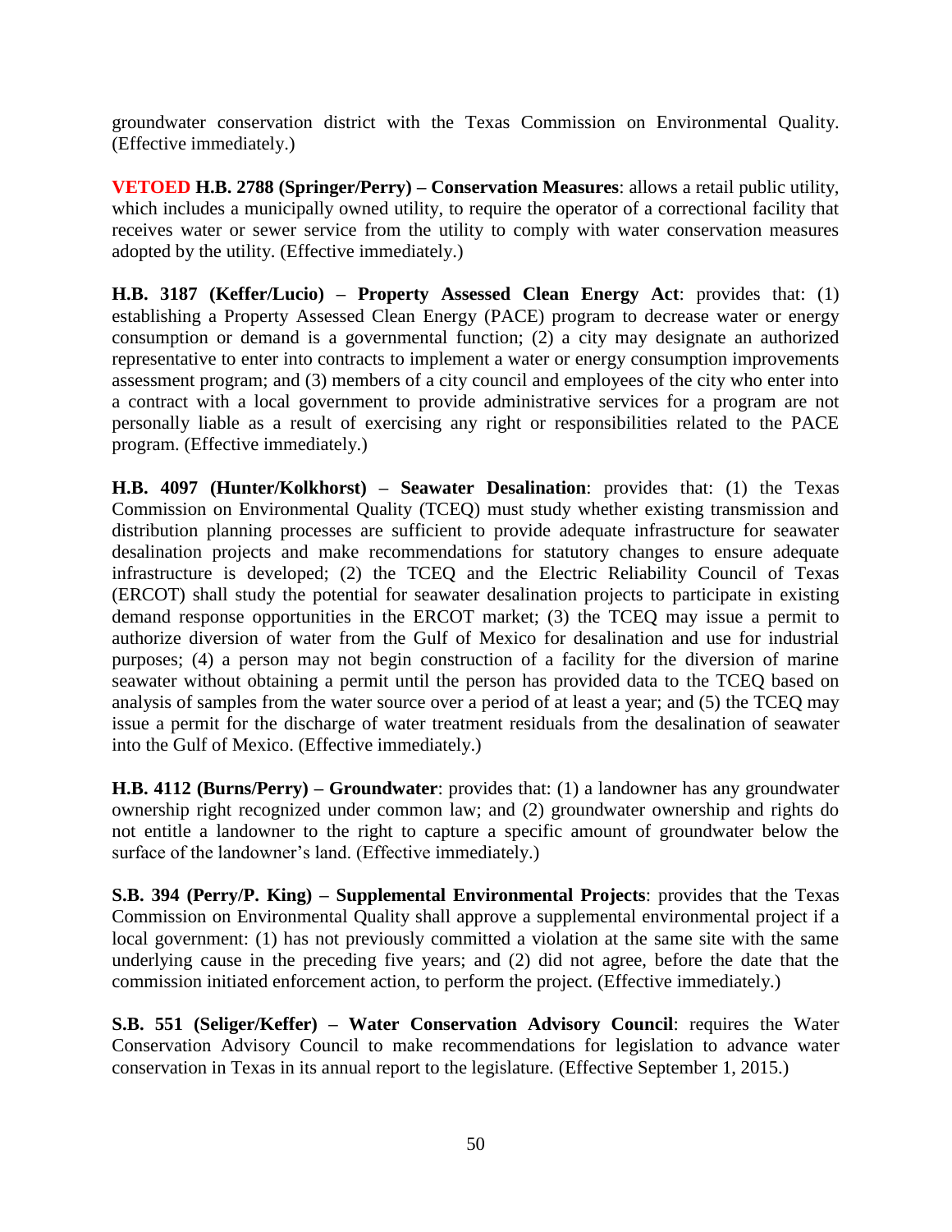groundwater conservation district with the Texas Commission on Environmental Quality. (Effective immediately.)

**VETOED H.B. 2788 (Springer/Perry) – Conservation Measures**: allows a retail public utility, which includes a municipally owned utility, to require the operator of a correctional facility that receives water or sewer service from the utility to comply with water conservation measures adopted by the utility. (Effective immediately.)

**H.B. 3187 (Keffer/Lucio) – Property Assessed Clean Energy Act**: provides that: (1) establishing a Property Assessed Clean Energy (PACE) program to decrease water or energy consumption or demand is a governmental function; (2) a city may designate an authorized representative to enter into contracts to implement a water or energy consumption improvements assessment program; and (3) members of a city council and employees of the city who enter into a contract with a local government to provide administrative services for a program are not personally liable as a result of exercising any right or responsibilities related to the PACE program. (Effective immediately.)

**H.B. 4097 (Hunter/Kolkhorst) – Seawater Desalination**: provides that: (1) the Texas Commission on Environmental Quality (TCEQ) must study whether existing transmission and distribution planning processes are sufficient to provide adequate infrastructure for seawater desalination projects and make recommendations for statutory changes to ensure adequate infrastructure is developed; (2) the TCEQ and the Electric Reliability Council of Texas (ERCOT) shall study the potential for seawater desalination projects to participate in existing demand response opportunities in the ERCOT market; (3) the TCEQ may issue a permit to authorize diversion of water from the Gulf of Mexico for desalination and use for industrial purposes; (4) a person may not begin construction of a facility for the diversion of marine seawater without obtaining a permit until the person has provided data to the TCEQ based on analysis of samples from the water source over a period of at least a year; and (5) the TCEQ may issue a permit for the discharge of water treatment residuals from the desalination of seawater into the Gulf of Mexico. (Effective immediately.)

**H.B. 4112 (Burns/Perry) – Groundwater**: provides that: (1) a landowner has any groundwater ownership right recognized under common law; and (2) groundwater ownership and rights do not entitle a landowner to the right to capture a specific amount of groundwater below the surface of the landowner's land. (Effective immediately.)

**S.B. 394 (Perry/P. King) – Supplemental Environmental Projects**: provides that the Texas Commission on Environmental Quality shall approve a supplemental environmental project if a local government: (1) has not previously committed a violation at the same site with the same underlying cause in the preceding five years; and (2) did not agree, before the date that the commission initiated enforcement action, to perform the project. (Effective immediately.)

**S.B. 551 (Seliger/Keffer) – Water Conservation Advisory Council**: requires the Water Conservation Advisory Council to make recommendations for legislation to advance water conservation in Texas in its annual report to the legislature. (Effective September 1, 2015.)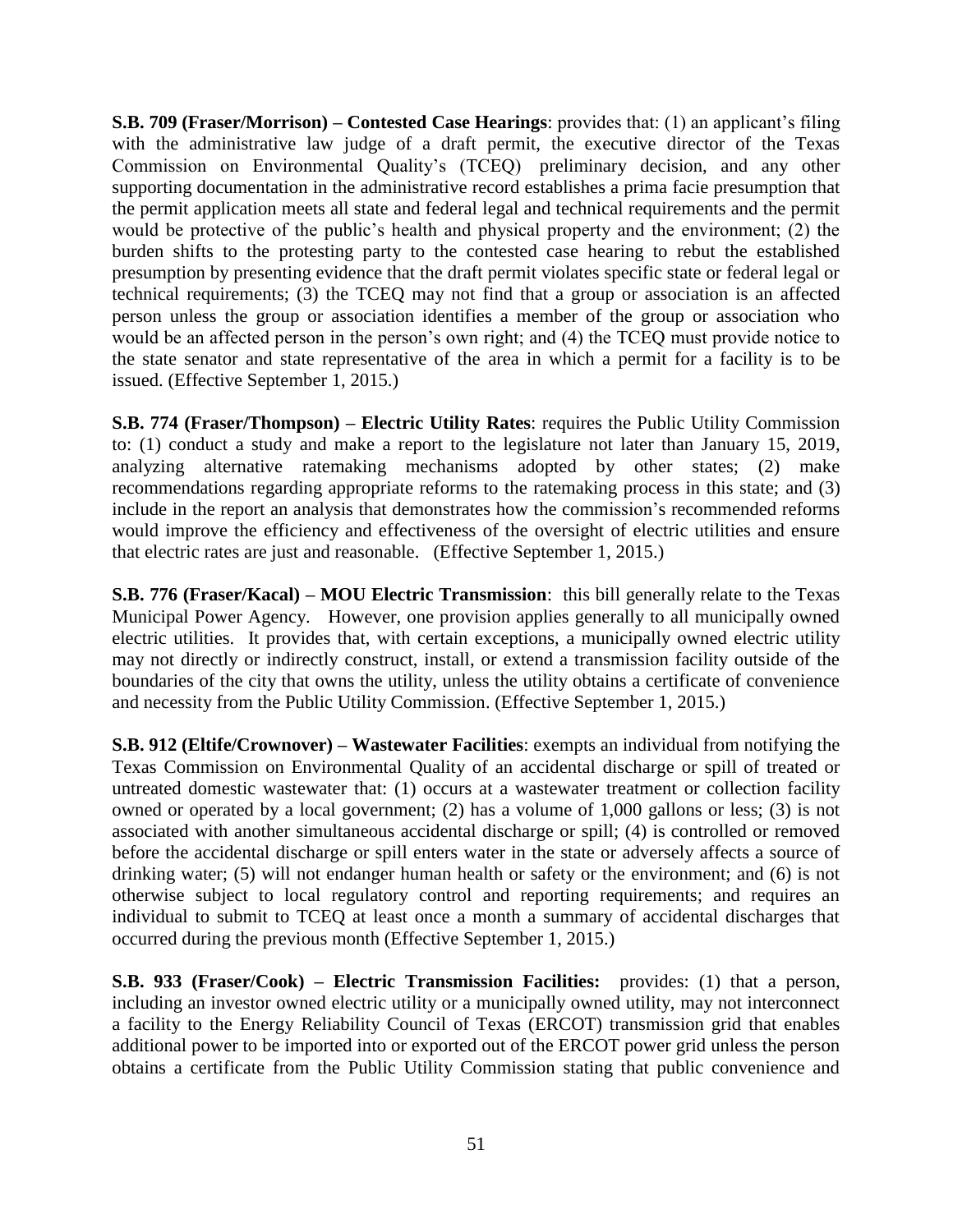**S.B. 709 (Fraser/Morrison) – Contested Case Hearings**: provides that: (1) an applicant's filing with the administrative law judge of a draft permit, the executive director of the Texas Commission on Environmental Quality's (TCEQ) preliminary decision, and any other supporting documentation in the administrative record establishes a prima facie presumption that the permit application meets all state and federal legal and technical requirements and the permit would be protective of the public's health and physical property and the environment; (2) the burden shifts to the protesting party to the contested case hearing to rebut the established presumption by presenting evidence that the draft permit violates specific state or federal legal or technical requirements; (3) the TCEQ may not find that a group or association is an affected person unless the group or association identifies a member of the group or association who would be an affected person in the person's own right; and (4) the TCEQ must provide notice to the state senator and state representative of the area in which a permit for a facility is to be issued. (Effective September 1, 2015.)

**S.B. 774 (Fraser/Thompson) – Electric Utility Rates**: requires the Public Utility Commission to: (1) conduct a study and make a report to the legislature not later than January 15, 2019, analyzing alternative ratemaking mechanisms adopted by other states; (2) make recommendations regarding appropriate reforms to the ratemaking process in this state; and (3) include in the report an analysis that demonstrates how the commission's recommended reforms would improve the efficiency and effectiveness of the oversight of electric utilities and ensure that electric rates are just and reasonable. (Effective September 1, 2015.)

**S.B. 776 (Fraser/Kacal) – MOU Electric Transmission**: this bill generally relate to the Texas Municipal Power Agency. However, one provision applies generally to all municipally owned electric utilities. It provides that, with certain exceptions, a municipally owned electric utility may not directly or indirectly construct, install, or extend a transmission facility outside of the boundaries of the city that owns the utility, unless the utility obtains a certificate of convenience and necessity from the Public Utility Commission. (Effective September 1, 2015.)

**S.B. 912 (Eltife/Crownover) – Wastewater Facilities**: exempts an individual from notifying the Texas Commission on Environmental Quality of an accidental discharge or spill of treated or untreated domestic wastewater that: (1) occurs at a wastewater treatment or collection facility owned or operated by a local government; (2) has a volume of 1,000 gallons or less; (3) is not associated with another simultaneous accidental discharge or spill; (4) is controlled or removed before the accidental discharge or spill enters water in the state or adversely affects a source of drinking water; (5) will not endanger human health or safety or the environment; and (6) is not otherwise subject to local regulatory control and reporting requirements; and requires an individual to submit to TCEQ at least once a month a summary of accidental discharges that occurred during the previous month (Effective September 1, 2015.)

**S.B. 933 (Fraser/Cook) – Electric Transmission Facilities:** provides: (1) that a person, including an investor owned electric utility or a municipally owned utility, may not interconnect a facility to the Energy Reliability Council of Texas (ERCOT) transmission grid that enables additional power to be imported into or exported out of the ERCOT power grid unless the person obtains a certificate from the Public Utility Commission stating that public convenience and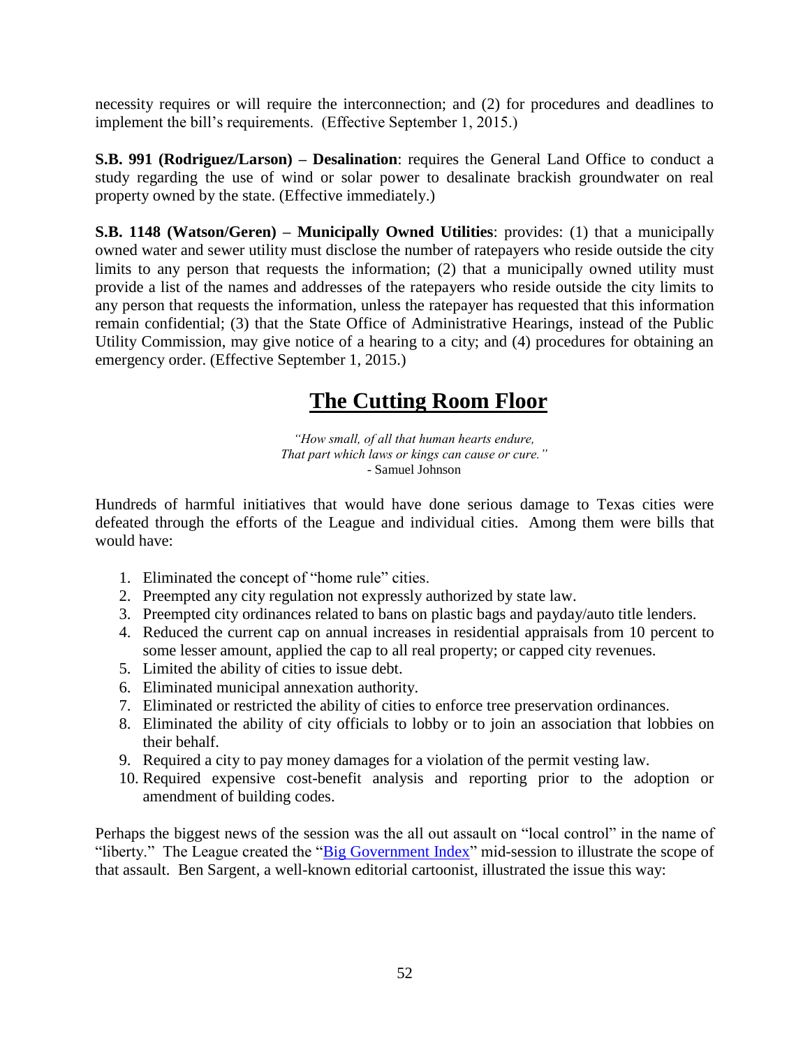necessity requires or will require the interconnection; and (2) for procedures and deadlines to implement the bill's requirements. (Effective September 1, 2015.)

**S.B. 991 (Rodriguez/Larson) – Desalination**: requires the General Land Office to conduct a study regarding the use of wind or solar power to desalinate brackish groundwater on real property owned by the state. (Effective immediately.)

**S.B. 1148 (Watson/Geren) – Municipally Owned Utilities**: provides: (1) that a municipally owned water and sewer utility must disclose the number of ratepayers who reside outside the city limits to any person that requests the information; (2) that a municipally owned utility must provide a list of the names and addresses of the ratepayers who reside outside the city limits to any person that requests the information, unless the ratepayer has requested that this information remain confidential; (3) that the State Office of Administrative Hearings, instead of the Public Utility Commission, may give notice of a hearing to a city; and (4) procedures for obtaining an emergency order. (Effective September 1, 2015.)

# The Cutting Room Floor

*"How small, of all that human hearts endure,*
*That part which laws or kings can cause or cure."*
\- Samuel Johnson

Hundreds of harmful initiatives that would have done serious damage to Texas cities were defeated through the efforts of the League and individual cities. Among them were bills that would have:

1. Eliminated the concept of "home rule" cities.
2. Preempted any city regulation not expressly authorized by state law.
3. Preempted city ordinances related to bans on plastic bags and payday/auto title lenders.
4. Reduced the current cap on annual increases in residential appraisals from 10 percent to some lesser amount, applied the cap to all real property; or capped city revenues.
5. Limited the ability of cities to issue debt.
6. Eliminated municipal annexation authority.
7. Eliminated or restricted the ability of cities to enforce tree preservation ordinances.
8. Eliminated the ability of city officials to lobby or to join an association that lobbies on their behalf.
9. Required a city to pay money damages for a violation of the permit vesting law.
10. Required expensive cost-benefit analysis and reporting prior to the adoption or amendment of building codes.

Perhaps the biggest news of the session was the all out assault on "local control" in the name of "liberty." The League created the "Big Government Index" mid-session to illustrate the scope of that assault. Ben Sargent, a well-known editorial cartoonist, illustrated the issue this way: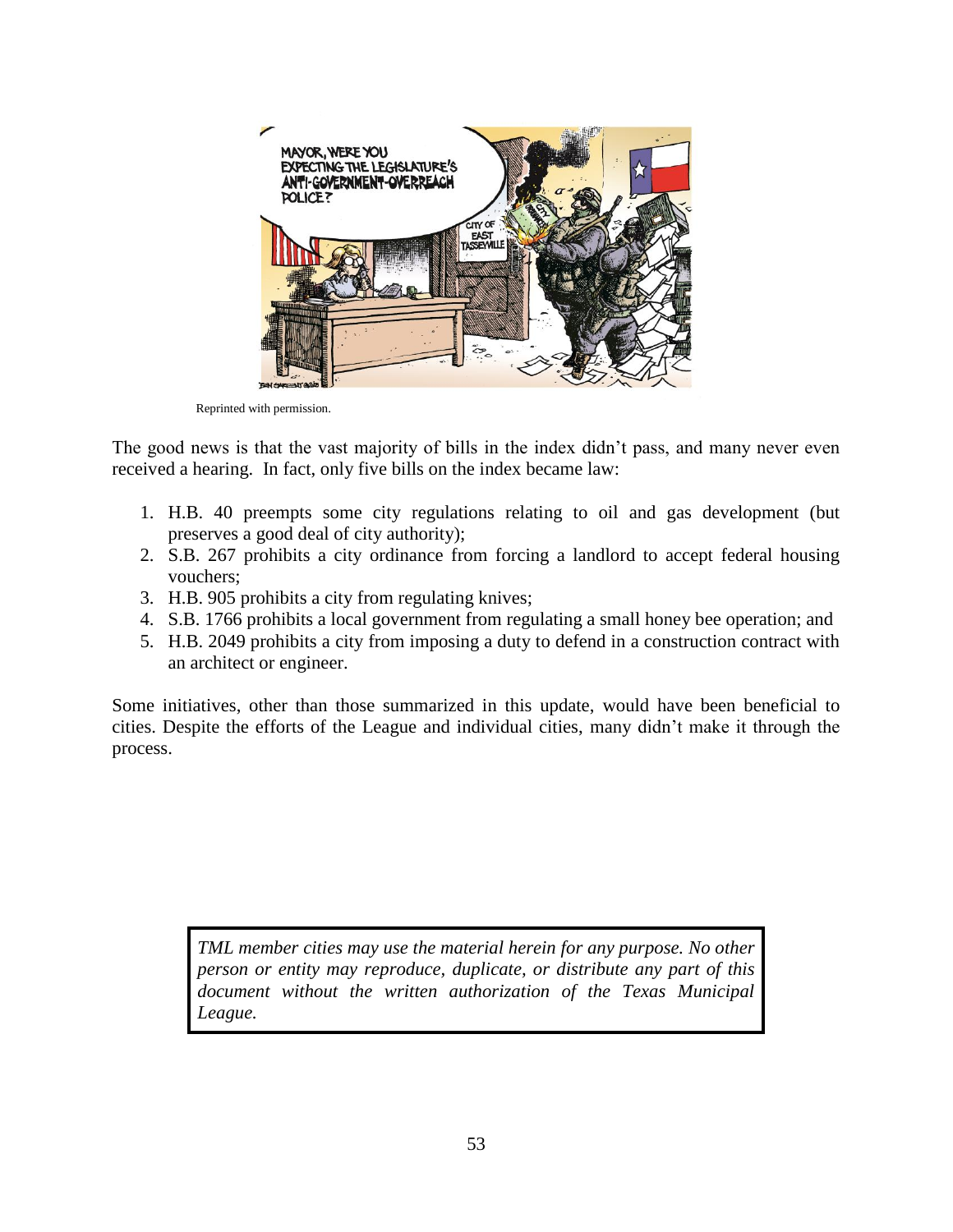Reprinted with permission.

The good news is that the vast majority of bills in the index didn't pass, and many never even received a hearing. In fact, only five bills on the index became law:

1. H.B. 40 preempts some city regulations relating to oil and gas development (but preserves a good deal of city authority);
2. S.B. 267 prohibits a city ordinance from forcing a landlord to accept federal housing vouchers;
3. H.B. 905 prohibits a city from regulating knives;
4. S.B. 1766 prohibits a local government from regulating a small honey bee operation; and
5. H.B. 2049 prohibits a city from imposing a duty to defend in a construction contract with an architect or engineer.

Some initiatives, other than those summarized in this update, would have been beneficial to cities. Despite the efforts of the League and individual cities, many didn't make it through the process.

*TML member cities may use the material herein for any purpose. No other person or entity may reproduce, duplicate, or distribute any part of this document without the written authorization of the Texas Municipal League.*